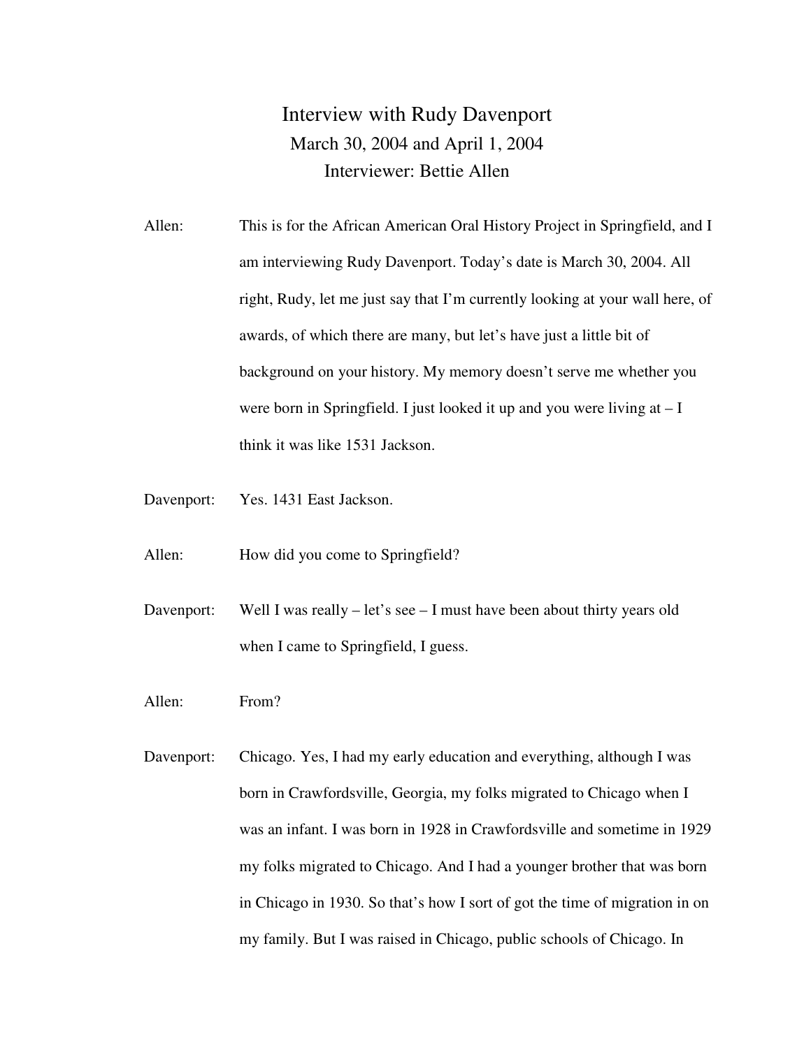# Interview with Rudy Davenport

March 30, 2004 and April 1, 2004

Interviewer: Bettie Allen

Allen: This is for the African American Oral History Project in Springfield, and I am interviewing Rudy Davenport. Today's date is March 30, 2004. All right, Rudy, let me just say that I'm currently looking at your wall here, of awards, of which there are many, but let's have just a little bit of background on your history. My memory doesn't serve me whether you were born in Springfield. I just looked it up and you were living at – I think it was like 1531 Jackson.

Davenport: Yes. 1431 East Jackson.

Allen: How did you come to Springfield?

Davenport: Well I was really – let's see – I must have been about thirty years old when I came to Springfield, I guess.

Allen: From?

Davenport: Chicago. Yes, I had my early education and everything, although I was born in Crawfordsville, Georgia, my folks migrated to Chicago when I was an infant. I was born in 1928 in Crawfordsville and sometime in 1929 my folks migrated to Chicago. And I had a younger brother that was born in Chicago in 1930. So that's how I sort of got the time of migration in on my family. But I was raised in Chicago, public schools of Chicago. In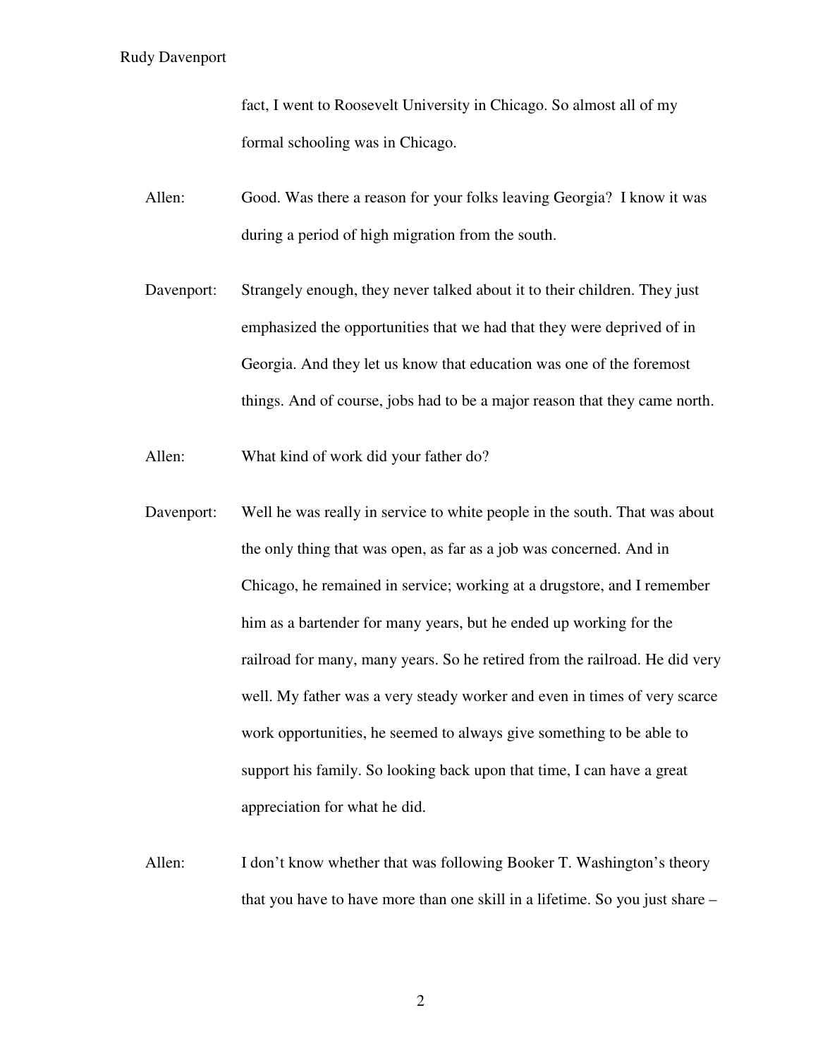fact, I went to Roosevelt University in Chicago. So almost all of my formal schooling was in Chicago.

Allen: Good. Was there a reason for your folks leaving Georgia? I know it was during a period of high migration from the south.

Davenport: Strangely enough, they never talked about it to their children. They just emphasized the opportunities that we had that they were deprived of in Georgia. And they let us know that education was one of the foremost things. And of course, jobs had to be a major reason that they came north.

Allen: What kind of work did your father do?

Davenport: Well he was really in service to white people in the south. That was about the only thing that was open, as far as a job was concerned. And in Chicago, he remained in service; working at a drugstore, and I remember him as a bartender for many years, but he ended up working for the railroad for many, many years. So he retired from the railroad. He did very well. My father was a very steady worker and even in times of very scarce work opportunities, he seemed to always give something to be able to support his family. So looking back upon that time, I can have a great appreciation for what he did.

Allen: I don't know whether that was following Booker T. Washington's theory that you have to have more than one skill in a lifetime. So you just share –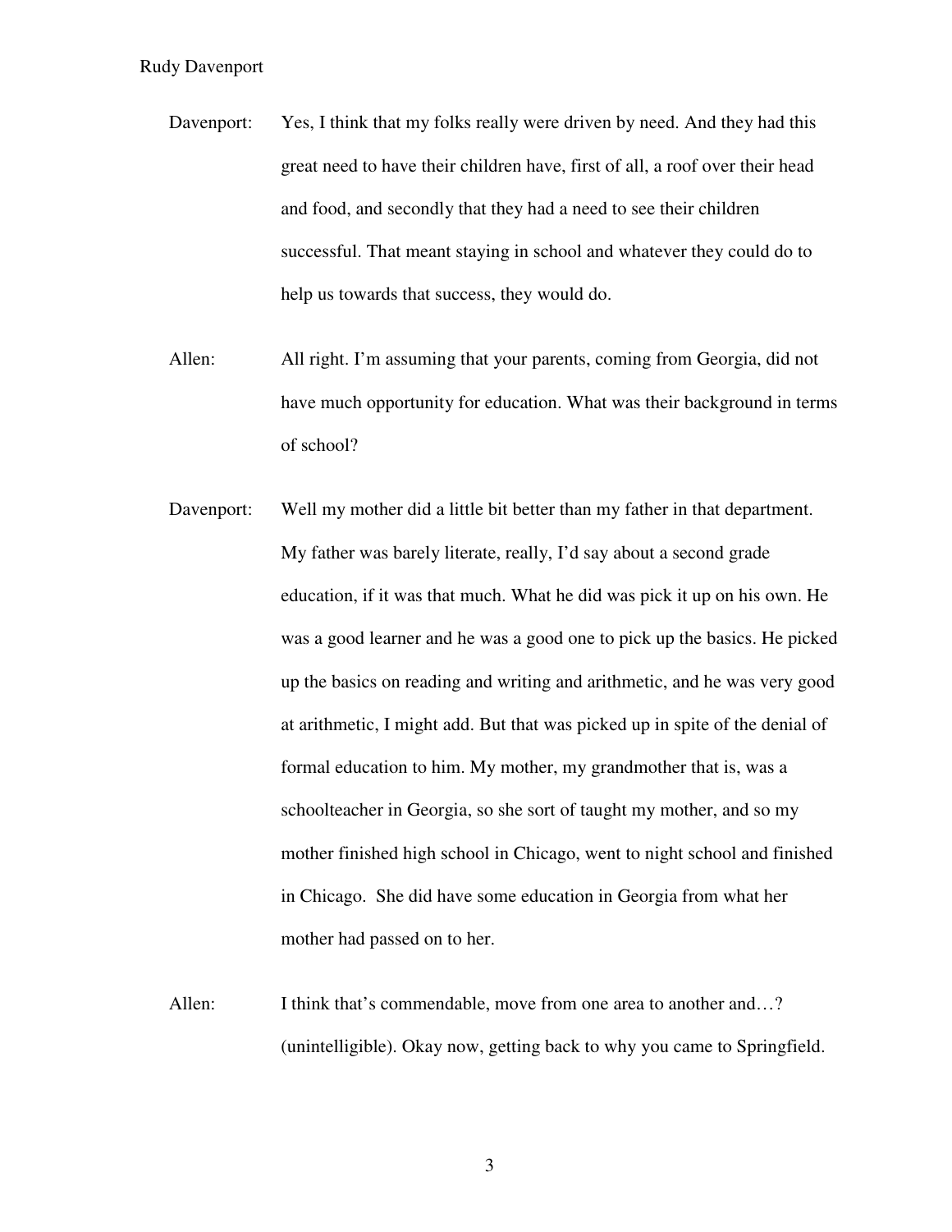Davenport: Yes, I think that my folks really were driven by need. And they had this great need to have their children have, first of all, a roof over their head and food, and secondly that they had a need to see their children successful. That meant staying in school and whatever they could do to help us towards that success, they would do.

Allen: All right. I'm assuming that your parents, coming from Georgia, did not have much opportunity for education. What was their background in terms of school?

Davenport: Well my mother did a little bit better than my father in that department. My father was barely literate, really, I'd say about a second grade education, if it was that much. What he did was pick it up on his own. He was a good learner and he was a good one to pick up the basics. He picked up the basics on reading and writing and arithmetic, and he was very good at arithmetic, I might add. But that was picked up in spite of the denial of formal education to him. My mother, my grandmother that is, was a schoolteacher in Georgia, so she sort of taught my mother, and so my mother finished high school in Chicago, went to night school and finished in Chicago. She did have some education in Georgia from what her mother had passed on to her.

Allen: I think that's commendable, move from one area to another and…? (unintelligible). Okay now, getting back to why you came to Springfield.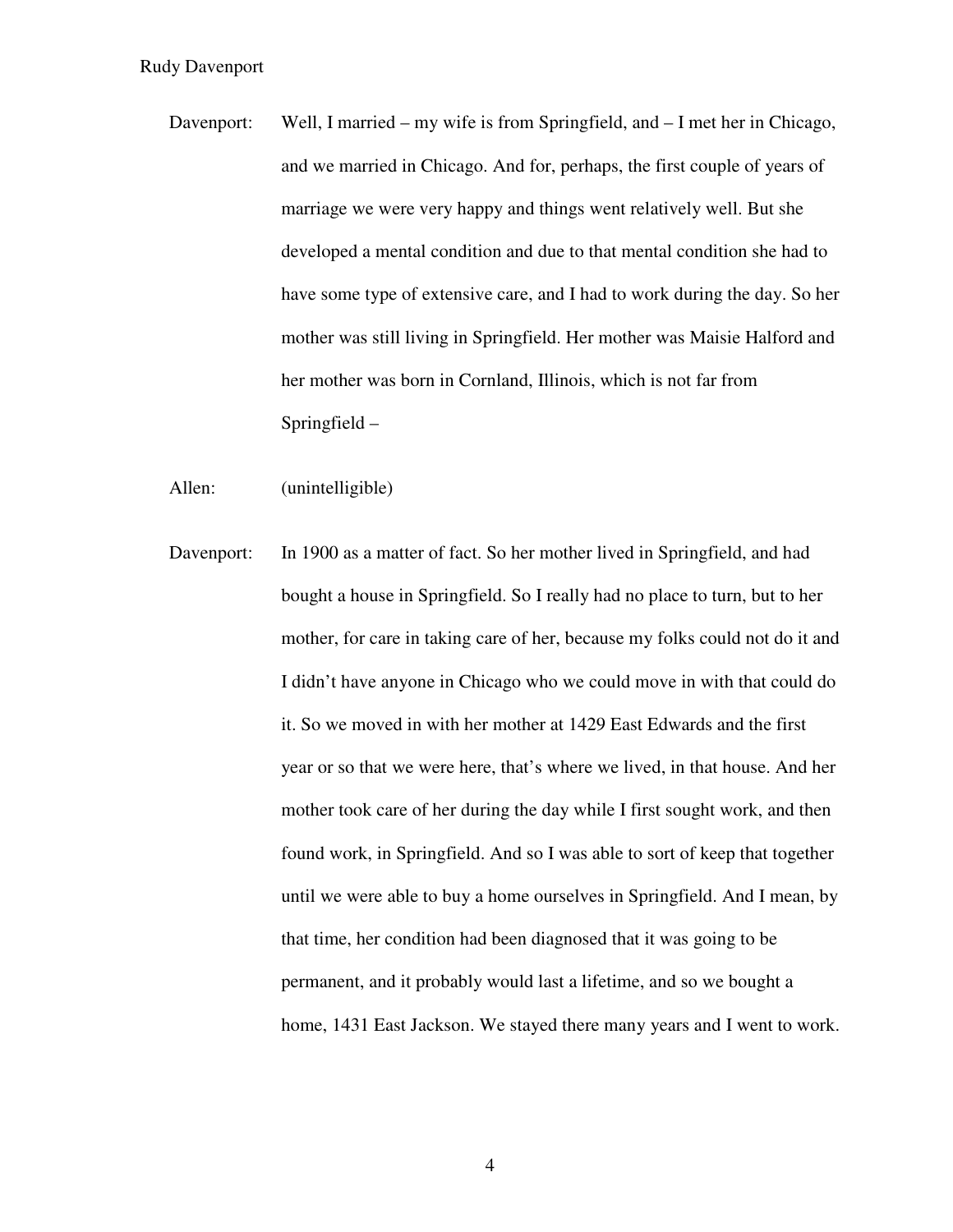Davenport: Well, I married – my wife is from Springfield, and – I met her in Chicago, and we married in Chicago. And for, perhaps, the first couple of years of marriage we were very happy and things went relatively well. But she developed a mental condition and due to that mental condition she had to have some type of extensive care, and I had to work during the day. So her mother was still living in Springfield. Her mother was Maisie Halford and her mother was born in Cornland, Illinois, which is not far from Springfield –

Allen: (unintelligible)

Davenport: In 1900 as a matter of fact. So her mother lived in Springfield, and had bought a house in Springfield. So I really had no place to turn, but to her mother, for care in taking care of her, because my folks could not do it and I didn't have anyone in Chicago who we could move in with that could do it. So we moved in with her mother at 1429 East Edwards and the first year or so that we were here, that's where we lived, in that house. And her mother took care of her during the day while I first sought work, and then found work, in Springfield. And so I was able to sort of keep that together until we were able to buy a home ourselves in Springfield. And I mean, by that time, her condition had been diagnosed that it was going to be permanent, and it probably would last a lifetime, and so we bought a home, 1431 East Jackson. We stayed there many years and I went to work.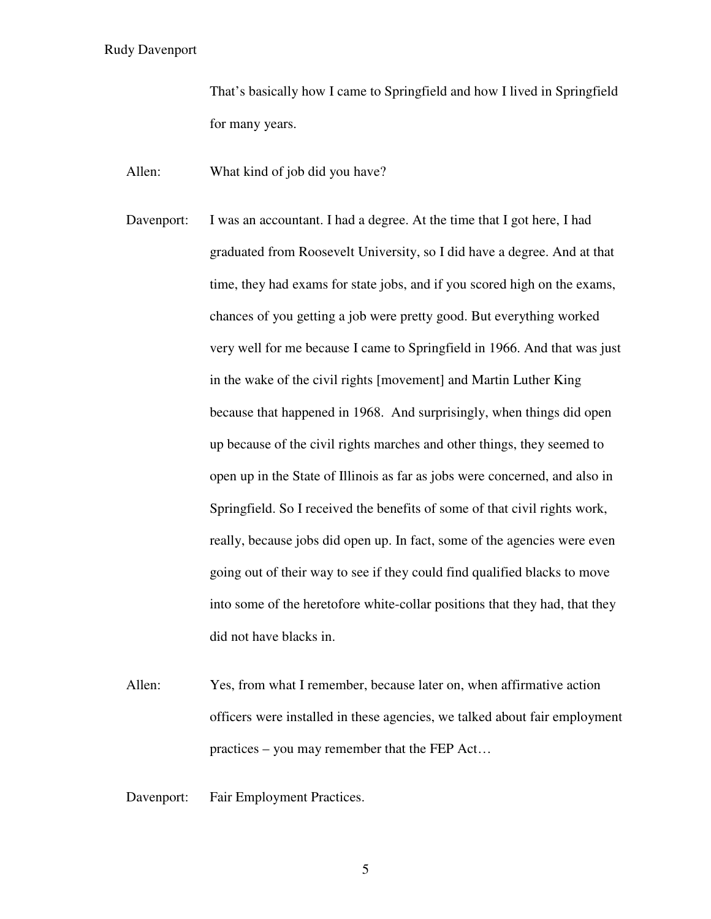That's basically how I came to Springfield and how I lived in Springfield for many years.

Allen: What kind of job did you have?

Davenport: I was an accountant. I had a degree. At the time that I got here, I had graduated from Roosevelt University, so I did have a degree. And at that time, they had exams for state jobs, and if you scored high on the exams, chances of you getting a job were pretty good. But everything worked very well for me because I came to Springfield in 1966. And that was just in the wake of the civil rights [movement] and Martin Luther King because that happened in 1968. And surprisingly, when things did open up because of the civil rights marches and other things, they seemed to open up in the State of Illinois as far as jobs were concerned, and also in Springfield. So I received the benefits of some of that civil rights work, really, because jobs did open up. In fact, some of the agencies were even going out of their way to see if they could find qualified blacks to move into some of the heretofore white-collar positions that they had, that they did not have blacks in.

Allen: Yes, from what I remember, because later on, when affirmative action officers were installed in these agencies, we talked about fair employment practices – you may remember that the FEP Act…

Davenport: Fair Employment Practices.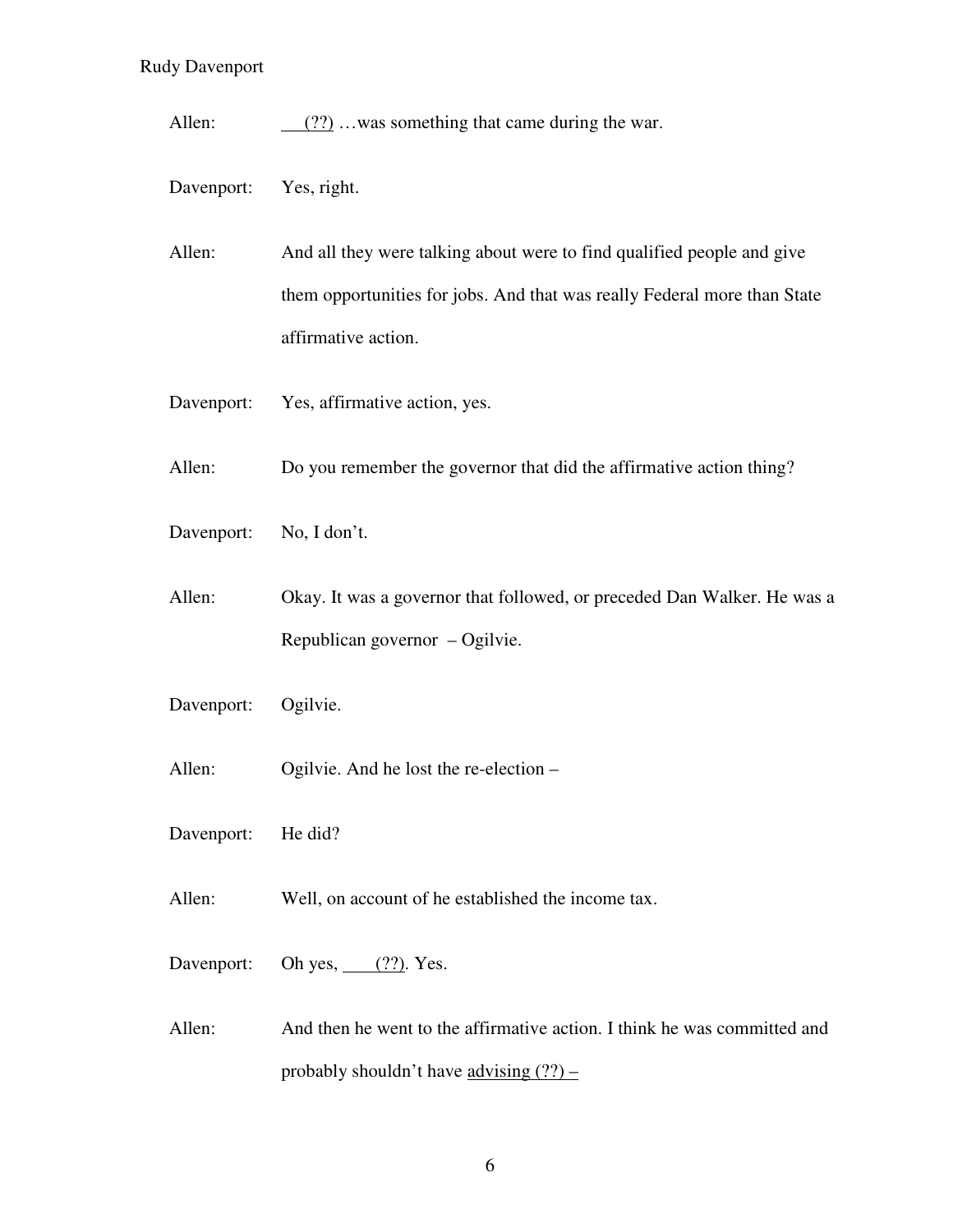Allen: ___(??) …was something that came during the war.

Davenport: Yes, right.

Allen: And all they were talking about were to find qualified people and give them opportunities for jobs. And that was really Federal more than State affirmative action.

Davenport: Yes, affirmative action, yes.

Allen: Do you remember the governor that did the affirmative action thing?

Davenport: No, I don't.

Allen: Okay. It was a governor that followed, or preceded Dan Walker. He was a Republican governor – Ogilvie.

Davenport: Ogilvie.

Allen: Ogilvie. And he lost the re-election –

Davenport: He did?

Allen: Well, on account of he established the income tax.

Davenport: Oh yes, ____(??). Yes.

Allen: And then he went to the affirmative action. I think he was committed and probably shouldn't have advising (??) –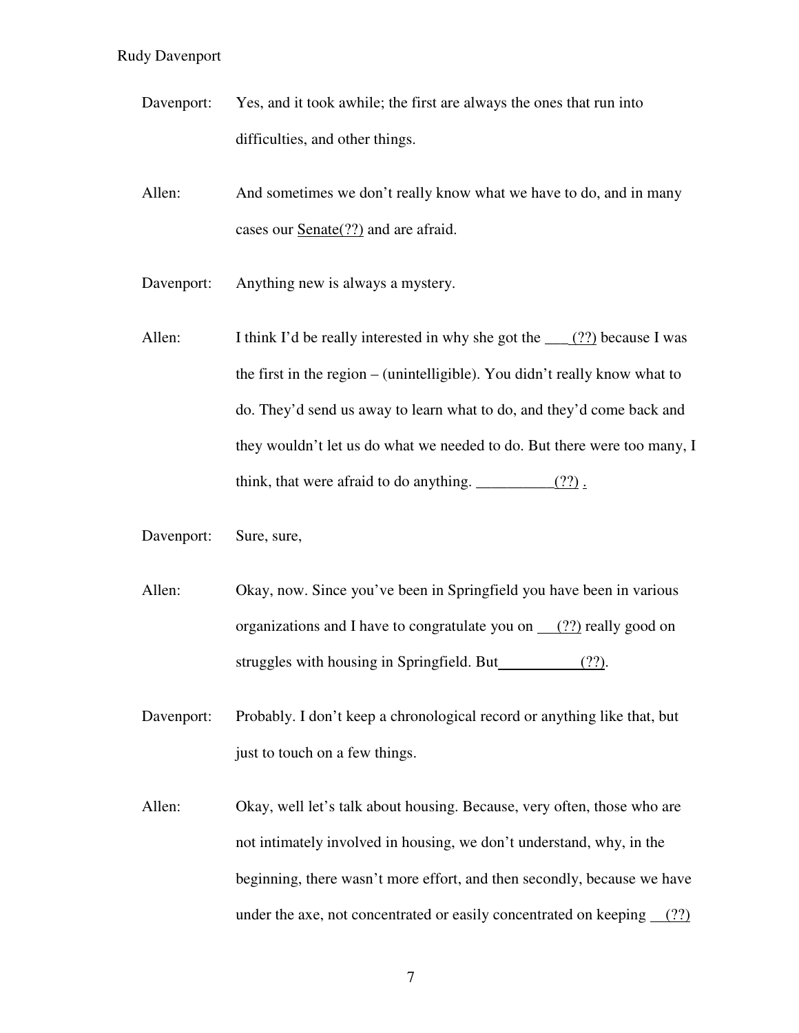Davenport: Yes, and it took awhile; the first are always the ones that run into difficulties, and other things.

Allen: And sometimes we don't really know what we have to do, and in many cases our Senate(??) and are afraid.

Davenport: Anything new is always a mystery.

Allen: I think I'd be really interested in why she got the ___(??) because I was the first in the region – (unintelligible). You didn't really know what to do. They'd send us away to learn what to do, and they'd come back and they wouldn't let us do what we needed to do. But there were too many, I think, that were afraid to do anything. __________(??) .

Davenport: Sure, sure,

Allen: Okay, now. Since you've been in Springfield you have been in various organizations and I have to congratulate you on ___(??) really good on struggles with housing in Springfield. But__________(??).

Davenport: Probably. I don't keep a chronological record or anything like that, but just to touch on a few things.

Allen: Okay, well let's talk about housing. Because, very often, those who are not intimately involved in housing, we don't understand, why, in the beginning, there wasn't more effort, and then secondly, because we have under the axe, not concentrated or easily concentrated on keeping __(??)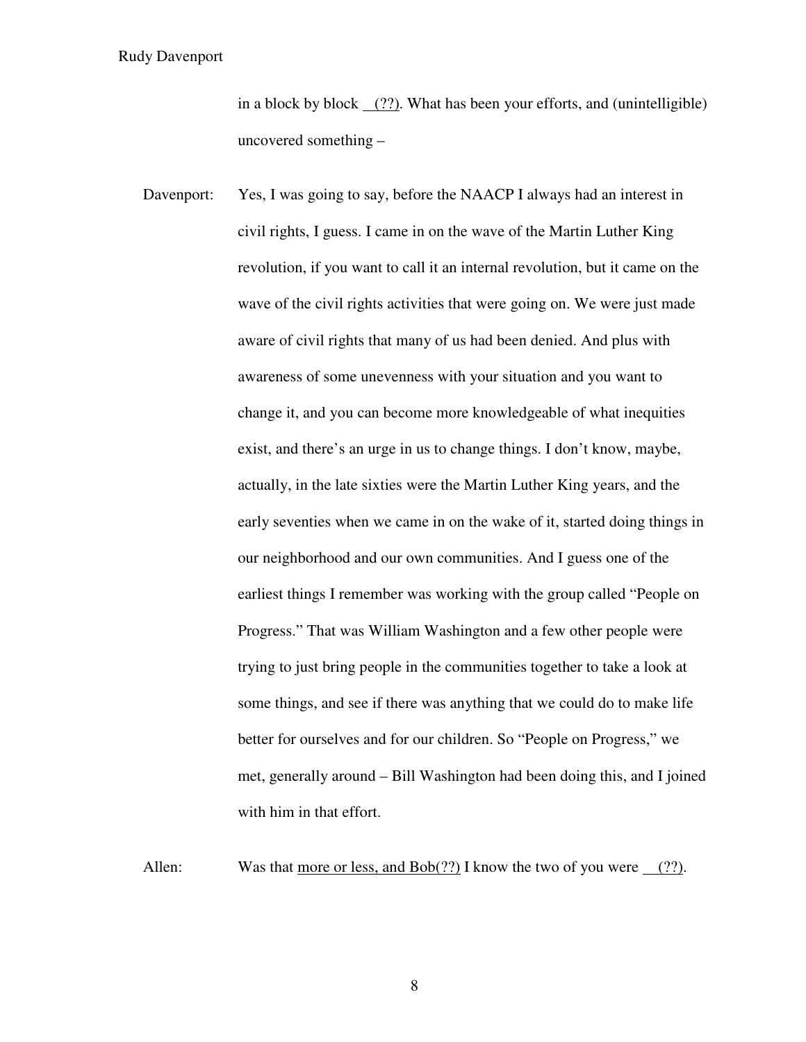in a block by block <u>(??)</u>. What has been your efforts, and (unintelligible) uncovered something –

Davenport: Yes, I was going to say, before the NAACP I always had an interest in civil rights, I guess. I came in on the wave of the Martin Luther King revolution, if you want to call it an internal revolution, but it came on the wave of the civil rights activities that were going on. We were just made aware of civil rights that many of us had been denied. And plus with awareness of some unevenness with your situation and you want to change it, and you can become more knowledgeable of what inequities exist, and there's an urge in us to change things. I don't know, maybe, actually, in the late sixties were the Martin Luther King years, and the early seventies when we came in on the wake of it, started doing things in our neighborhood and our own communities. And I guess one of the earliest things I remember was working with the group called "People on Progress." That was William Washington and a few other people were trying to just bring people in the communities together to take a look at some things, and see if there was anything that we could do to make life better for ourselves and for our children. So "People on Progress," we met, generally around – Bill Washington had been doing this, and I joined with him in that effort.

Allen: Was that <u>more or less, and Bob(??)</u> I know the two of you were <u>(??)</u>.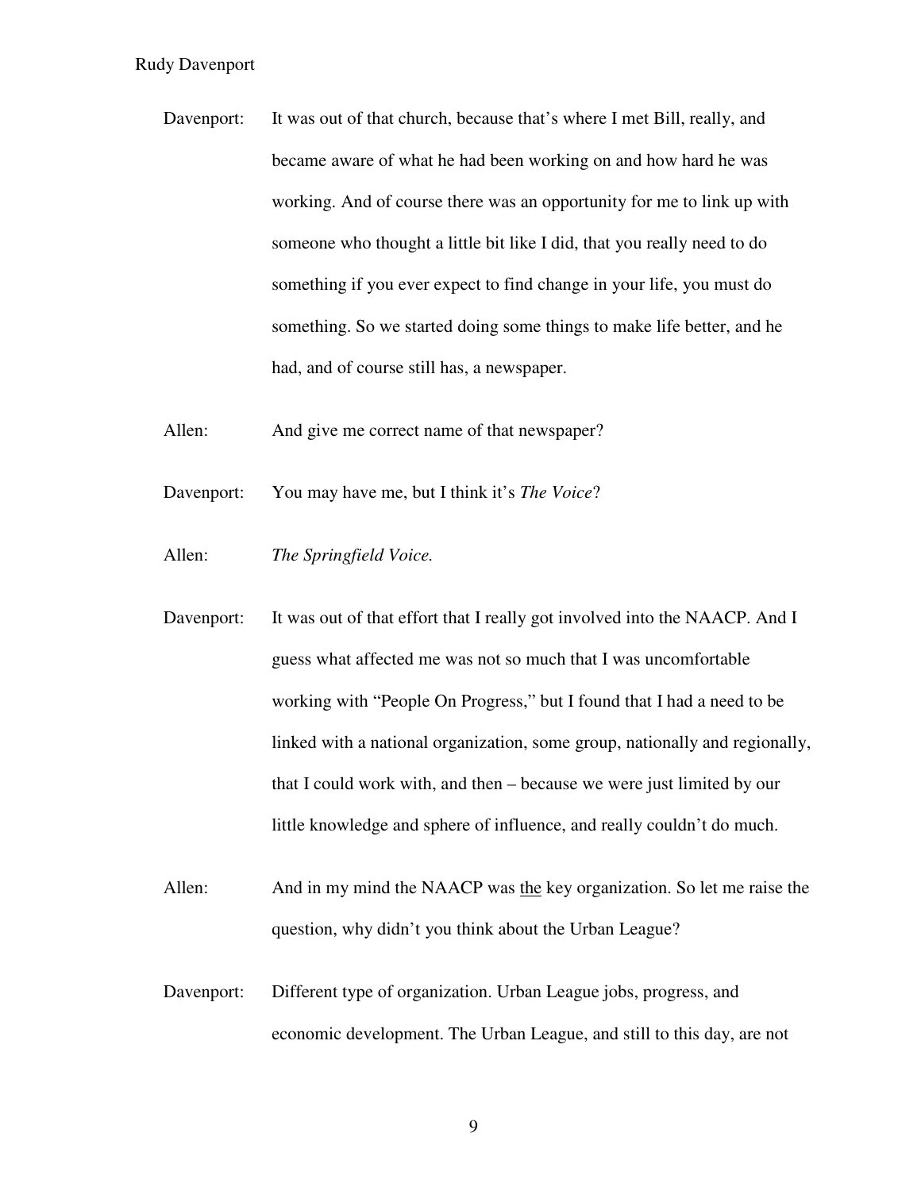Davenport: It was out of that church, because that's where I met Bill, really, and became aware of what he had been working on and how hard he was working. And of course there was an opportunity for me to link up with someone who thought a little bit like I did, that you really need to do something if you ever expect to find change in your life, you must do something. So we started doing some things to make life better, and he had, and of course still has, a newspaper.

Allen: And give me correct name of that newspaper?

Davenport: You may have me, but I think it's *The Voice*?

Allen: *The Springfield Voice.*

Davenport: It was out of that effort that I really got involved into the NAACP. And I guess what affected me was not so much that I was uncomfortable working with "People On Progress," but I found that I had a need to be linked with a national organization, some group, nationally and regionally, that I could work with, and then – because we were just limited by our little knowledge and sphere of influence, and really couldn't do much.

Allen: And in my mind the NAACP was <u>the</u> key organization. So let me raise the question, why didn't you think about the Urban League?

Davenport: Different type of organization. Urban League jobs, progress, and economic development. The Urban League, and still to this day, are not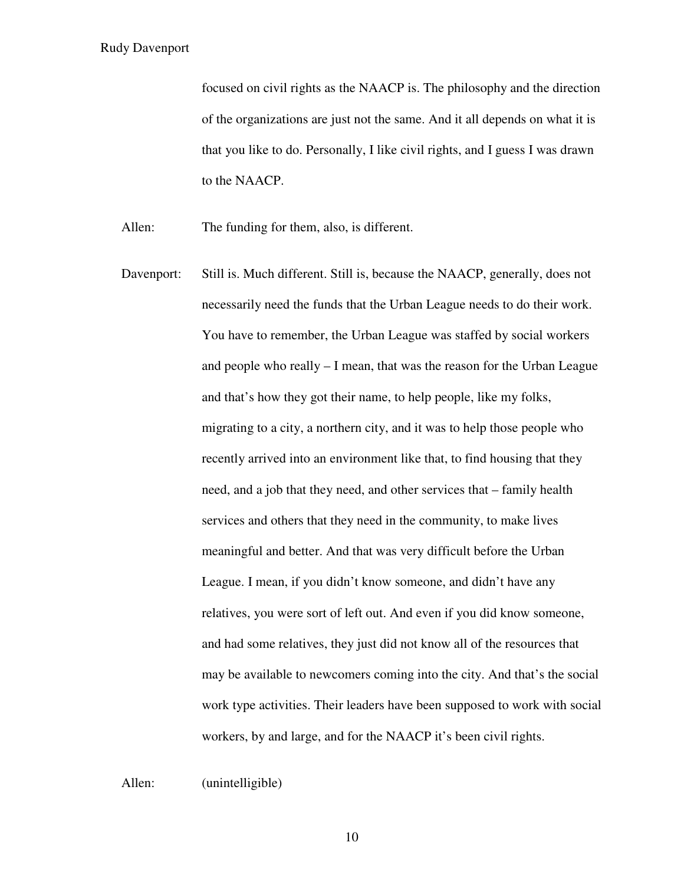focused on civil rights as the NAACP is. The philosophy and the direction of the organizations are just not the same. And it all depends on what it is that you like to do. Personally, I like civil rights, and I guess I was drawn to the NAACP.

Allen: The funding for them, also, is different.

Davenport: Still is. Much different. Still is, because the NAACP, generally, does not necessarily need the funds that the Urban League needs to do their work. You have to remember, the Urban League was staffed by social workers and people who really – I mean, that was the reason for the Urban League and that's how they got their name, to help people, like my folks, migrating to a city, a northern city, and it was to help those people who recently arrived into an environment like that, to find housing that they need, and a job that they need, and other services that – family health services and others that they need in the community, to make lives meaningful and better. And that was very difficult before the Urban League. I mean, if you didn't know someone, and didn't have any relatives, you were sort of left out. And even if you did know someone, and had some relatives, they just did not know all of the resources that may be available to newcomers coming into the city. And that's the social work type activities. Their leaders have been supposed to work with social workers, by and large, and for the NAACP it's been civil rights.

Allen: (unintelligible)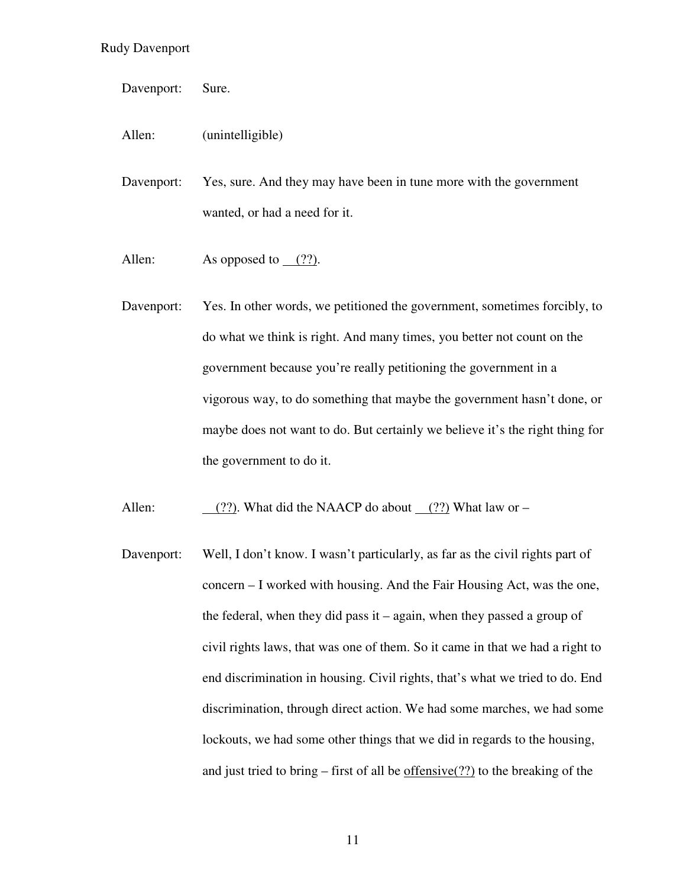Davenport: Sure.

Allen: (unintelligible)

Davenport: Yes, sure. And they may have been in tune more with the government wanted, or had a need for it.

Allen: As opposed to (??).

Davenport: Yes. In other words, we petitioned the government, sometimes forcibly, to do what we think is right. And many times, you better not count on the government because you're really petitioning the government in a vigorous way, to do something that maybe the government hasn't done, or maybe does not want to do. But certainly we believe it's the right thing for the government to do it.

Allen: (??). What did the NAACP do about (??) What law or –

Davenport: Well, I don't know. I wasn't particularly, as far as the civil rights part of concern – I worked with housing. And the Fair Housing Act, was the one, the federal, when they did pass it – again, when they passed a group of civil rights laws, that was one of them. So it came in that we had a right to end discrimination in housing. Civil rights, that's what we tried to do. End discrimination, through direct action. We had some marches, we had some lockouts, we had some other things that we did in regards to the housing, and just tried to bring – first of all be offensive(??) to the breaking of the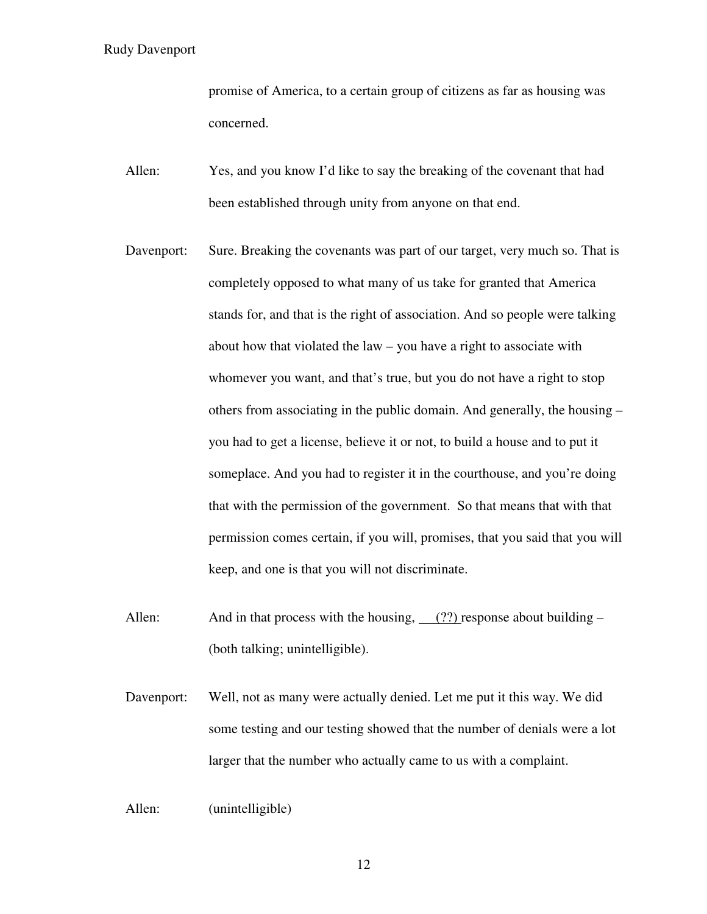promise of America, to a certain group of citizens as far as housing was concerned.

Allen: Yes, and you know I'd like to say the breaking of the covenant that had been established through unity from anyone on that end.

Davenport: Sure. Breaking the covenants was part of our target, very much so. That is completely opposed to what many of us take for granted that America stands for, and that is the right of association. And so people were talking about how that violated the law – you have a right to associate with whomever you want, and that's true, but you do not have a right to stop others from associating in the public domain. And generally, the housing – you had to get a license, believe it or not, to build a house and to put it someplace. And you had to register it in the courthouse, and you're doing that with the permission of the government. So that means that with that permission comes certain, if you will, promises, that you said that you will keep, and one is that you will not discriminate.

Allen: And in that process with the housing, (??) response about building – (both talking; unintelligible).

Davenport: Well, not as many were actually denied. Let me put it this way. We did some testing and our testing showed that the number of denials were a lot larger that the number who actually came to us with a complaint.

Allen: (unintelligible)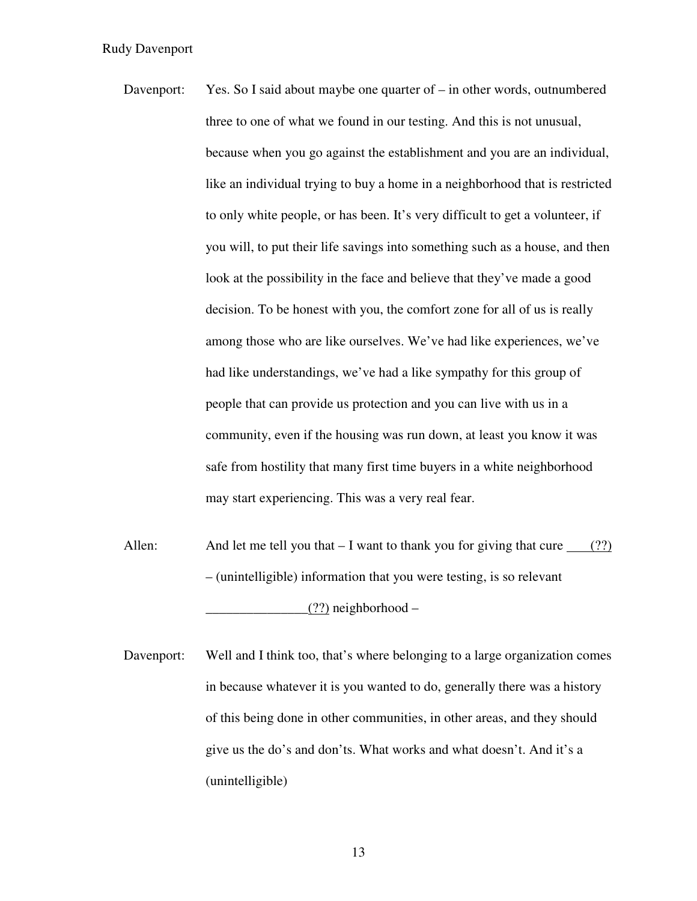Davenport: Yes. So I said about maybe one quarter of – in other words, outnumbered three to one of what we found in our testing. And this is not unusual, because when you go against the establishment and you are an individual, like an individual trying to buy a home in a neighborhood that is restricted to only white people, or has been. It's very difficult to get a volunteer, if you will, to put their life savings into something such as a house, and then look at the possibility in the face and believe that they've made a good decision. To be honest with you, the comfort zone for all of us is really among those who are like ourselves. We've had like experiences, we've had like understandings, we've had a like sympathy for this group of people that can provide us protection and you can live with us in a community, even if the housing was run down, at least you know it was safe from hostility that many first time buyers in a white neighborhood may start experiencing. This was a very real fear.

Allen: And let me tell you that – I want to thank you for giving that cure ___(??) – (unintelligible) information that you were testing, is so relevant _______________(??) neighborhood –

Davenport: Well and I think too, that's where belonging to a large organization comes in because whatever it is you wanted to do, generally there was a history of this being done in other communities, in other areas, and they should give us the do's and don'ts. What works and what doesn't. And it's a (unintelligible)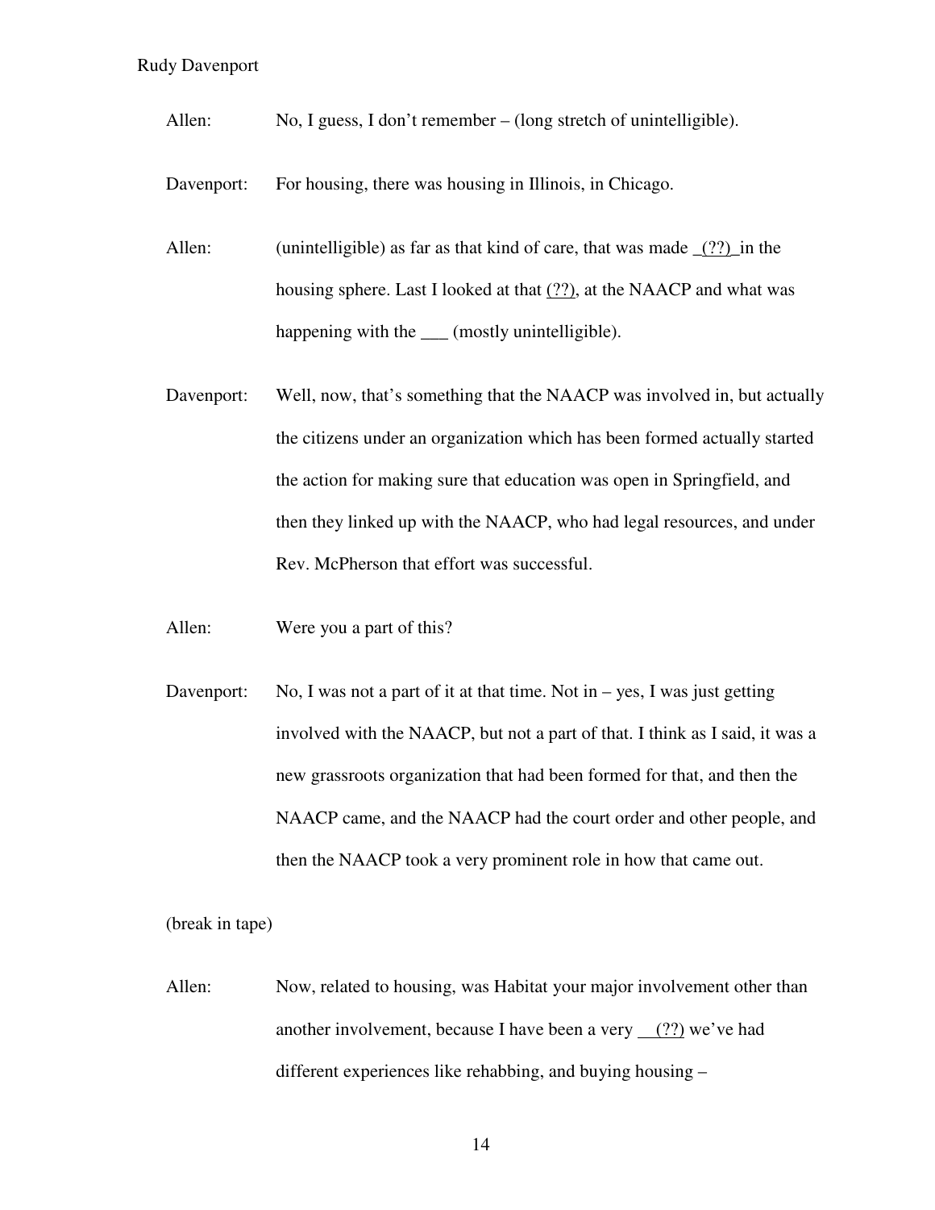Allen: No, I guess, I don't remember – (long stretch of unintelligible).

Davenport: For housing, there was housing in Illinois, in Chicago.

Allen: (unintelligible) as far as that kind of care, that was made _(??)_ in the housing sphere. Last I looked at that (??), at the NAACP and what was happening with the ___ (mostly unintelligible).

Davenport: Well, now, that's something that the NAACP was involved in, but actually the citizens under an organization which has been formed actually started the action for making sure that education was open in Springfield, and then they linked up with the NAACP, who had legal resources, and under Rev. McPherson that effort was successful.

Allen: Were you a part of this?

Davenport: No, I was not a part of it at that time. Not in – yes, I was just getting involved with the NAACP, but not a part of that. I think as I said, it was a new grassroots organization that had been formed for that, and then the NAACP came, and the NAACP had the court order and other people, and then the NAACP took a very prominent role in how that came out.

(break in tape)

Allen: Now, related to housing, was Habitat your major involvement other than another involvement, because I have been a very __(??) we've had different experiences like rehabbing, and buying housing –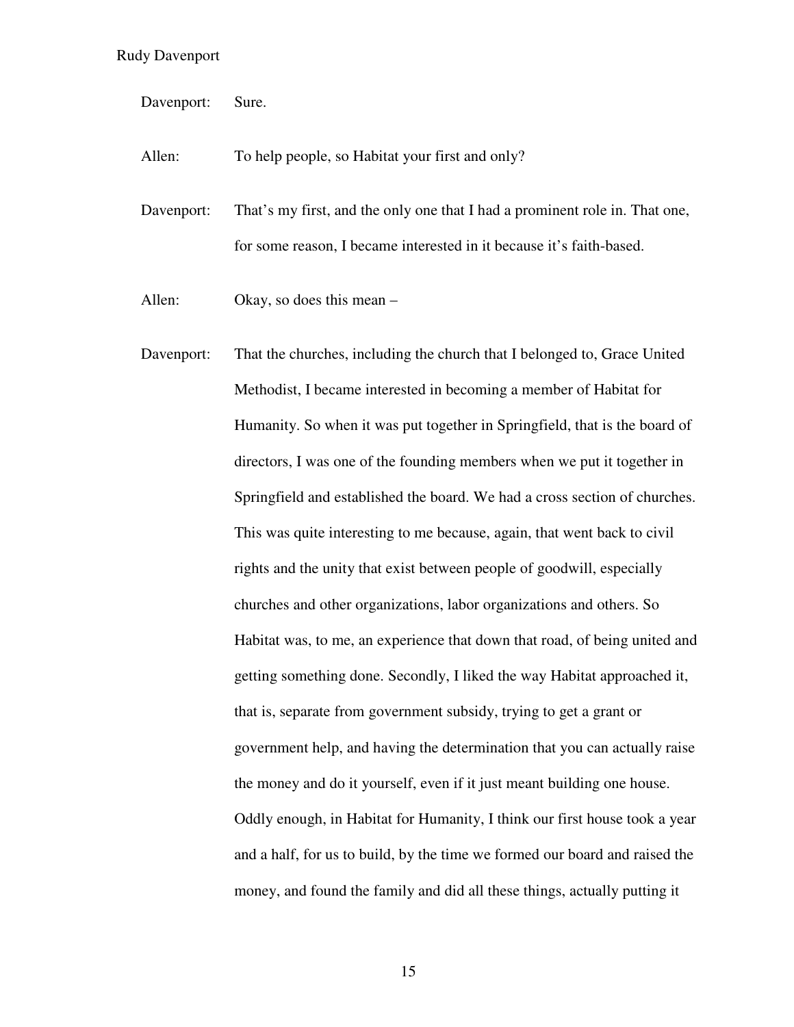Davenport: Sure.

Allen: To help people, so Habitat your first and only?

Davenport: That's my first, and the only one that I had a prominent role in. That one, for some reason, I became interested in it because it's faith-based.

Allen: Okay, so does this mean –

Davenport: That the churches, including the church that I belonged to, Grace United Methodist, I became interested in becoming a member of Habitat for Humanity. So when it was put together in Springfield, that is the board of directors, I was one of the founding members when we put it together in Springfield and established the board. We had a cross section of churches. This was quite interesting to me because, again, that went back to civil rights and the unity that exist between people of goodwill, especially churches and other organizations, labor organizations and others. So Habitat was, to me, an experience that down that road, of being united and getting something done. Secondly, I liked the way Habitat approached it, that is, separate from government subsidy, trying to get a grant or government help, and having the determination that you can actually raise the money and do it yourself, even if it just meant building one house. Oddly enough, in Habitat for Humanity, I think our first house took a year and a half, for us to build, by the time we formed our board and raised the money, and found the family and did all these things, actually putting it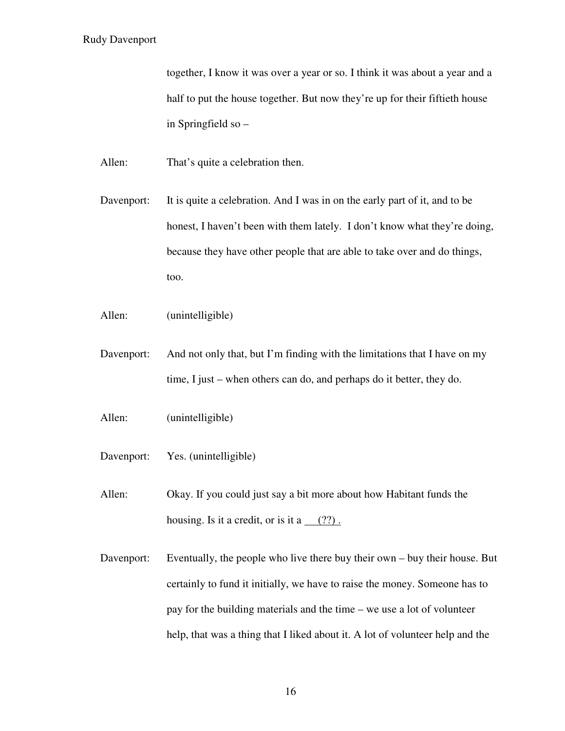together, I know it was over a year or so. I think it was about a year and a half to put the house together. But now they're up for their fiftieth house in Springfield so –

Allen: That's quite a celebration then.

Davenport: It is quite a celebration. And I was in on the early part of it, and to be honest, I haven't been with them lately. I don't know what they're doing, because they have other people that are able to take over and do things, too.

Allen: (unintelligible)

Davenport: And not only that, but I'm finding with the limitations that I have on my time, I just – when others can do, and perhaps do it better, they do.

Allen: (unintelligible)

Davenport: Yes. (unintelligible)

Allen: Okay. If you could just say a bit more about how Habitant funds the housing. Is it a credit, or is it a __(??)_.

Davenport: Eventually, the people who live there buy their own – buy their house. But certainly to fund it initially, we have to raise the money. Someone has to pay for the building materials and the time – we use a lot of volunteer help, that was a thing that I liked about it. A lot of volunteer help and the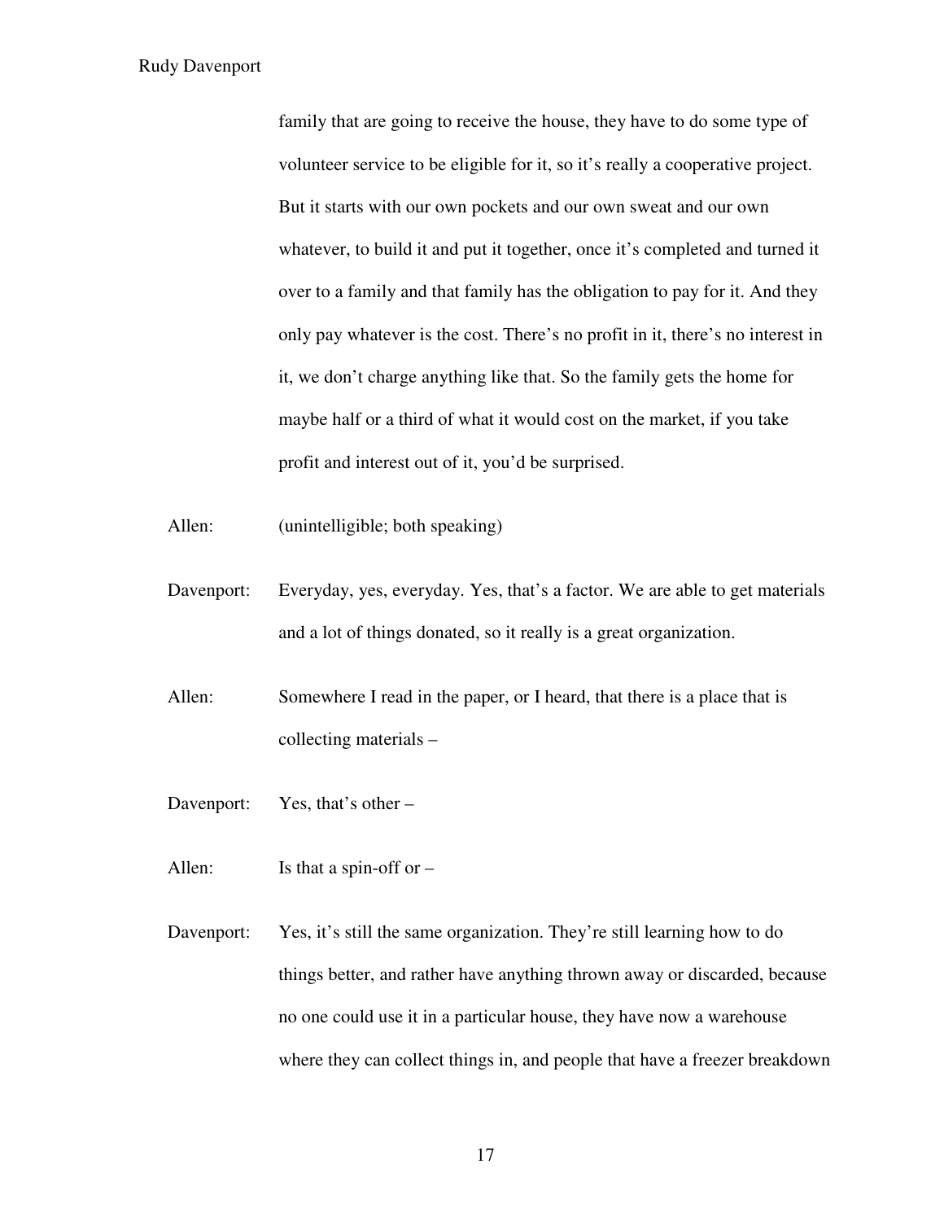family that are going to receive the house, they have to do some type of volunteer service to be eligible for it, so it's really a cooperative project. But it starts with our own pockets and our own sweat and our own whatever, to build it and put it together, once it's completed and turned it over to a family and that family has the obligation to pay for it. And they only pay whatever is the cost. There's no profit in it, there's no interest in it, we don't charge anything like that. So the family gets the home for maybe half or a third of what it would cost on the market, if you take profit and interest out of it, you'd be surprised.

Allen: (unintelligible; both speaking)

Davenport: Everyday, yes, everyday. Yes, that's a factor. We are able to get materials and a lot of things donated, so it really is a great organization.

Allen: Somewhere I read in the paper, or I heard, that there is a place that is collecting materials –

Davenport: Yes, that's other –

Allen: Is that a spin-off or –

Davenport: Yes, it's still the same organization. They're still learning how to do things better, and rather have anything thrown away or discarded, because no one could use it in a particular house, they have now a warehouse where they can collect things in, and people that have a freezer breakdown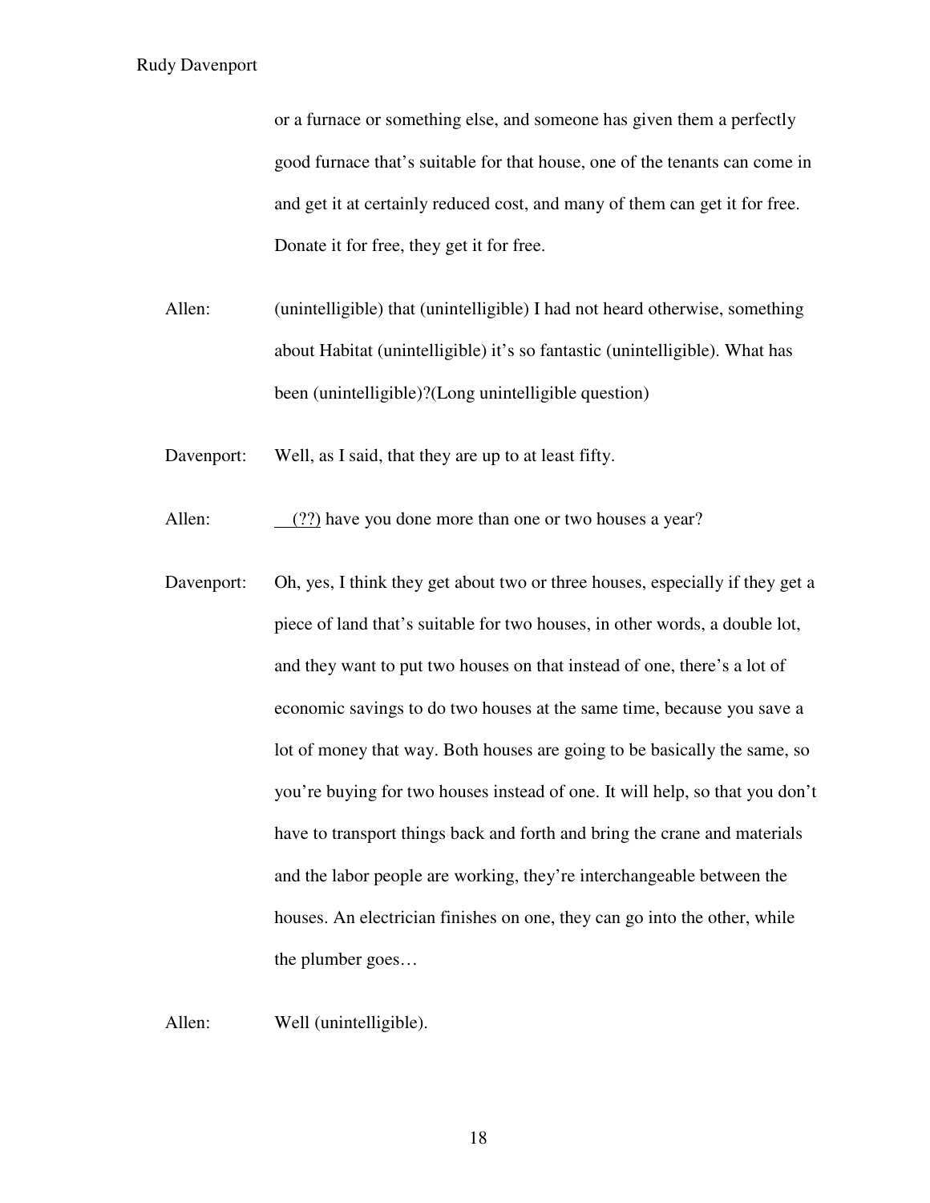or a furnace or something else, and someone has given them a perfectly good furnace that's suitable for that house, one of the tenants can come in and get it at certainly reduced cost, and many of them can get it for free. Donate it for free, they get it for free.

Allen: (unintelligible) that (unintelligible) I had not heard otherwise, something about Habitat (unintelligible) it's so fantastic (unintelligible). What has been (unintelligible)?(Long unintelligible question)

Davenport: Well, as I said, that they are up to at least fifty.

Allen: (??) have you done more than one or two houses a year?

Davenport: Oh, yes, I think they get about two or three houses, especially if they get a piece of land that's suitable for two houses, in other words, a double lot, and they want to put two houses on that instead of one, there's a lot of economic savings to do two houses at the same time, because you save a lot of money that way. Both houses are going to be basically the same, so you're buying for two houses instead of one. It will help, so that you don't have to transport things back and forth and bring the crane and materials and the labor people are working, they're interchangeable between the houses. An electrician finishes on one, they can go into the other, while the plumber goes…

Allen: Well (unintelligible).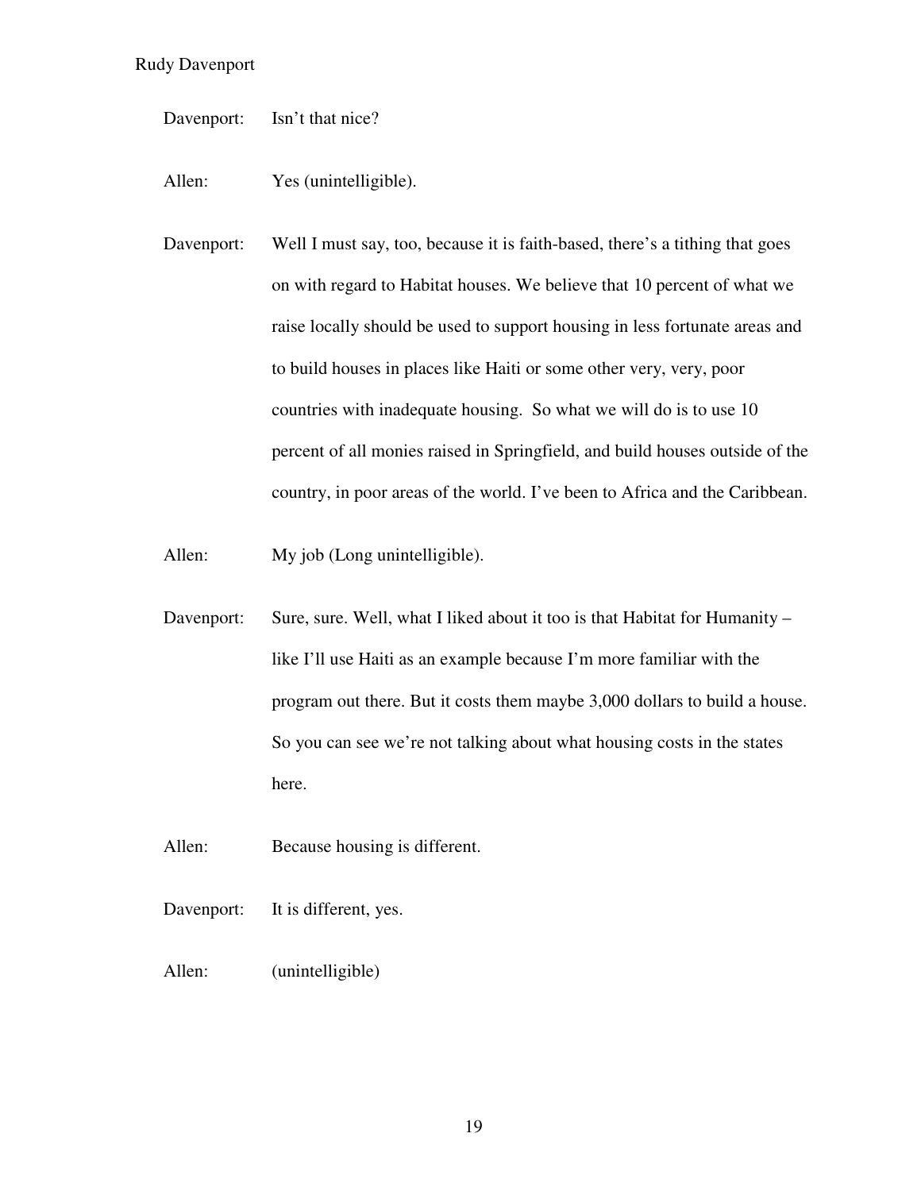Davenport: Isn't that nice?

Allen: Yes (unintelligible).

Davenport: Well I must say, too, because it is faith-based, there's a tithing that goes on with regard to Habitat houses. We believe that 10 percent of what we raise locally should be used to support housing in less fortunate areas and to build houses in places like Haiti or some other very, very, poor countries with inadequate housing. So what we will do is to use 10 percent of all monies raised in Springfield, and build houses outside of the country, in poor areas of the world. I've been to Africa and the Caribbean.

Allen: My job (Long unintelligible).

Davenport: Sure, sure. Well, what I liked about it too is that Habitat for Humanity – like I'll use Haiti as an example because I'm more familiar with the program out there. But it costs them maybe 3,000 dollars to build a house. So you can see we're not talking about what housing costs in the states here.

Allen: Because housing is different.

Davenport: It is different, yes.

Allen: (unintelligible)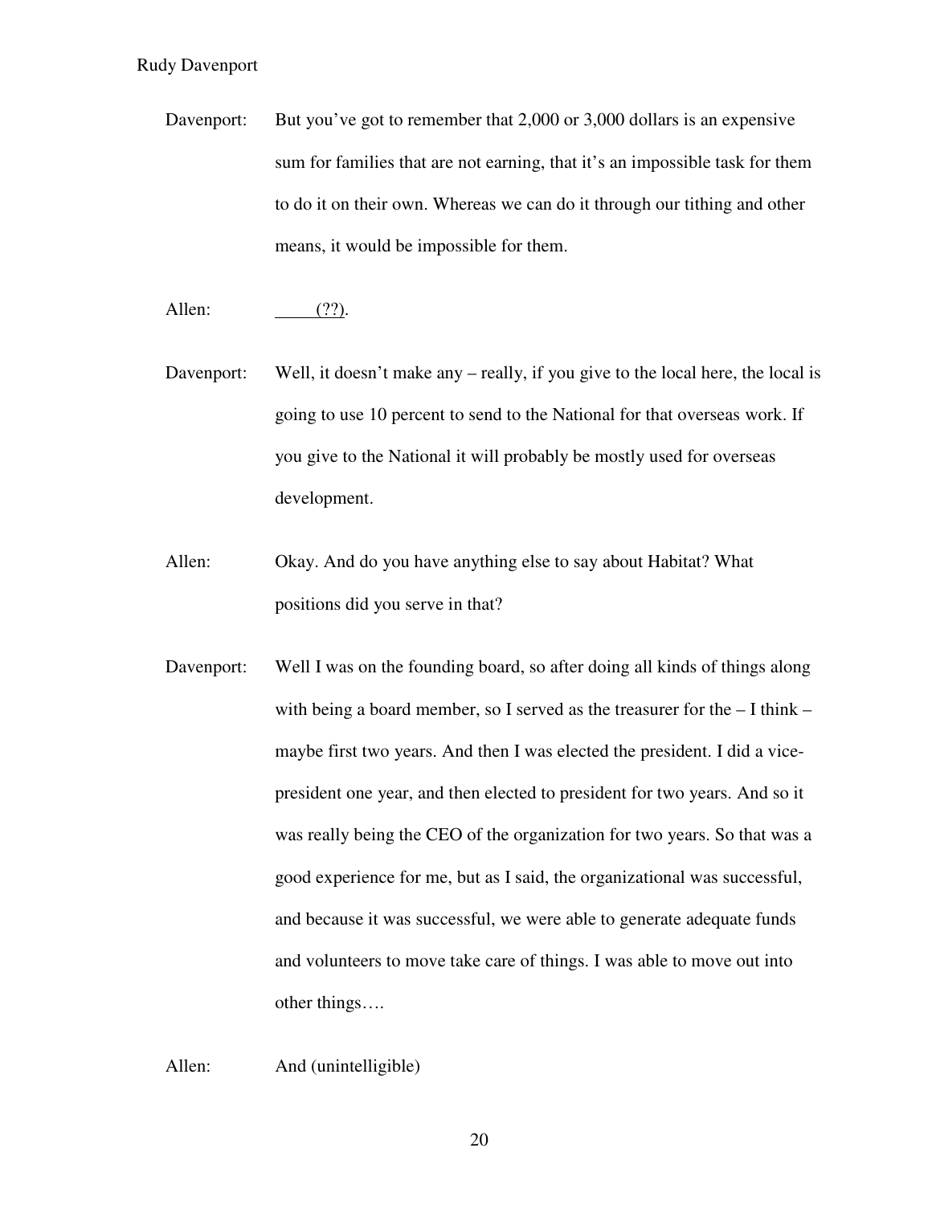Davenport: But you've got to remember that 2,000 or 3,000 dollars is an expensive sum for families that are not earning, that it's an impossible task for them to do it on their own. Whereas we can do it through our tithing and other means, it would be impossible for them.

Allen: ____(??).

Davenport: Well, it doesn't make any – really, if you give to the local here, the local is going to use 10 percent to send to the National for that overseas work. If you give to the National it will probably be mostly used for overseas development.

Allen: Okay. And do you have anything else to say about Habitat? What positions did you serve in that?

Davenport: Well I was on the founding board, so after doing all kinds of things along with being a board member, so I served as the treasurer for the – I think – maybe first two years. And then I was elected the president. I did a vice-president one year, and then elected to president for two years. And so it was really being the CEO of the organization for two years. So that was a good experience for me, but as I said, the organizational was successful, and because it was successful, we were able to generate adequate funds and volunteers to move take care of things. I was able to move out into other things….

Allen: And (unintelligible)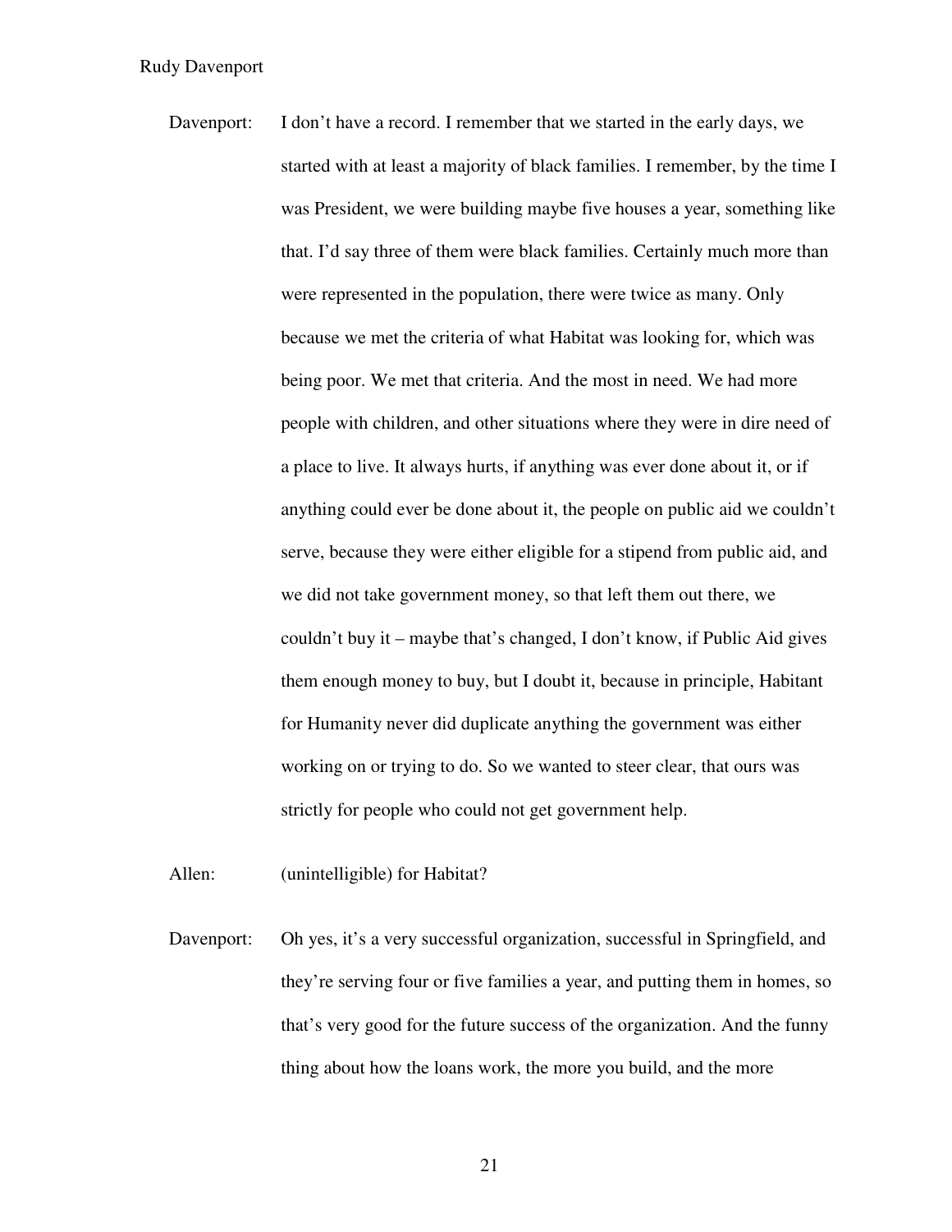Davenport: I don't have a record. I remember that we started in the early days, we started with at least a majority of black families. I remember, by the time I was President, we were building maybe five houses a year, something like that. I'd say three of them were black families. Certainly much more than were represented in the population, there were twice as many. Only because we met the criteria of what Habitat was looking for, which was being poor. We met that criteria. And the most in need. We had more people with children, and other situations where they were in dire need of a place to live. It always hurts, if anything was ever done about it, or if anything could ever be done about it, the people on public aid we couldn't serve, because they were either eligible for a stipend from public aid, and we did not take government money, so that left them out there, we couldn't buy it – maybe that's changed, I don't know, if Public Aid gives them enough money to buy, but I doubt it, because in principle, Habitant for Humanity never did duplicate anything the government was either working on or trying to do. So we wanted to steer clear, that ours was strictly for people who could not get government help.

Allen: (unintelligible) for Habitat?

Davenport: Oh yes, it's a very successful organization, successful in Springfield, and they're serving four or five families a year, and putting them in homes, so that's very good for the future success of the organization. And the funny thing about how the loans work, the more you build, and the more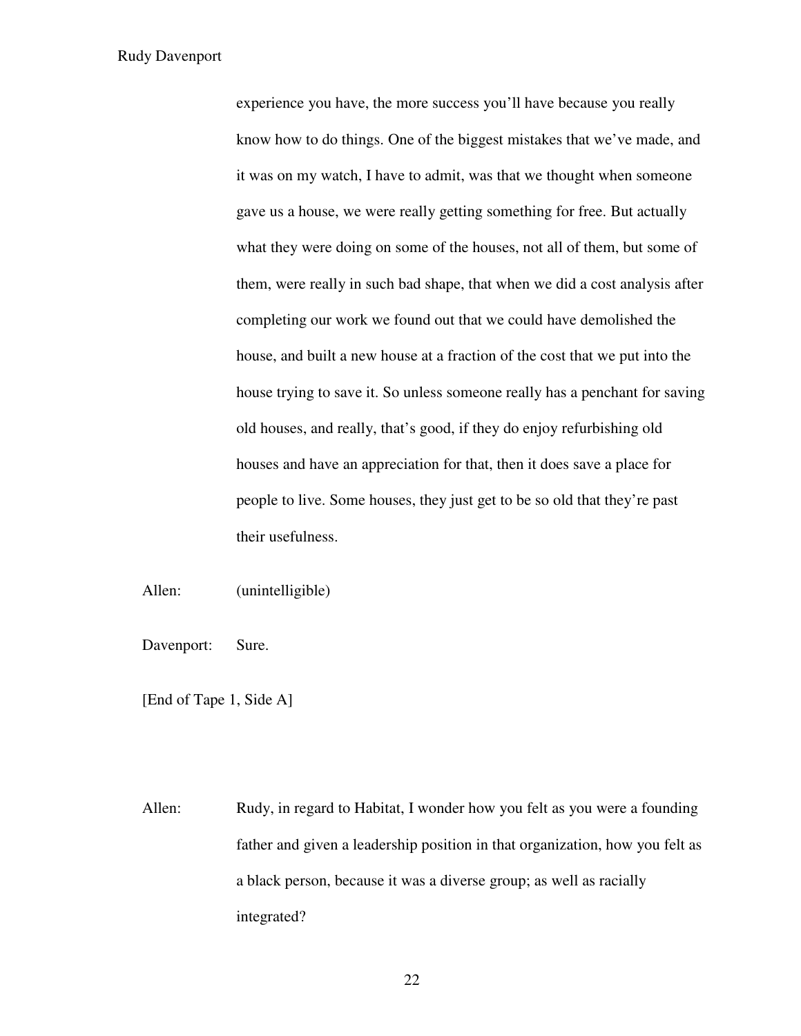experience you have, the more success you'll have because you really know how to do things. One of the biggest mistakes that we've made, and it was on my watch, I have to admit, was that we thought when someone gave us a house, we were really getting something for free. But actually what they were doing on some of the houses, not all of them, but some of them, were really in such bad shape, that when we did a cost analysis after completing our work we found out that we could have demolished the house, and built a new house at a fraction of the cost that we put into the house trying to save it. So unless someone really has a penchant for saving old houses, and really, that's good, if they do enjoy refurbishing old houses and have an appreciation for that, then it does save a place for people to live. Some houses, they just get to be so old that they're past their usefulness.

Allen: (unintelligible)

Davenport: Sure.

[End of Tape 1, Side A]

Allen: Rudy, in regard to Habitat, I wonder how you felt as you were a founding father and given a leadership position in that organization, how you felt as a black person, because it was a diverse group; as well as racially integrated?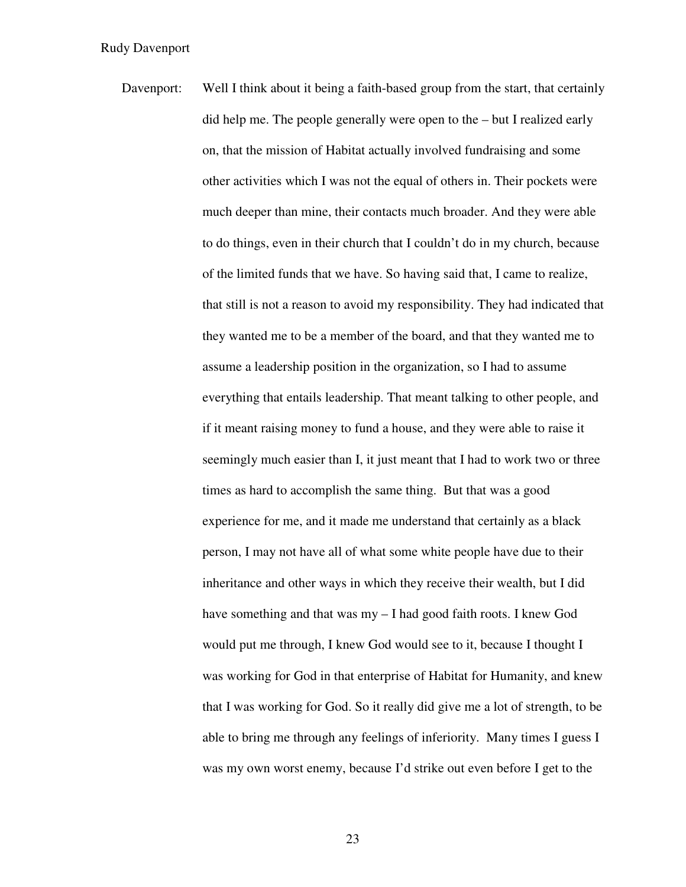Davenport: Well I think about it being a faith-based group from the start, that certainly did help me. The people generally were open to the – but I realized early on, that the mission of Habitat actually involved fundraising and some other activities which I was not the equal of others in. Their pockets were much deeper than mine, their contacts much broader. And they were able to do things, even in their church that I couldn't do in my church, because of the limited funds that we have. So having said that, I came to realize, that still is not a reason to avoid my responsibility. They had indicated that they wanted me to be a member of the board, and that they wanted me to assume a leadership position in the organization, so I had to assume everything that entails leadership. That meant talking to other people, and if it meant raising money to fund a house, and they were able to raise it seemingly much easier than I, it just meant that I had to work two or three times as hard to accomplish the same thing. But that was a good experience for me, and it made me understand that certainly as a black person, I may not have all of what some white people have due to their inheritance and other ways in which they receive their wealth, but I did have something and that was my – I had good faith roots. I knew God would put me through, I knew God would see to it, because I thought I was working for God in that enterprise of Habitat for Humanity, and knew that I was working for God. So it really did give me a lot of strength, to be able to bring me through any feelings of inferiority. Many times I guess I was my own worst enemy, because I'd strike out even before I get to the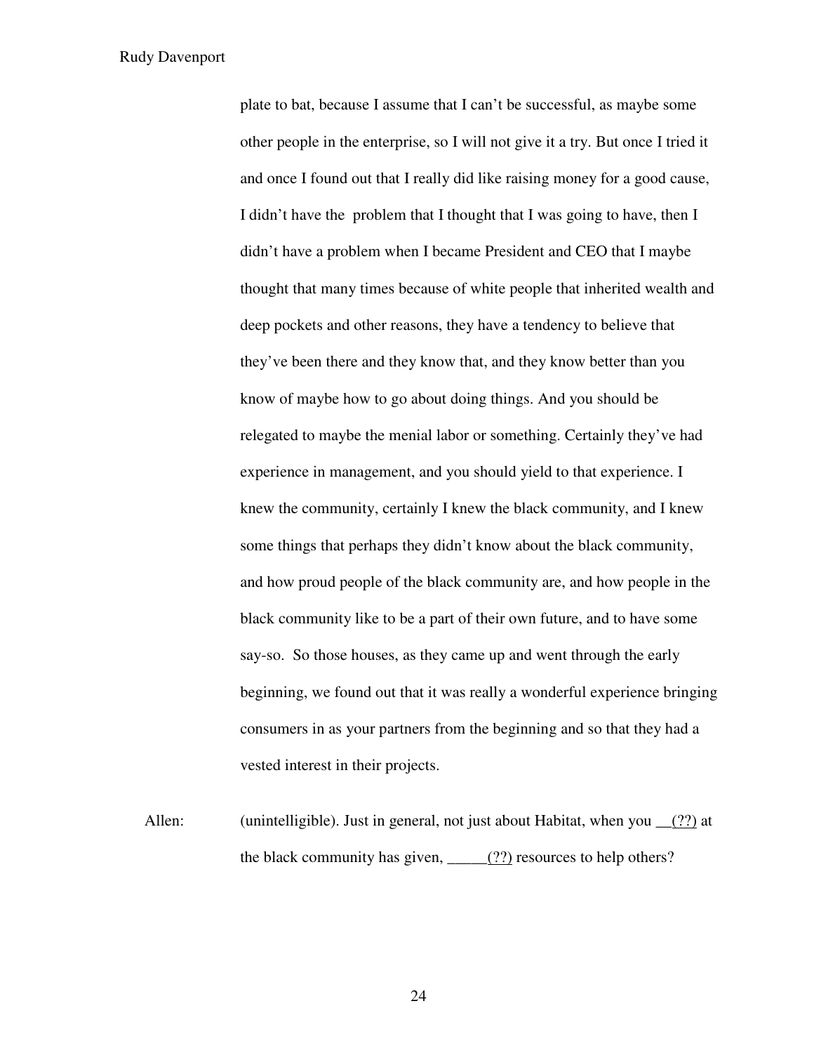plate to bat, because I assume that I can't be successful, as maybe some other people in the enterprise, so I will not give it a try. But once I tried it and once I found out that I really did like raising money for a good cause, I didn't have the problem that I thought that I was going to have, then I didn't have a problem when I became President and CEO that I maybe thought that many times because of white people that inherited wealth and deep pockets and other reasons, they have a tendency to believe that they've been there and they know that, and they know better than you know of maybe how to go about doing things. And you should be relegated to maybe the menial labor or something. Certainly they've had experience in management, and you should yield to that experience. I knew the community, certainly I knew the black community, and I knew some things that perhaps they didn't know about the black community, and how proud people of the black community are, and how people in the black community like to be a part of their own future, and to have some say-so. So those houses, as they came up and went through the early beginning, we found out that it was really a wonderful experience bringing consumers in as your partners from the beginning and so that they had a vested interest in their projects.

Allen: (unintelligible). Just in general, not just about Habitat, when you __(??) at the black community has given, _____(??) resources to help others?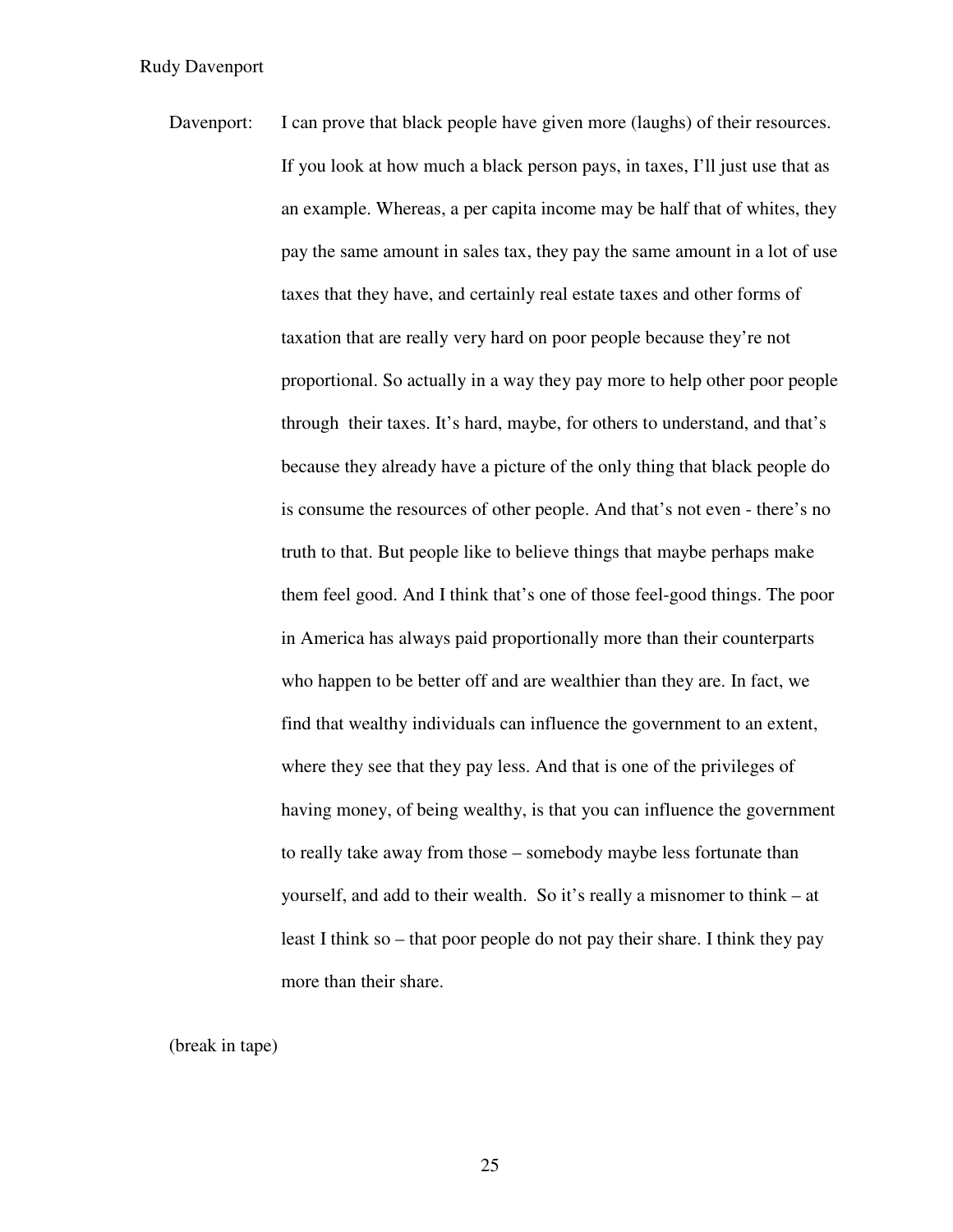Davenport: I can prove that black people have given more (laughs) of their resources. If you look at how much a black person pays, in taxes, I'll just use that as an example. Whereas, a per capita income may be half that of whites, they pay the same amount in sales tax, they pay the same amount in a lot of use taxes that they have, and certainly real estate taxes and other forms of taxation that are really very hard on poor people because they're not proportional. So actually in a way they pay more to help other poor people through their taxes. It's hard, maybe, for others to understand, and that's because they already have a picture of the only thing that black people do is consume the resources of other people. And that's not even - there's no truth to that. But people like to believe things that maybe perhaps make them feel good. And I think that's one of those feel-good things. The poor in America has always paid proportionally more than their counterparts who happen to be better off and are wealthier than they are. In fact, we find that wealthy individuals can influence the government to an extent, where they see that they pay less. And that is one of the privileges of having money, of being wealthy, is that you can influence the government to really take away from those – somebody maybe less fortunate than yourself, and add to their wealth. So it's really a misnomer to think – at least I think so – that poor people do not pay their share. I think they pay more than their share.

(break in tape)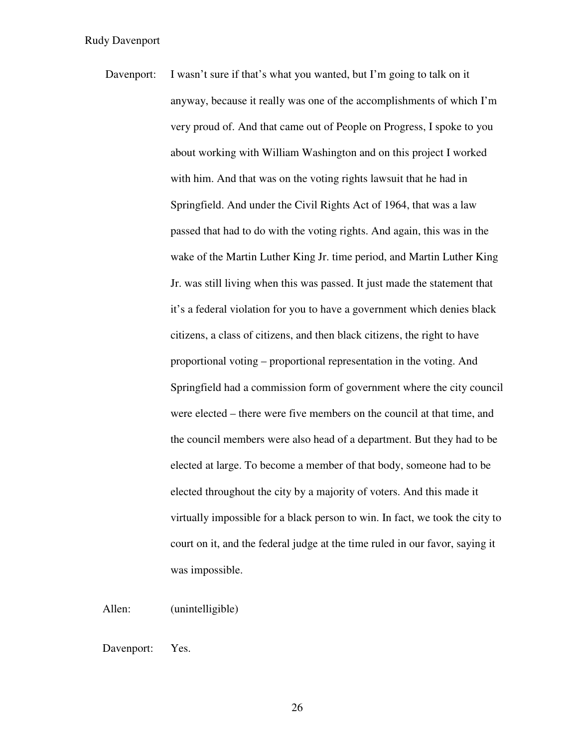Davenport: I wasn't sure if that's what you wanted, but I'm going to talk on it anyway, because it really was one of the accomplishments of which I'm very proud of. And that came out of People on Progress, I spoke to you about working with William Washington and on this project I worked with him. And that was on the voting rights lawsuit that he had in Springfield. And under the Civil Rights Act of 1964, that was a law passed that had to do with the voting rights. And again, this was in the wake of the Martin Luther King Jr. time period, and Martin Luther King Jr. was still living when this was passed. It just made the statement that it's a federal violation for you to have a government which denies black citizens, a class of citizens, and then black citizens, the right to have proportional voting – proportional representation in the voting. And Springfield had a commission form of government where the city council were elected – there were five members on the council at that time, and the council members were also head of a department. But they had to be elected at large. To become a member of that body, someone had to be elected throughout the city by a majority of voters. And this made it virtually impossible for a black person to win. In fact, we took the city to court on it, and the federal judge at the time ruled in our favor, saying it was impossible.

Allen: (unintelligible)

Davenport: Yes.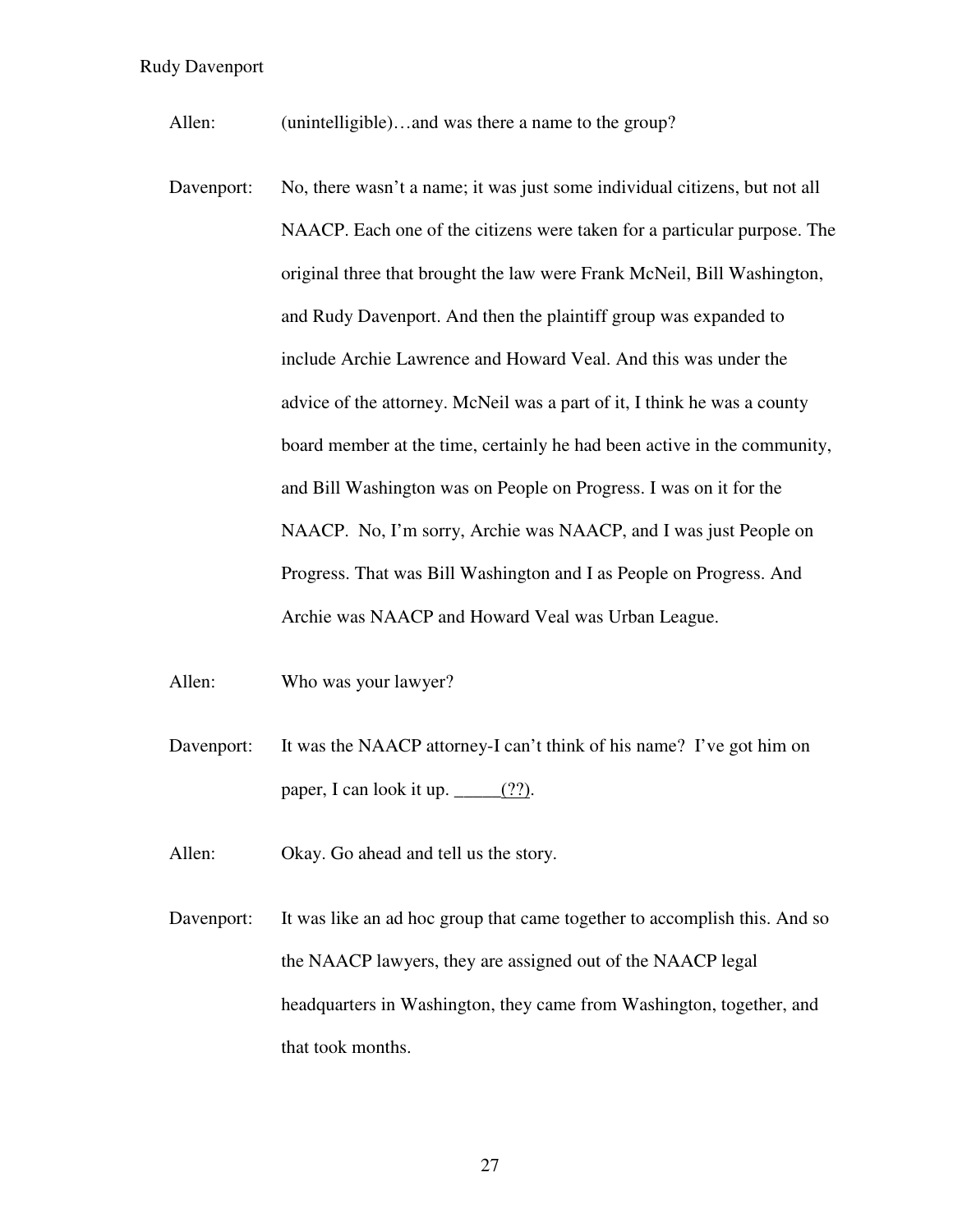Allen: (unintelligible)…and was there a name to the group?

Davenport: No, there wasn't a name; it was just some individual citizens, but not all NAACP. Each one of the citizens were taken for a particular purpose. The original three that brought the law were Frank McNeil, Bill Washington, and Rudy Davenport. And then the plaintiff group was expanded to include Archie Lawrence and Howard Veal. And this was under the advice of the attorney. McNeil was a part of it, I think he was a county board member at the time, certainly he had been active in the community, and Bill Washington was on People on Progress. I was on it for the NAACP. No, I'm sorry, Archie was NAACP, and I was just People on Progress. That was Bill Washington and I as People on Progress. And Archie was NAACP and Howard Veal was Urban League.

Allen: Who was your lawyer?

Davenport: It was the NAACP attorney-I can't think of his name? I've got him on paper, I can look it up. _____(??).

Allen: Okay. Go ahead and tell us the story.

Davenport: It was like an ad hoc group that came together to accomplish this. And so the NAACP lawyers, they are assigned out of the NAACP legal headquarters in Washington, they came from Washington, together, and that took months.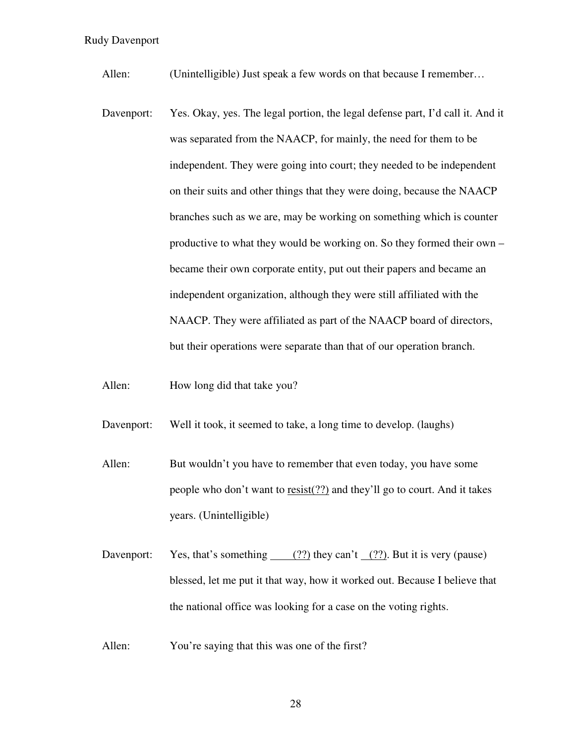Allen: (Unintelligible) Just speak a few words on that because I remember…

Davenport: Yes. Okay, yes. The legal portion, the legal defense part, I'd call it. And it was separated from the NAACP, for mainly, the need for them to be independent. They were going into court; they needed to be independent on their suits and other things that they were doing, because the NAACP branches such as we are, may be working on something which is counter productive to what they would be working on. So they formed their own – became their own corporate entity, put out their papers and became an independent organization, although they were still affiliated with the NAACP. They were affiliated as part of the NAACP board of directors, but their operations were separate than that of our operation branch.

Allen: How long did that take you?

Davenport: Well it took, it seemed to take, a long time to develop. (laughs)

Allen: But wouldn't you have to remember that even today, you have some people who don't want to resist(??) and they'll go to court. And it takes years. (Unintelligible)

Davenport: Yes, that's something ____(??) they can't __(??). But it is very (pause) blessed, let me put it that way, how it worked out. Because I believe that the national office was looking for a case on the voting rights.

Allen: You're saying that this was one of the first?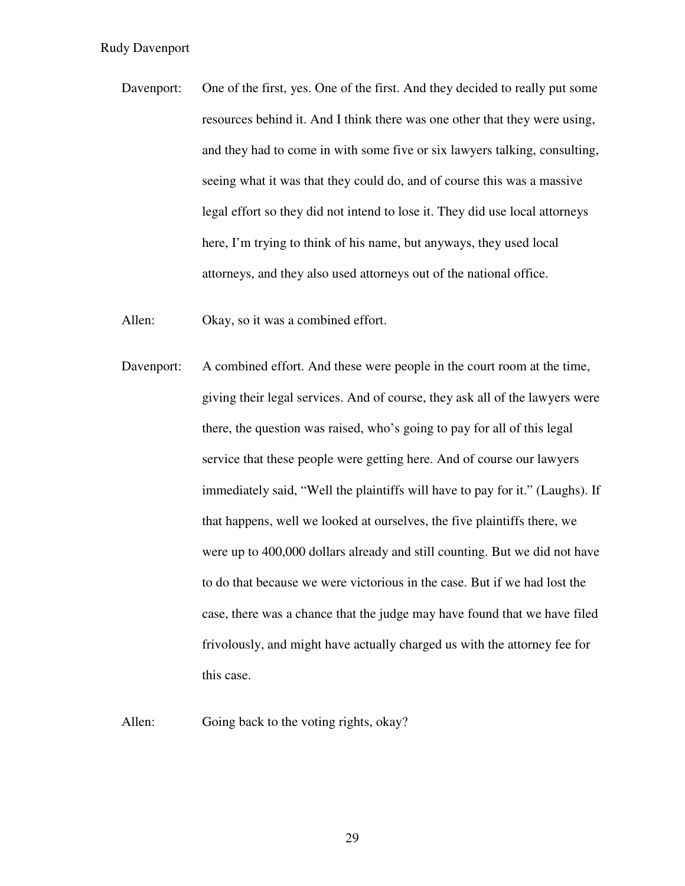Davenport: One of the first, yes. One of the first. And they decided to really put some resources behind it. And I think there was one other that they were using, and they had to come in with some five or six lawyers talking, consulting, seeing what it was that they could do, and of course this was a massive legal effort so they did not intend to lose it. They did use local attorneys here, I'm trying to think of his name, but anyways, they used local attorneys, and they also used attorneys out of the national office.

Allen: Okay, so it was a combined effort.

Davenport: A combined effort. And these were people in the court room at the time, giving their legal services. And of course, they ask all of the lawyers were there, the question was raised, who's going to pay for all of this legal service that these people were getting here. And of course our lawyers immediately said, "Well the plaintiffs will have to pay for it." (Laughs). If that happens, well we looked at ourselves, the five plaintiffs there, we were up to 400,000 dollars already and still counting. But we did not have to do that because we were victorious in the case. But if we had lost the case, there was a chance that the judge may have found that we have filed frivolously, and might have actually charged us with the attorney fee for this case.

Allen: Going back to the voting rights, okay?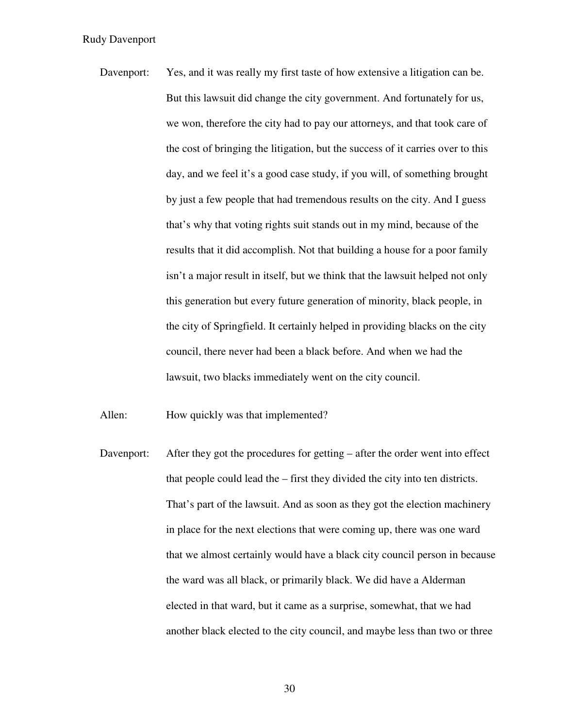Davenport: Yes, and it was really my first taste of how extensive a litigation can be. But this lawsuit did change the city government. And fortunately for us, we won, therefore the city had to pay our attorneys, and that took care of the cost of bringing the litigation, but the success of it carries over to this day, and we feel it's a good case study, if you will, of something brought by just a few people that had tremendous results on the city. And I guess that's why that voting rights suit stands out in my mind, because of the results that it did accomplish. Not that building a house for a poor family isn't a major result in itself, but we think that the lawsuit helped not only this generation but every future generation of minority, black people, in the city of Springfield. It certainly helped in providing blacks on the city council, there never had been a black before. And when we had the lawsuit, two blacks immediately went on the city council.

Allen: How quickly was that implemented?

Davenport: After they got the procedures for getting – after the order went into effect that people could lead the – first they divided the city into ten districts. That's part of the lawsuit. And as soon as they got the election machinery in place for the next elections that were coming up, there was one ward that we almost certainly would have a black city council person in because the ward was all black, or primarily black. We did have a Alderman elected in that ward, but it came as a surprise, somewhat, that we had another black elected to the city council, and maybe less than two or three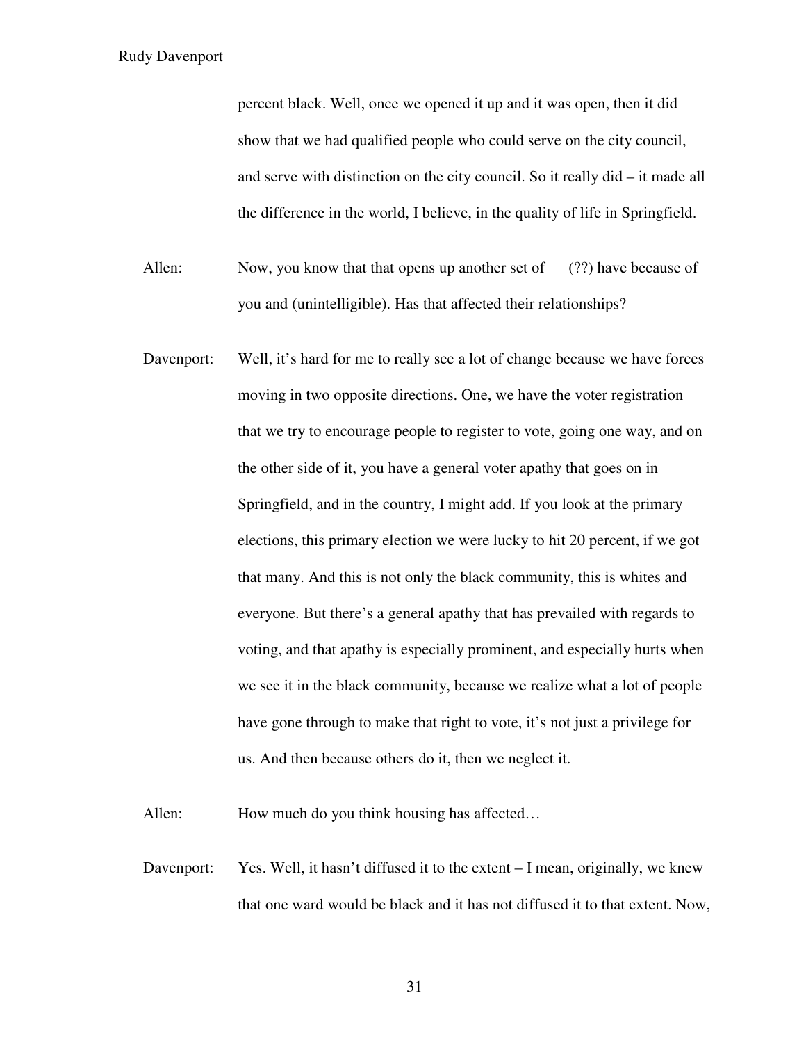percent black. Well, once we opened it up and it was open, then it did show that we had qualified people who could serve on the city council, and serve with distinction on the city council. So it really did – it made all the difference in the world, I believe, in the quality of life in Springfield.

Allen: Now, you know that that opens up another set of __(??) have because of you and (unintelligible). Has that affected their relationships?

Davenport: Well, it's hard for me to really see a lot of change because we have forces moving in two opposite directions. One, we have the voter registration that we try to encourage people to register to vote, going one way, and on the other side of it, you have a general voter apathy that goes on in Springfield, and in the country, I might add. If you look at the primary elections, this primary election we were lucky to hit 20 percent, if we got that many. And this is not only the black community, this is whites and everyone. But there's a general apathy that has prevailed with regards to voting, and that apathy is especially prominent, and especially hurts when we see it in the black community, because we realize what a lot of people have gone through to make that right to vote, it's not just a privilege for us. And then because others do it, then we neglect it.

Allen: How much do you think housing has affected…

Davenport: Yes. Well, it hasn't diffused it to the extent – I mean, originally, we knew that one ward would be black and it has not diffused it to that extent. Now,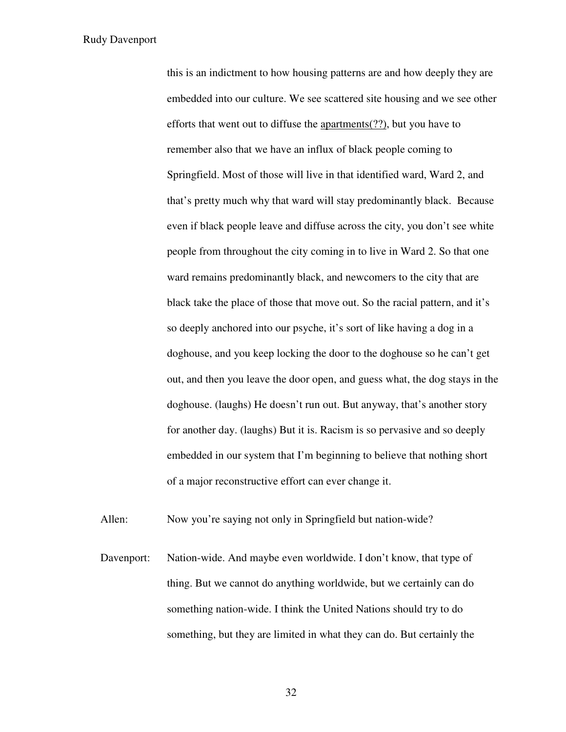this is an indictment to how housing patterns are and how deeply they are embedded into our culture. We see scattered site housing and we see other efforts that went out to diffuse the apartments(??), but you have to remember also that we have an influx of black people coming to Springfield. Most of those will live in that identified ward, Ward 2, and that's pretty much why that ward will stay predominantly black. Because even if black people leave and diffuse across the city, you don't see white people from throughout the city coming in to live in Ward 2. So that one ward remains predominantly black, and newcomers to the city that are black take the place of those that move out. So the racial pattern, and it's so deeply anchored into our psyche, it's sort of like having a dog in a doghouse, and you keep locking the door to the doghouse so he can't get out, and then you leave the door open, and guess what, the dog stays in the doghouse. (laughs) He doesn't run out. But anyway, that's another story for another day. (laughs) But it is. Racism is so pervasive and so deeply embedded in our system that I'm beginning to believe that nothing short of a major reconstructive effort can ever change it.

Allen: Now you're saying not only in Springfield but nation-wide?

Davenport: Nation-wide. And maybe even worldwide. I don't know, that type of thing. But we cannot do anything worldwide, but we certainly can do something nation-wide. I think the United Nations should try to do something, but they are limited in what they can do. But certainly the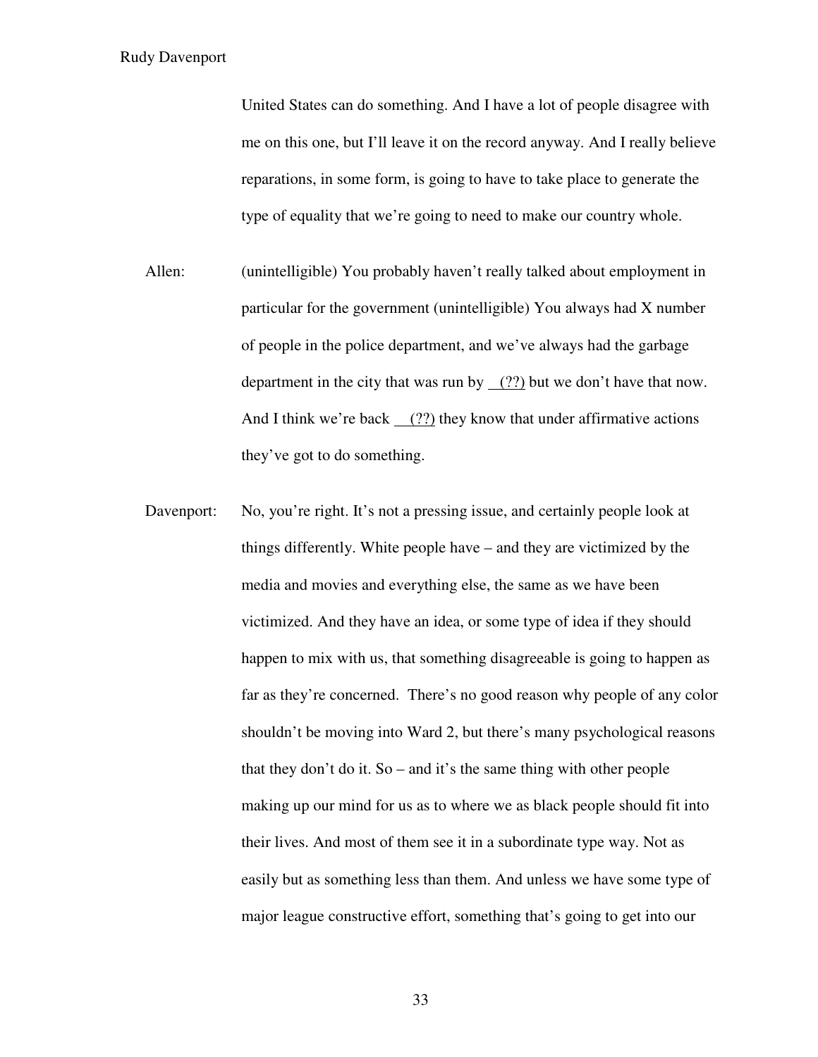United States can do something. And I have a lot of people disagree with me on this one, but I'll leave it on the record anyway. And I really believe reparations, in some form, is going to have to take place to generate the type of equality that we're going to need to make our country whole.

Allen: (unintelligible) You probably haven't really talked about employment in particular for the government (unintelligible) You always had X number of people in the police department, and we've always had the garbage department in the city that was run by (??) but we don't have that now. And I think we're back (??) they know that under affirmative actions they've got to do something.

Davenport: No, you're right. It's not a pressing issue, and certainly people look at things differently. White people have – and they are victimized by the media and movies and everything else, the same as we have been victimized. And they have an idea, or some type of idea if they should happen to mix with us, that something disagreeable is going to happen as far as they're concerned. There's no good reason why people of any color shouldn't be moving into Ward 2, but there's many psychological reasons that they don't do it. So – and it's the same thing with other people making up our mind for us as to where we as black people should fit into their lives. And most of them see it in a subordinate type way. Not as easily but as something less than them. And unless we have some type of major league constructive effort, something that's going to get into our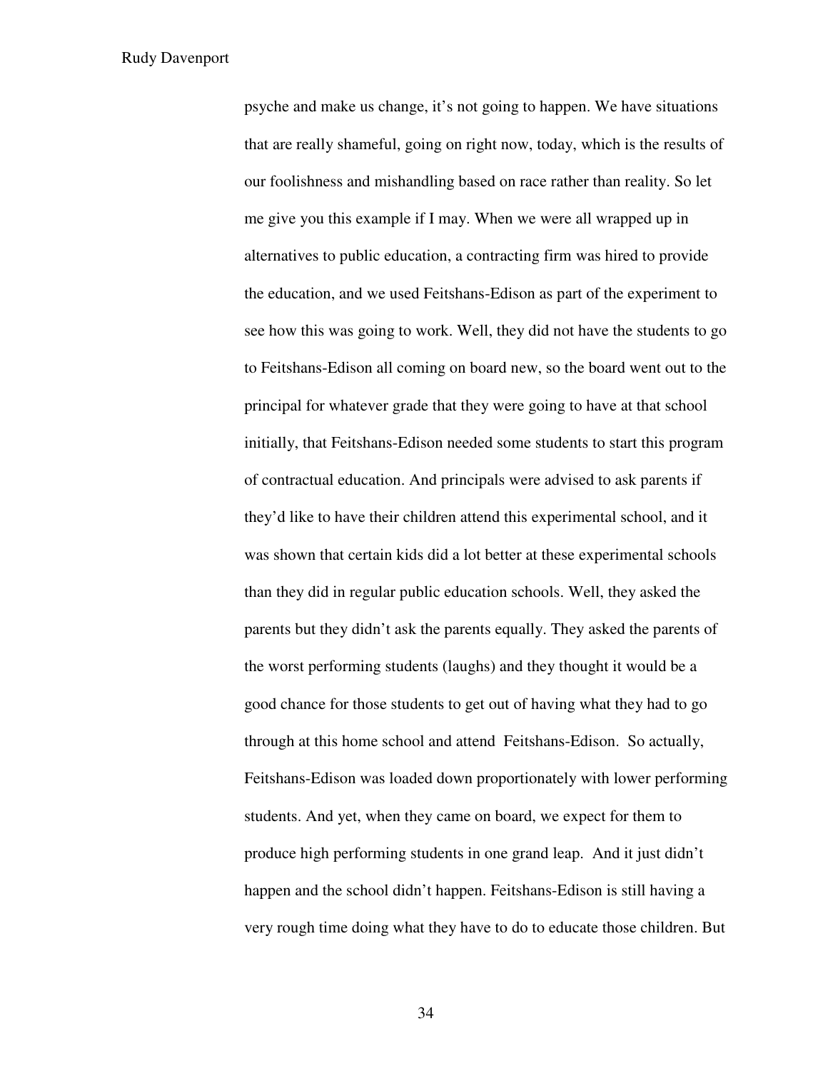psyche and make us change, it's not going to happen. We have situations that are really shameful, going on right now, today, which is the results of our foolishness and mishandling based on race rather than reality. So let me give you this example if I may. When we were all wrapped up in alternatives to public education, a contracting firm was hired to provide the education, and we used Feitshans-Edison as part of the experiment to see how this was going to work. Well, they did not have the students to go to Feitshans-Edison all coming on board new, so the board went out to the principal for whatever grade that they were going to have at that school initially, that Feitshans-Edison needed some students to start this program of contractual education. And principals were advised to ask parents if they'd like to have their children attend this experimental school, and it was shown that certain kids did a lot better at these experimental schools than they did in regular public education schools. Well, they asked the parents but they didn't ask the parents equally. They asked the parents of the worst performing students (laughs) and they thought it would be a good chance for those students to get out of having what they had to go through at this home school and attend Feitshans-Edison. So actually, Feitshans-Edison was loaded down proportionately with lower performing students. And yet, when they came on board, we expect for them to produce high performing students in one grand leap. And it just didn't happen and the school didn't happen. Feitshans-Edison is still having a very rough time doing what they have to do to educate those children. But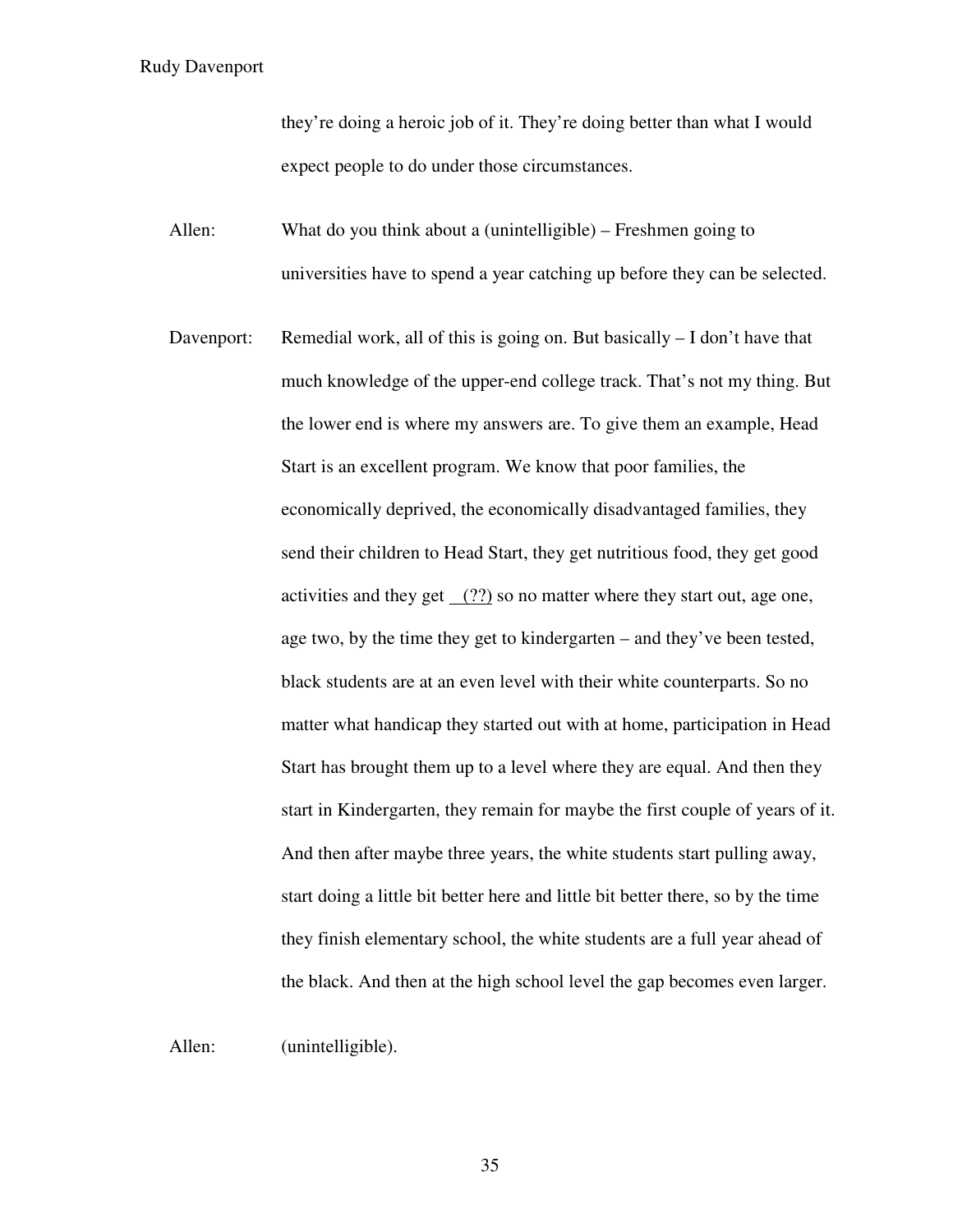they're doing a heroic job of it. They're doing better than what I would expect people to do under those circumstances.

Allen: What do you think about a (unintelligible) – Freshmen going to universities have to spend a year catching up before they can be selected.

Davenport: Remedial work, all of this is going on. But basically – I don't have that much knowledge of the upper-end college track. That's not my thing. But the lower end is where my answers are. To give them an example, Head Start is an excellent program. We know that poor families, the economically deprived, the economically disadvantaged families, they send their children to Head Start, they get nutritious food, they get good activities and they get (??) so no matter where they start out, age one, age two, by the time they get to kindergarten – and they've been tested, black students are at an even level with their white counterparts. So no matter what handicap they started out with at home, participation in Head Start has brought them up to a level where they are equal. And then they start in Kindergarten, they remain for maybe the first couple of years of it. And then after maybe three years, the white students start pulling away, start doing a little bit better here and little bit better there, so by the time they finish elementary school, the white students are a full year ahead of the black. And then at the high school level the gap becomes even larger.

Allen: (unintelligible).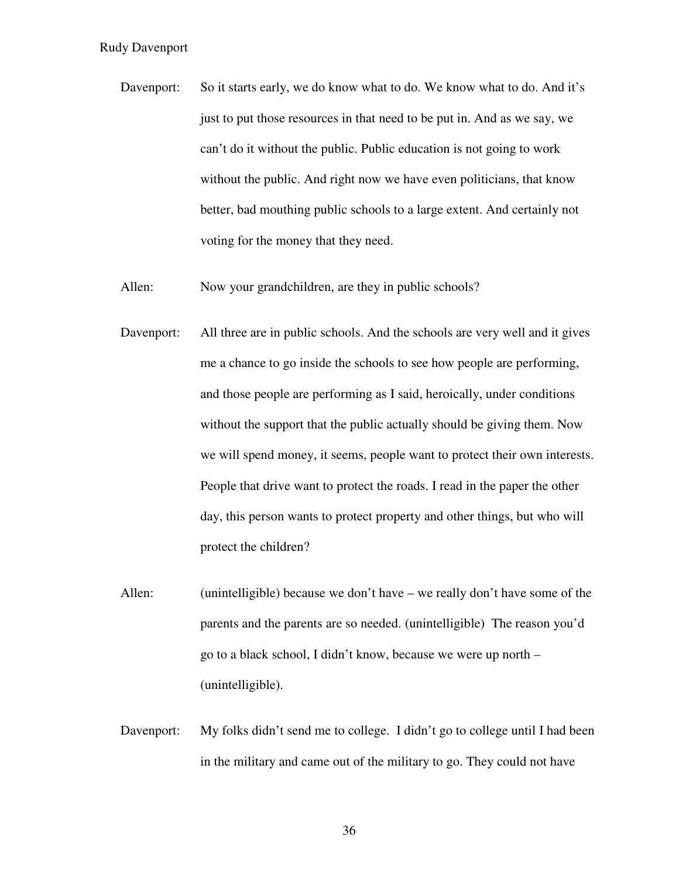Davenport: So it starts early, we do know what to do. We know what to do. And it's just to put those resources in that need to be put in. And as we say, we can't do it without the public. Public education is not going to work without the public. And right now we have even politicians, that know better, bad mouthing public schools to a large extent. And certainly not voting for the money that they need.

Allen: Now your grandchildren, are they in public schools?

Davenport: All three are in public schools. And the schools are very well and it gives me a chance to go inside the schools to see how people are performing, and those people are performing as I said, heroically, under conditions without the support that the public actually should be giving them. Now we will spend money, it seems, people want to protect their own interests. People that drive want to protect the roads. I read in the paper the other day, this person wants to protect property and other things, but who will protect the children?

Allen: (unintelligible) because we don't have – we really don't have some of the parents and the parents are so needed. (unintelligible) The reason you'd go to a black school, I didn't know, because we were up north – (unintelligible).

Davenport: My folks didn't send me to college. I didn't go to college until I had been in the military and came out of the military to go. They could not have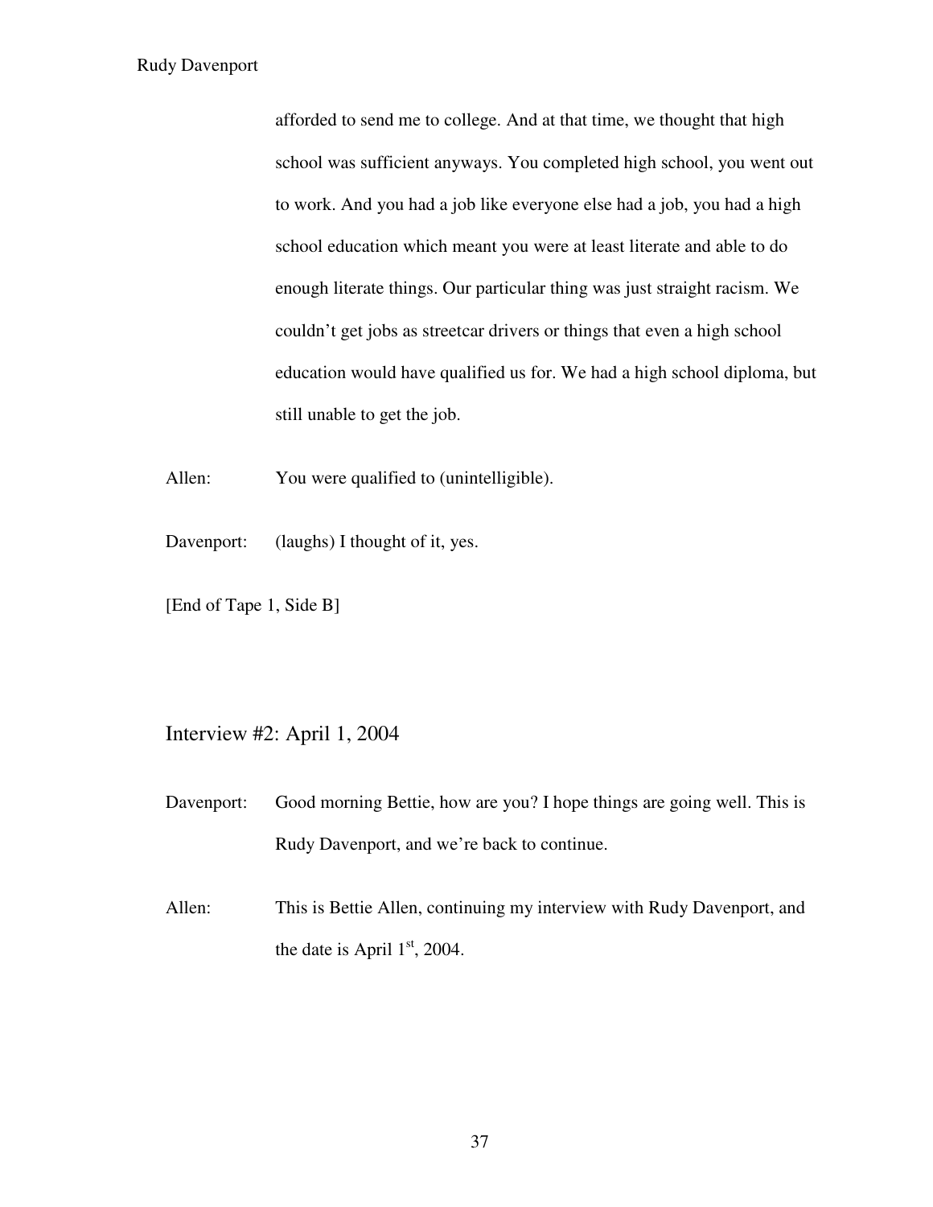afforded to send me to college. And at that time, we thought that high school was sufficient anyways. You completed high school, you went out to work. And you had a job like everyone else had a job, you had a high school education which meant you were at least literate and able to do enough literate things. Our particular thing was just straight racism. We couldn't get jobs as streetcar drivers or things that even a high school education would have qualified us for. We had a high school diploma, but still unable to get the job.

Allen: You were qualified to (unintelligible).

Davenport: (laughs) I thought of it, yes.

[End of Tape 1, Side B]

## Interview #2: April 1, 2004

Davenport: Good morning Bettie, how are you? I hope things are going well. This is Rudy Davenport, and we're back to continue.

Allen: This is Bettie Allen, continuing my interview with Rudy Davenport, and the date is April 1st, 2004.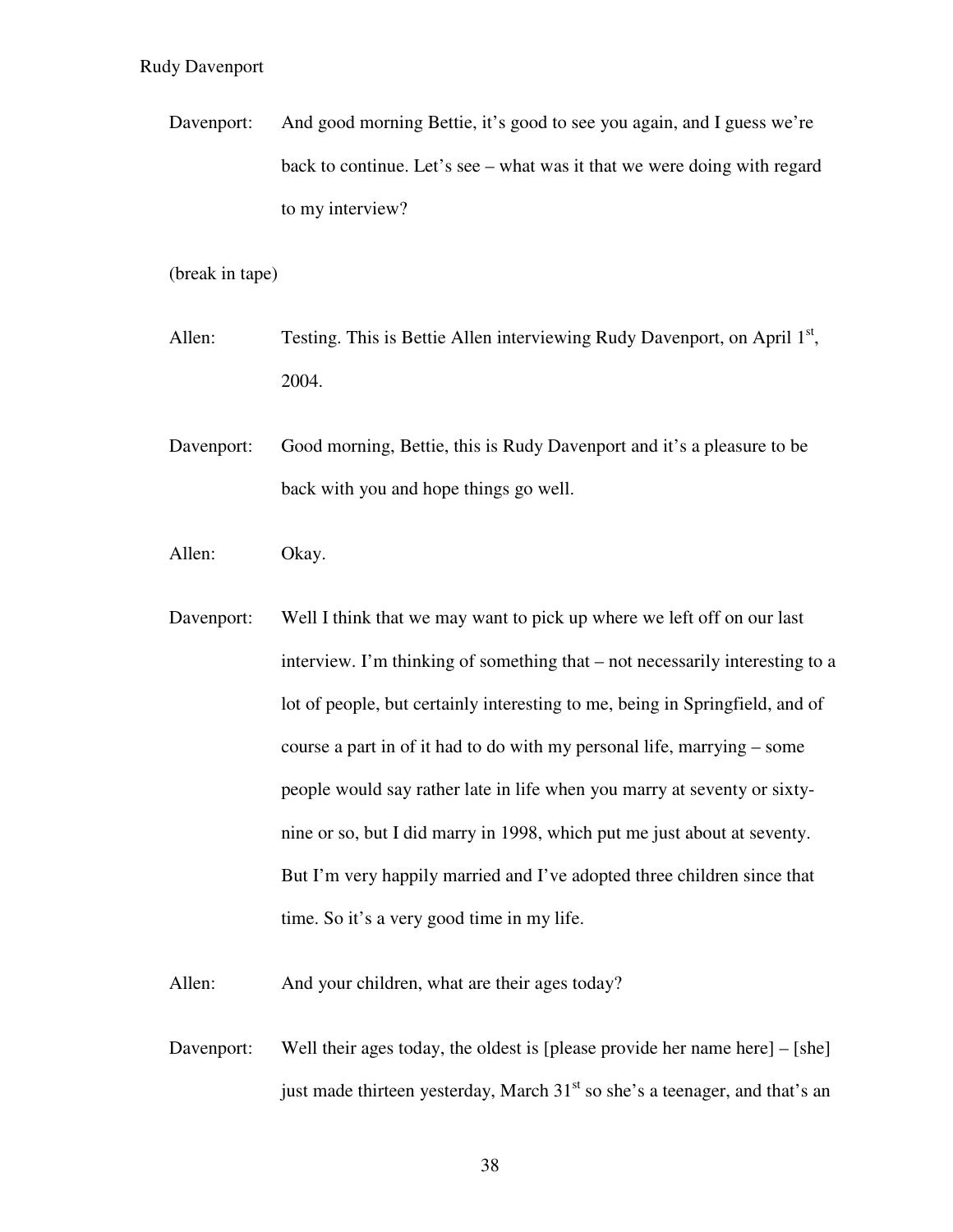Davenport: And good morning Bettie, it's good to see you again, and I guess we're back to continue. Let's see – what was it that we were doing with regard to my interview?

(break in tape)

Allen: Testing. This is Bettie Allen interviewing Rudy Davenport, on April 1st, 2004.

Davenport: Good morning, Bettie, this is Rudy Davenport and it's a pleasure to be back with you and hope things go well.

Allen: Okay.

Davenport: Well I think that we may want to pick up where we left off on our last interview. I'm thinking of something that – not necessarily interesting to a lot of people, but certainly interesting to me, being in Springfield, and of course a part in of it had to do with my personal life, marrying – some people would say rather late in life when you marry at seventy or sixty-nine or so, but I did marry in 1998, which put me just about at seventy. But I'm very happily married and I've adopted three children since that time. So it's a very good time in my life.

Allen: And your children, what are their ages today?

Davenport: Well their ages today, the oldest is [please provide her name here] – [she] just made thirteen yesterday, March 31st so she's a teenager, and that's an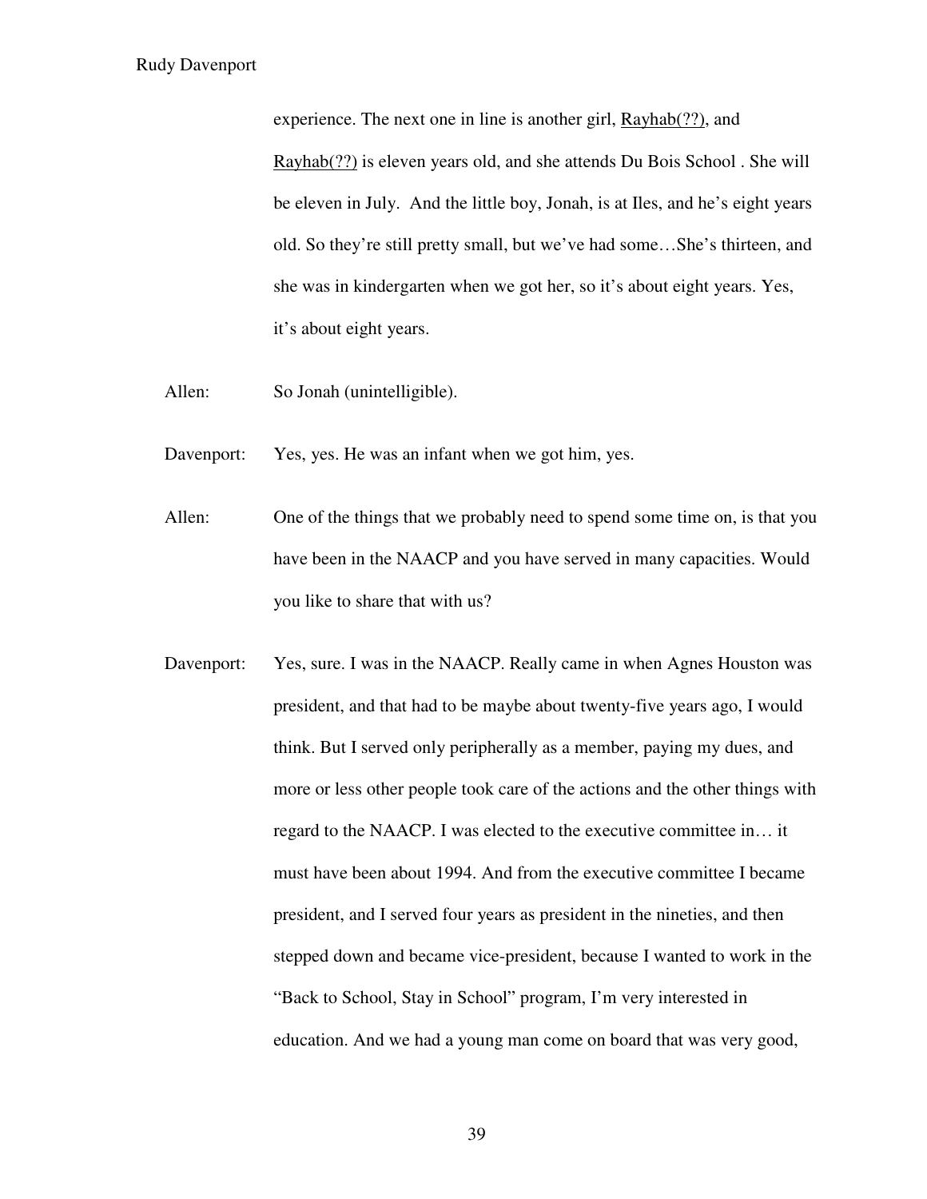experience. The next one in line is another girl, Rayhab(??), and Rayhab(??) is eleven years old, and she attends Du Bois School . She will be eleven in July.  And the little boy, Jonah, is at Iles, and he's eight years old. So they're still pretty small, but we've had some…She's thirteen, and she was in kindergarten when we got her, so it's about eight years. Yes, it's about eight years.

Allen: So Jonah (unintelligible).

Davenport: Yes, yes. He was an infant when we got him, yes.

Allen: One of the things that we probably need to spend some time on, is that you have been in the NAACP and you have served in many capacities. Would you like to share that with us?

Davenport: Yes, sure. I was in the NAACP. Really came in when Agnes Houston was president, and that had to be maybe about twenty-five years ago, I would think. But I served only peripherally as a member, paying my dues, and more or less other people took care of the actions and the other things with regard to the NAACP. I was elected to the executive committee in… it must have been about 1994. And from the executive committee I became president, and I served four years as president in the nineties, and then stepped down and became vice-president, because I wanted to work in the "Back to School, Stay in School" program, I'm very interested in education. And we had a young man come on board that was very good,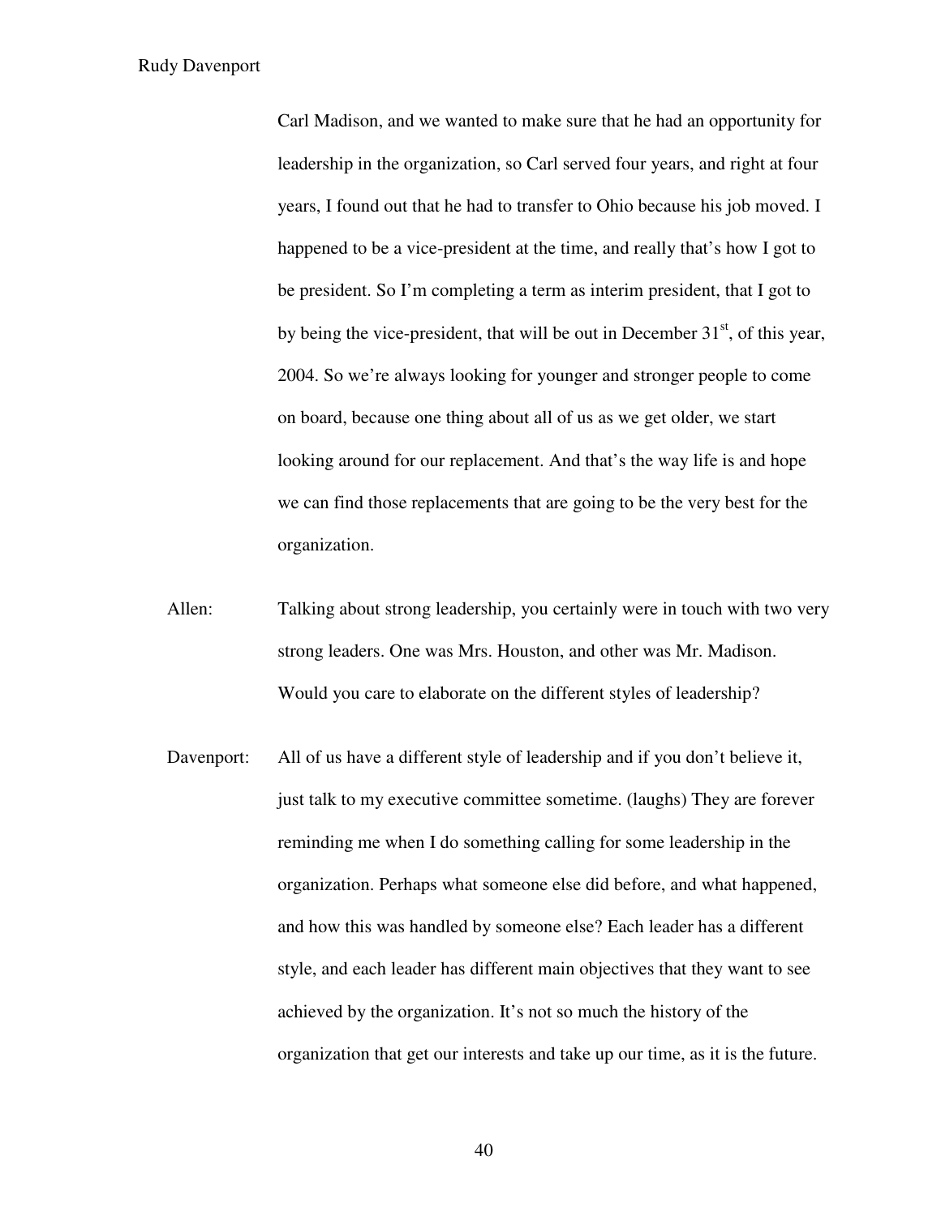Carl Madison, and we wanted to make sure that he had an opportunity for leadership in the organization, so Carl served four years, and right at four years, I found out that he had to transfer to Ohio because his job moved. I happened to be a vice-president at the time, and really that's how I got to be president. So I'm completing a term as interim president, that I got to by being the vice-president, that will be out in December 31st, of this year, 2004. So we're always looking for younger and stronger people to come on board, because one thing about all of us as we get older, we start looking around for our replacement. And that's the way life is and hope we can find those replacements that are going to be the very best for the organization.

Allen: Talking about strong leadership, you certainly were in touch with two very strong leaders. One was Mrs. Houston, and other was Mr. Madison. Would you care to elaborate on the different styles of leadership?

Davenport: All of us have a different style of leadership and if you don't believe it, just talk to my executive committee sometime. (laughs) They are forever reminding me when I do something calling for some leadership in the organization. Perhaps what someone else did before, and what happened, and how this was handled by someone else? Each leader has a different style, and each leader has different main objectives that they want to see achieved by the organization. It's not so much the history of the organization that get our interests and take up our time, as it is the future.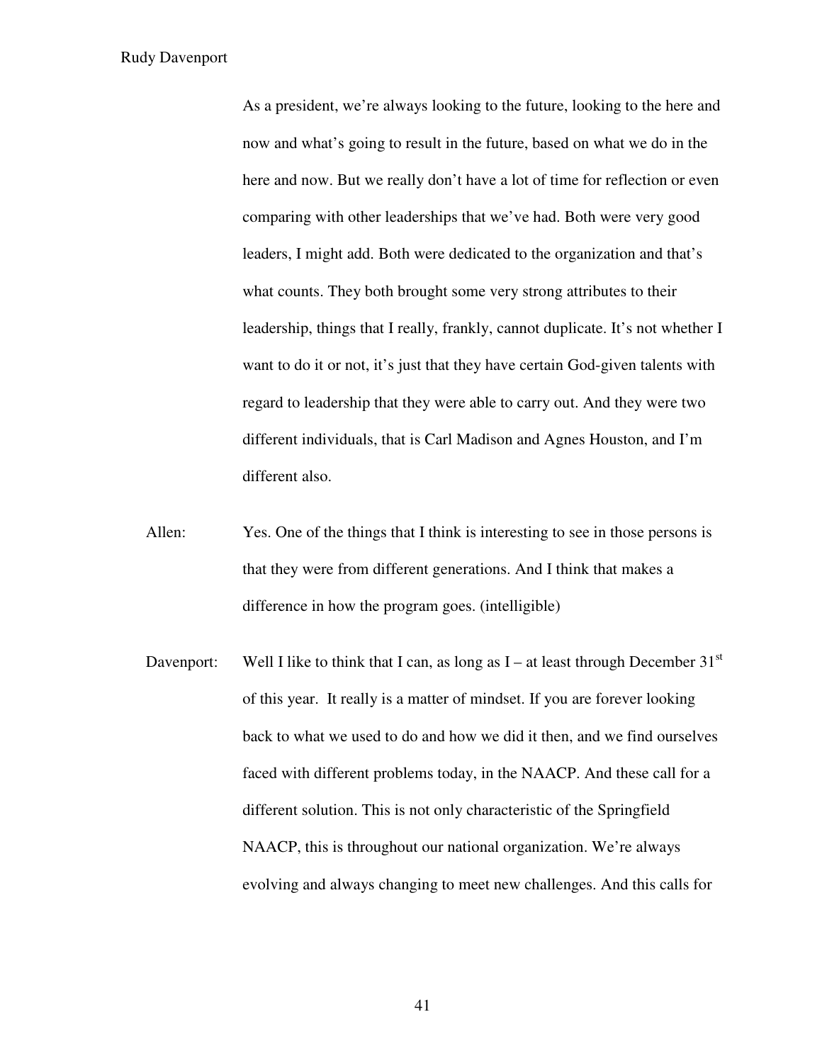As a president, we're always looking to the future, looking to the here and now and what's going to result in the future, based on what we do in the here and now. But we really don't have a lot of time for reflection or even comparing with other leaderships that we've had. Both were very good leaders, I might add. Both were dedicated to the organization and that's what counts. They both brought some very strong attributes to their leadership, things that I really, frankly, cannot duplicate. It's not whether I want to do it or not, it's just that they have certain God-given talents with regard to leadership that they were able to carry out. And they were two different individuals, that is Carl Madison and Agnes Houston, and I'm different also.

Allen: Yes. One of the things that I think is interesting to see in those persons is that they were from different generations. And I think that makes a difference in how the program goes. (intelligible)

Davenport: Well I like to think that I can, as long as I – at least through December 31st of this year. It really is a matter of mindset. If you are forever looking back to what we used to do and how we did it then, and we find ourselves faced with different problems today, in the NAACP. And these call for a different solution. This is not only characteristic of the Springfield NAACP, this is throughout our national organization. We're always evolving and always changing to meet new challenges. And this calls for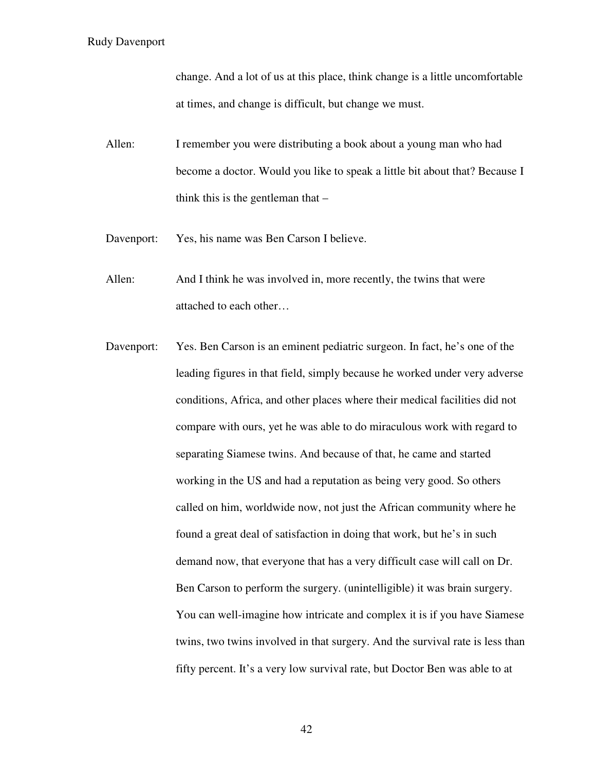change. And a lot of us at this place, think change is a little uncomfortable at times, and change is difficult, but change we must.

Allen: I remember you were distributing a book about a young man who had become a doctor. Would you like to speak a little bit about that? Because I think this is the gentleman that –

Davenport: Yes, his name was Ben Carson I believe.

Allen: And I think he was involved in, more recently, the twins that were attached to each other…

Davenport: Yes. Ben Carson is an eminent pediatric surgeon. In fact, he's one of the leading figures in that field, simply because he worked under very adverse conditions, Africa, and other places where their medical facilities did not compare with ours, yet he was able to do miraculous work with regard to separating Siamese twins. And because of that, he came and started working in the US and had a reputation as being very good. So others called on him, worldwide now, not just the African community where he found a great deal of satisfaction in doing that work, but he's in such demand now, that everyone that has a very difficult case will call on Dr. Ben Carson to perform the surgery. (unintelligible) it was brain surgery. You can well-imagine how intricate and complex it is if you have Siamese twins, two twins involved in that surgery. And the survival rate is less than fifty percent. It's a very low survival rate, but Doctor Ben was able to at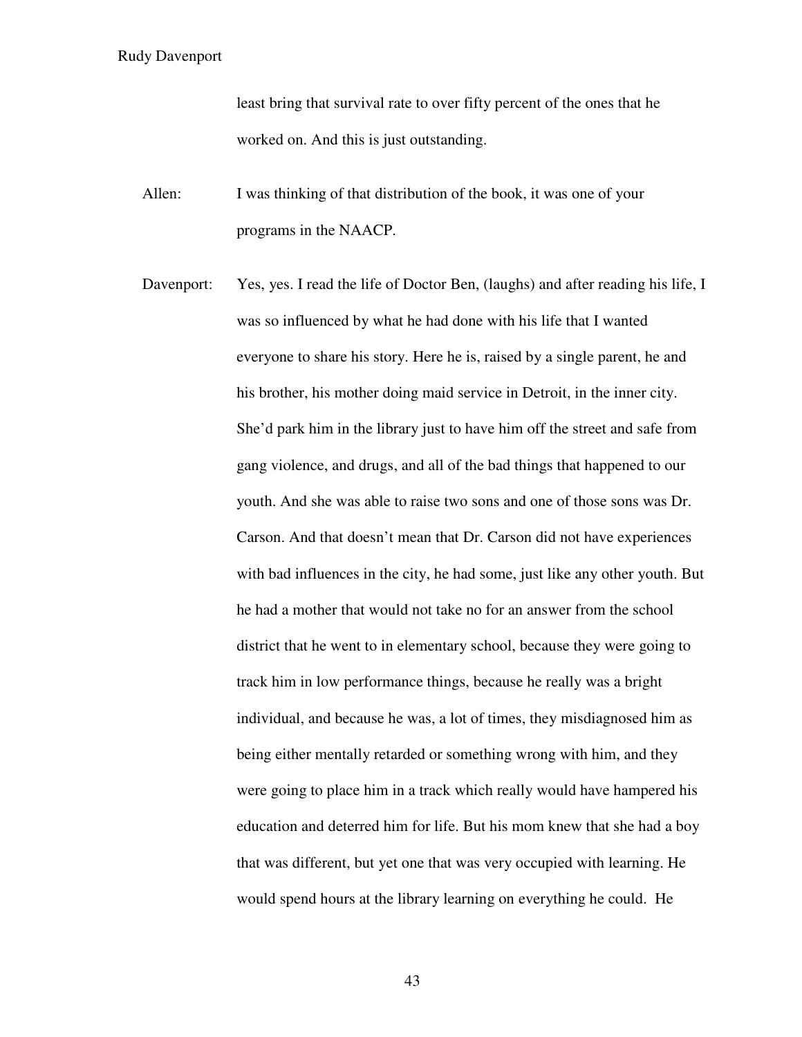least bring that survival rate to over fifty percent of the ones that he worked on. And this is just outstanding.

Allen: I was thinking of that distribution of the book, it was one of your programs in the NAACP.

Davenport: Yes, yes. I read the life of Doctor Ben, (laughs) and after reading his life, I was so influenced by what he had done with his life that I wanted everyone to share his story. Here he is, raised by a single parent, he and his brother, his mother doing maid service in Detroit, in the inner city. She'd park him in the library just to have him off the street and safe from gang violence, and drugs, and all of the bad things that happened to our youth. And she was able to raise two sons and one of those sons was Dr. Carson. And that doesn't mean that Dr. Carson did not have experiences with bad influences in the city, he had some, just like any other youth. But he had a mother that would not take no for an answer from the school district that he went to in elementary school, because they were going to track him in low performance things, because he really was a bright individual, and because he was, a lot of times, they misdiagnosed him as being either mentally retarded or something wrong with him, and they were going to place him in a track which really would have hampered his education and deterred him for life. But his mom knew that she had a boy that was different, but yet one that was very occupied with learning. He would spend hours at the library learning on everything he could. He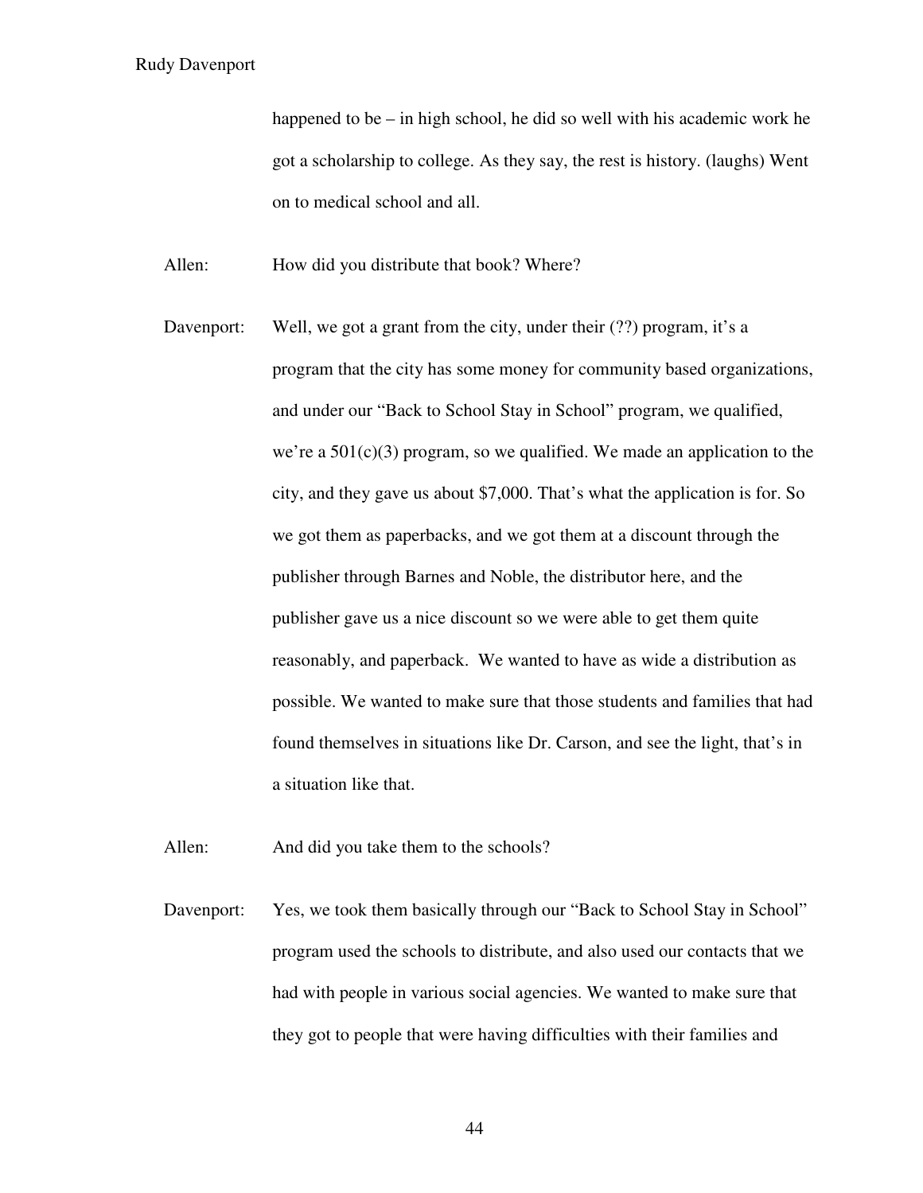happened to be – in high school, he did so well with his academic work he got a scholarship to college. As they say, the rest is history. (laughs) Went on to medical school and all.

Allen: How did you distribute that book? Where?

Davenport: Well, we got a grant from the city, under their (??) program, it's a program that the city has some money for community based organizations, and under our "Back to School Stay in School" program, we qualified, we're a 501(c)(3) program, so we qualified. We made an application to the city, and they gave us about $7,000. That's what the application is for. So we got them as paperbacks, and we got them at a discount through the publisher through Barnes and Noble, the distributor here, and the publisher gave us a nice discount so we were able to get them quite reasonably, and paperback. We wanted to have as wide a distribution as possible. We wanted to make sure that those students and families that had found themselves in situations like Dr. Carson, and see the light, that's in a situation like that.

Allen: And did you take them to the schools?

Davenport: Yes, we took them basically through our "Back to School Stay in School" program used the schools to distribute, and also used our contacts that we had with people in various social agencies. We wanted to make sure that they got to people that were having difficulties with their families and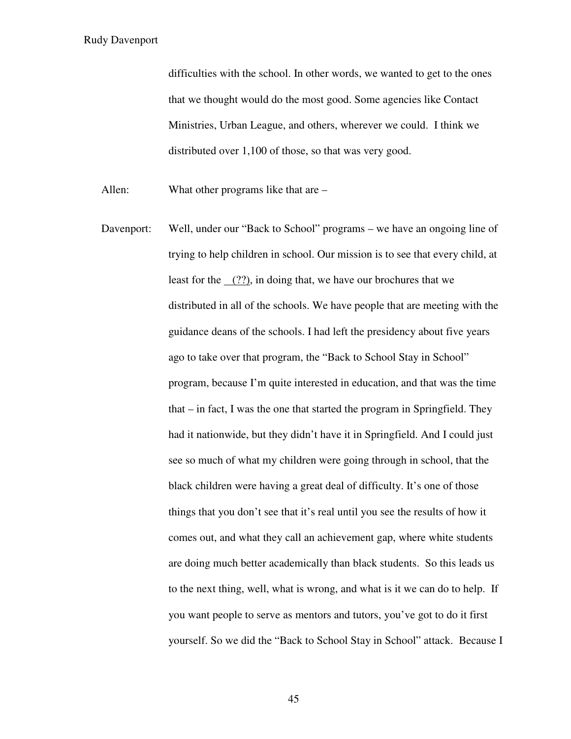difficulties with the school. In other words, we wanted to get to the ones that we thought would do the most good. Some agencies like Contact Ministries, Urban League, and others, wherever we could. I think we distributed over 1,100 of those, so that was very good.

Allen: What other programs like that are –

Davenport: Well, under our "Back to School" programs – we have an ongoing line of trying to help children in school. Our mission is to see that every child, at least for the (??), in doing that, we have our brochures that we distributed in all of the schools. We have people that are meeting with the guidance deans of the schools. I had left the presidency about five years ago to take over that program, the "Back to School Stay in School" program, because I'm quite interested in education, and that was the time that – in fact, I was the one that started the program in Springfield. They had it nationwide, but they didn't have it in Springfield. And I could just see so much of what my children were going through in school, that the black children were having a great deal of difficulty. It's one of those things that you don't see that it's real until you see the results of how it comes out, and what they call an achievement gap, where white students are doing much better academically than black students. So this leads us to the next thing, well, what is wrong, and what is it we can do to help. If you want people to serve as mentors and tutors, you've got to do it first yourself. So we did the "Back to School Stay in School" attack. Because I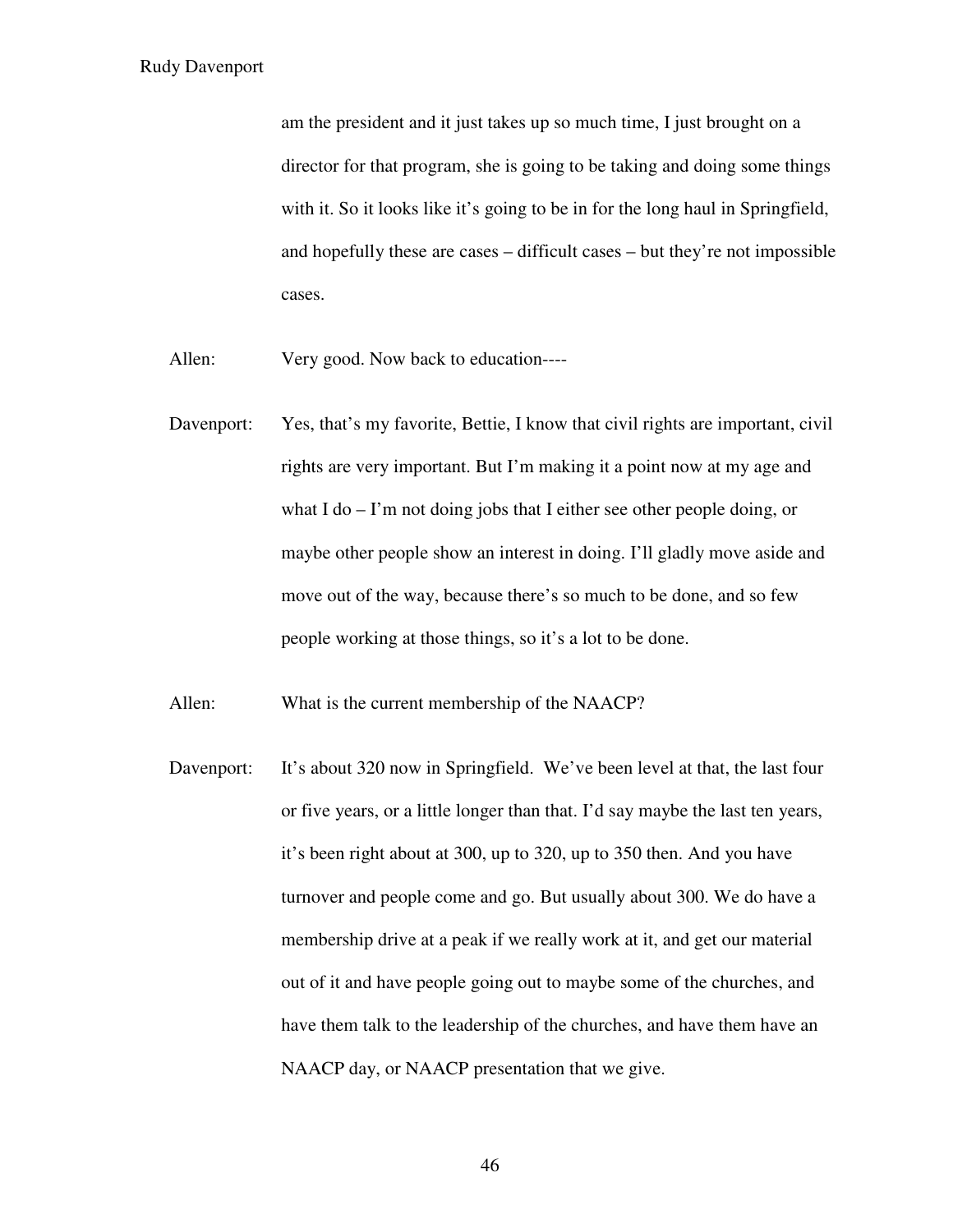am the president and it just takes up so much time, I just brought on a director for that program, she is going to be taking and doing some things with it. So it looks like it's going to be in for the long haul in Springfield, and hopefully these are cases – difficult cases – but they're not impossible cases.

Allen: Very good. Now back to education----

Davenport: Yes, that's my favorite, Bettie, I know that civil rights are important, civil rights are very important. But I'm making it a point now at my age and what I do – I'm not doing jobs that I either see other people doing, or maybe other people show an interest in doing. I'll gladly move aside and move out of the way, because there's so much to be done, and so few people working at those things, so it's a lot to be done.

Allen: What is the current membership of the NAACP?

Davenport: It's about 320 now in Springfield. We've been level at that, the last four or five years, or a little longer than that. I'd say maybe the last ten years, it's been right about at 300, up to 320, up to 350 then. And you have turnover and people come and go. But usually about 300. We do have a membership drive at a peak if we really work at it, and get our material out of it and have people going out to maybe some of the churches, and have them talk to the leadership of the churches, and have them have an NAACP day, or NAACP presentation that we give.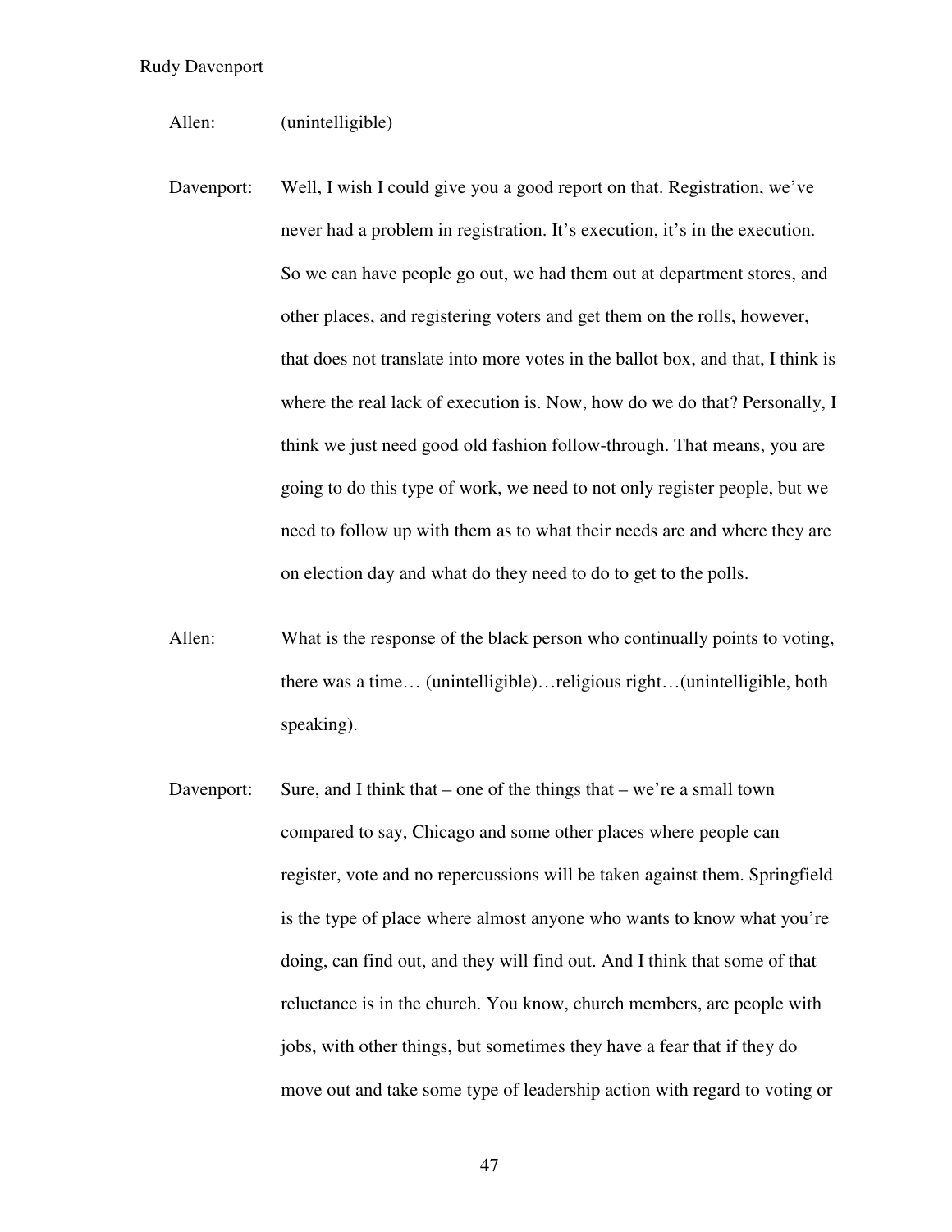Allen: (unintelligible)

Davenport: Well, I wish I could give you a good report on that. Registration, we've never had a problem in registration. It's execution, it's in the execution. So we can have people go out, we had them out at department stores, and other places, and registering voters and get them on the rolls, however, that does not translate into more votes in the ballot box, and that, I think is where the real lack of execution is. Now, how do we do that? Personally, I think we just need good old fashion follow-through. That means, you are going to do this type of work, we need to not only register people, but we need to follow up with them as to what their needs are and where they are on election day and what do they need to do to get to the polls.

Allen: What is the response of the black person who continually points to voting, there was a time… (unintelligible)…religious right…(unintelligible, both speaking).

Davenport: Sure, and I think that – one of the things that – we're a small town compared to say, Chicago and some other places where people can register, vote and no repercussions will be taken against them. Springfield is the type of place where almost anyone who wants to know what you're doing, can find out, and they will find out. And I think that some of that reluctance is in the church. You know, church members, are people with jobs, with other things, but sometimes they have a fear that if they do move out and take some type of leadership action with regard to voting or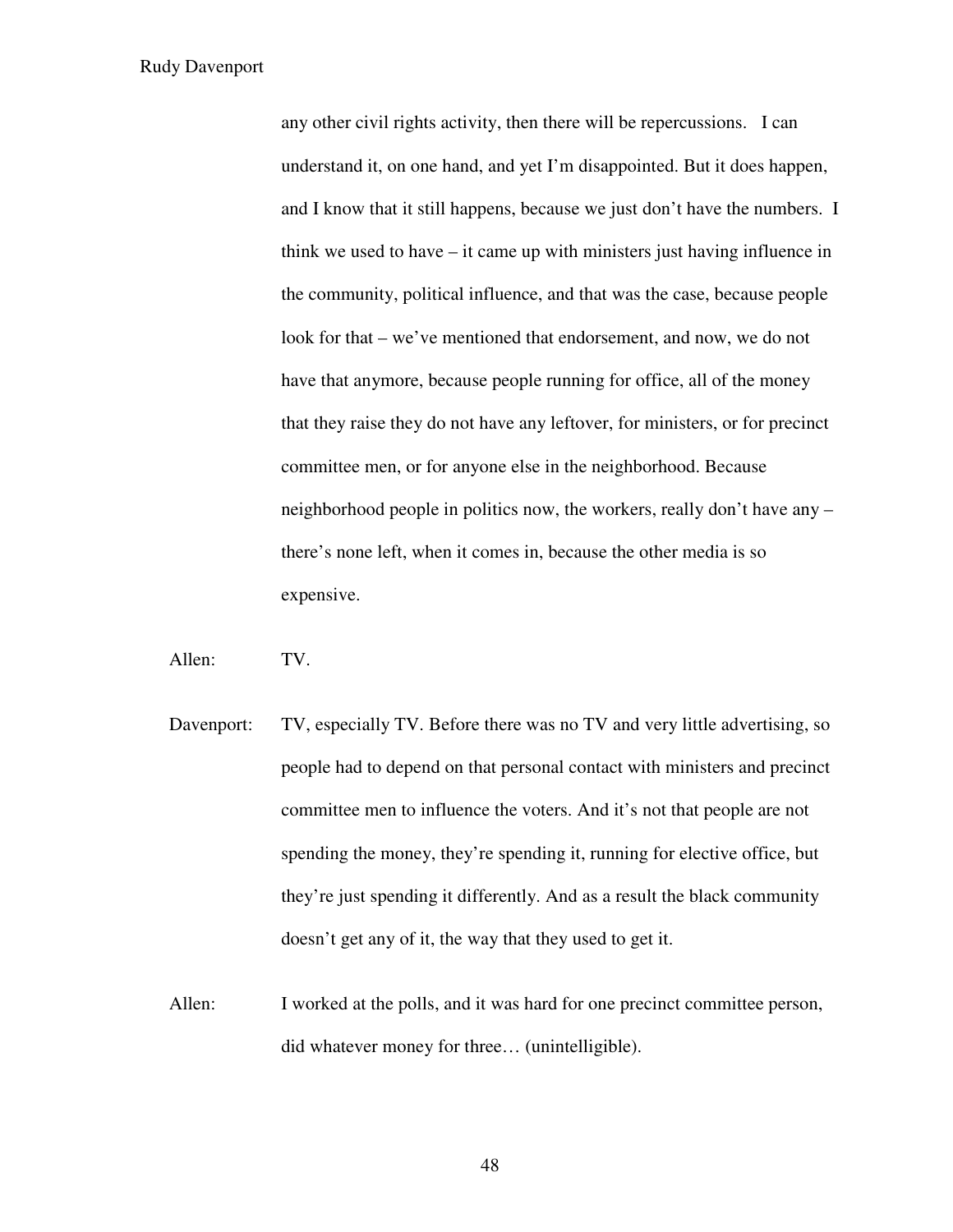any other civil rights activity, then there will be repercussions. I can understand it, on one hand, and yet I'm disappointed. But it does happen, and I know that it still happens, because we just don't have the numbers. I think we used to have – it came up with ministers just having influence in the community, political influence, and that was the case, because people look for that – we've mentioned that endorsement, and now, we do not have that anymore, because people running for office, all of the money that they raise they do not have any leftover, for ministers, or for precinct committee men, or for anyone else in the neighborhood. Because neighborhood people in politics now, the workers, really don't have any – there's none left, when it comes in, because the other media is so expensive.

Allen: TV.

Davenport: TV, especially TV. Before there was no TV and very little advertising, so people had to depend on that personal contact with ministers and precinct committee men to influence the voters. And it's not that people are not spending the money, they're spending it, running for elective office, but they're just spending it differently. And as a result the black community doesn't get any of it, the way that they used to get it.

Allen: I worked at the polls, and it was hard for one precinct committee person, did whatever money for three… (unintelligible).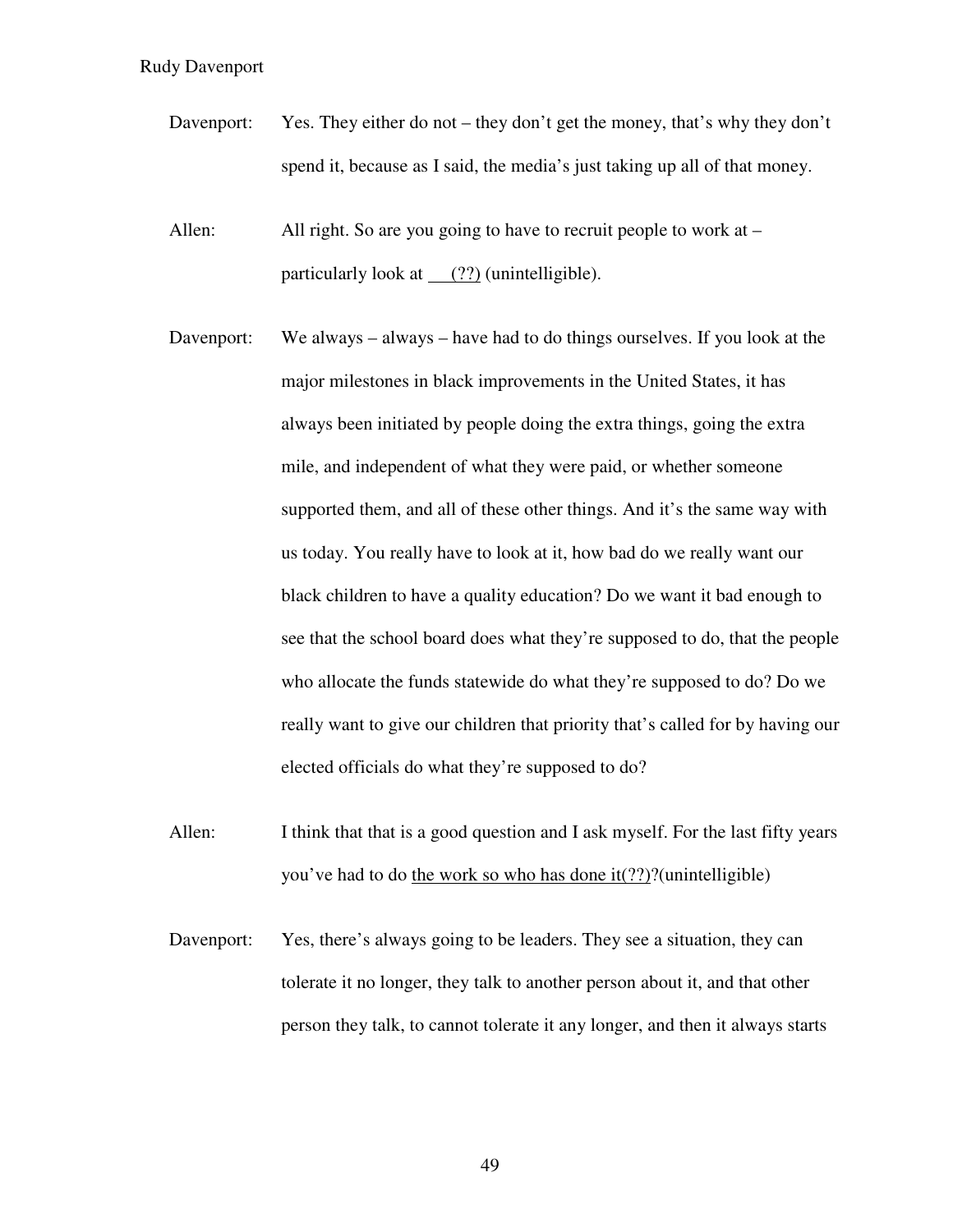Davenport: Yes. They either do not – they don't get the money, that's why they don't spend it, because as I said, the media's just taking up all of that money.

Allen: All right. So are you going to have to recruit people to work at – particularly look at ___(??) (unintelligible).

Davenport: We always – always – have had to do things ourselves. If you look at the major milestones in black improvements in the United States, it has always been initiated by people doing the extra things, going the extra mile, and independent of what they were paid, or whether someone supported them, and all of these other things. And it's the same way with us today. You really have to look at it, how bad do we really want our black children to have a quality education? Do we want it bad enough to see that the school board does what they're supposed to do, that the people who allocate the funds statewide do what they're supposed to do? Do we really want to give our children that priority that's called for by having our elected officials do what they're supposed to do?

Allen: I think that that is a good question and I ask myself. For the last fifty years you've had to do the work so who has done it(??)?(unintelligible)

Davenport: Yes, there's always going to be leaders. They see a situation, they can tolerate it no longer, they talk to another person about it, and that other person they talk, to cannot tolerate it any longer, and then it always starts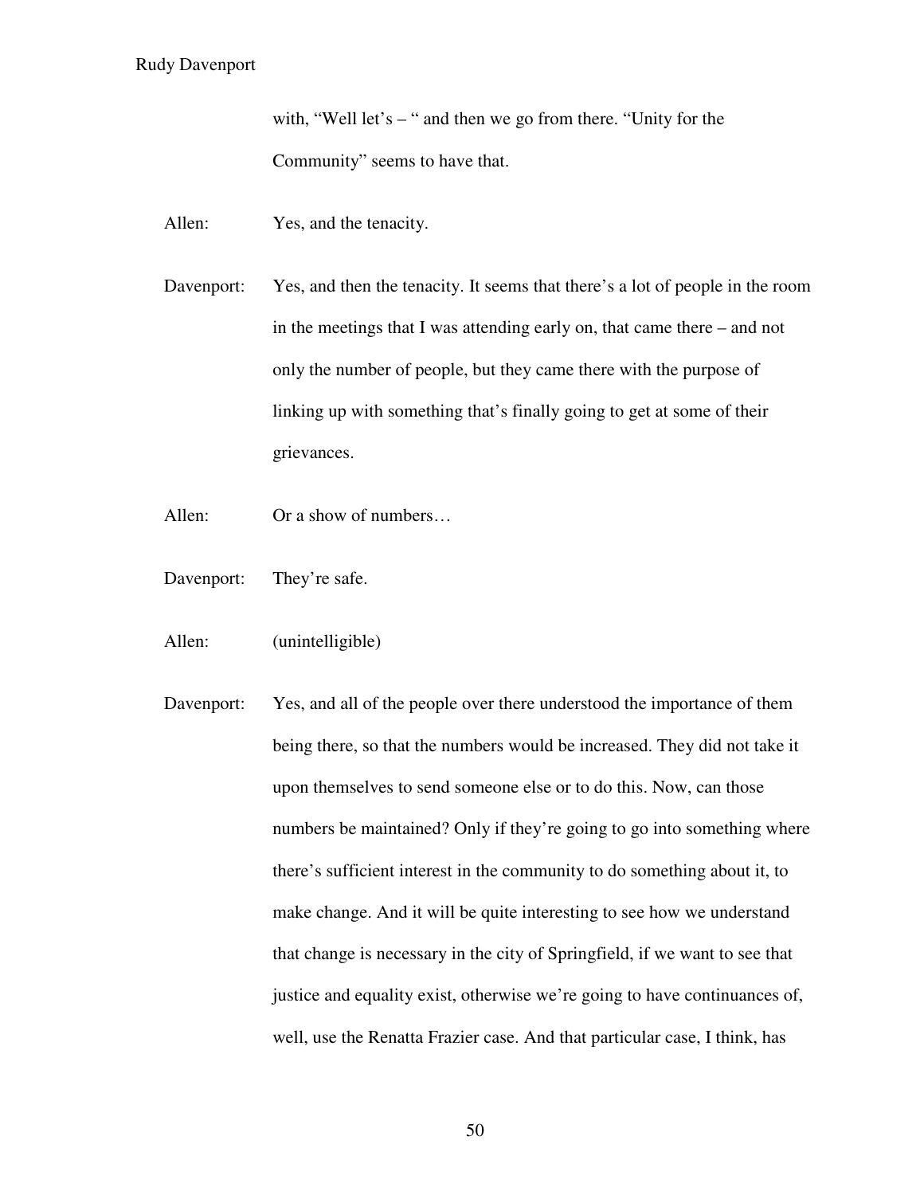with, "Well let's – " and then we go from there. "Unity for the Community" seems to have that.

Allen: Yes, and the tenacity.

Davenport: Yes, and then the tenacity. It seems that there's a lot of people in the room in the meetings that I was attending early on, that came there – and not only the number of people, but they came there with the purpose of linking up with something that's finally going to get at some of their grievances.

Allen: Or a show of numbers…

Davenport: They're safe.

Allen: (unintelligible)

Davenport: Yes, and all of the people over there understood the importance of them being there, so that the numbers would be increased. They did not take it upon themselves to send someone else or to do this. Now, can those numbers be maintained? Only if they're going to go into something where there's sufficient interest in the community to do something about it, to make change. And it will be quite interesting to see how we understand that change is necessary in the city of Springfield, if we want to see that justice and equality exist, otherwise we're going to have continuances of, well, use the Renatta Frazier case. And that particular case, I think, has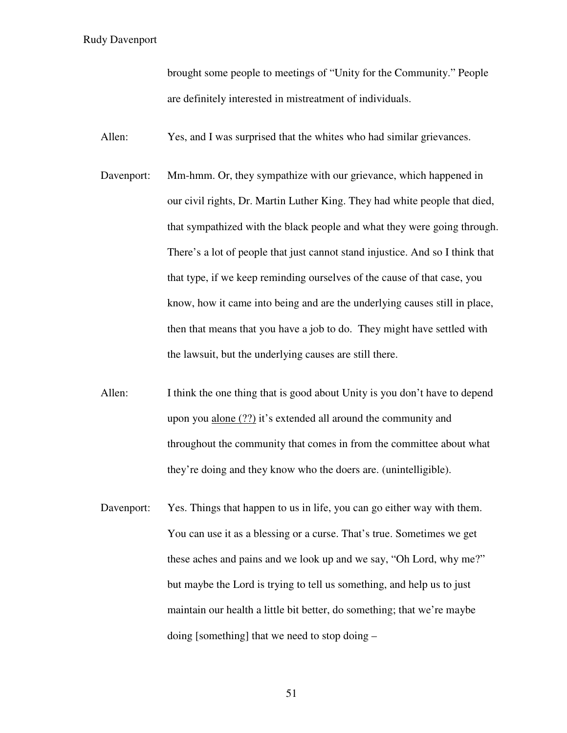brought some people to meetings of "Unity for the Community." People are definitely interested in mistreatment of individuals.

Allen: Yes, and I was surprised that the whites who had similar grievances.

Davenport: Mm-hmm. Or, they sympathize with our grievance, which happened in our civil rights, Dr. Martin Luther King. They had white people that died, that sympathized with the black people and what they were going through. There's a lot of people that just cannot stand injustice. And so I think that that type, if we keep reminding ourselves of the cause of that case, you know, how it came into being and are the underlying causes still in place, then that means that you have a job to do. They might have settled with the lawsuit, but the underlying causes are still there.

Allen: I think the one thing that is good about Unity is you don't have to depend upon you <u>alone (??)</u> it's extended all around the community and throughout the community that comes in from the committee about what they're doing and they know who the doers are. (unintelligible).

Davenport: Yes. Things that happen to us in life, you can go either way with them. You can use it as a blessing or a curse. That's true. Sometimes we get these aches and pains and we look up and we say, "Oh Lord, why me?" but maybe the Lord is trying to tell us something, and help us to just maintain our health a little bit better, do something; that we're maybe doing [something] that we need to stop doing –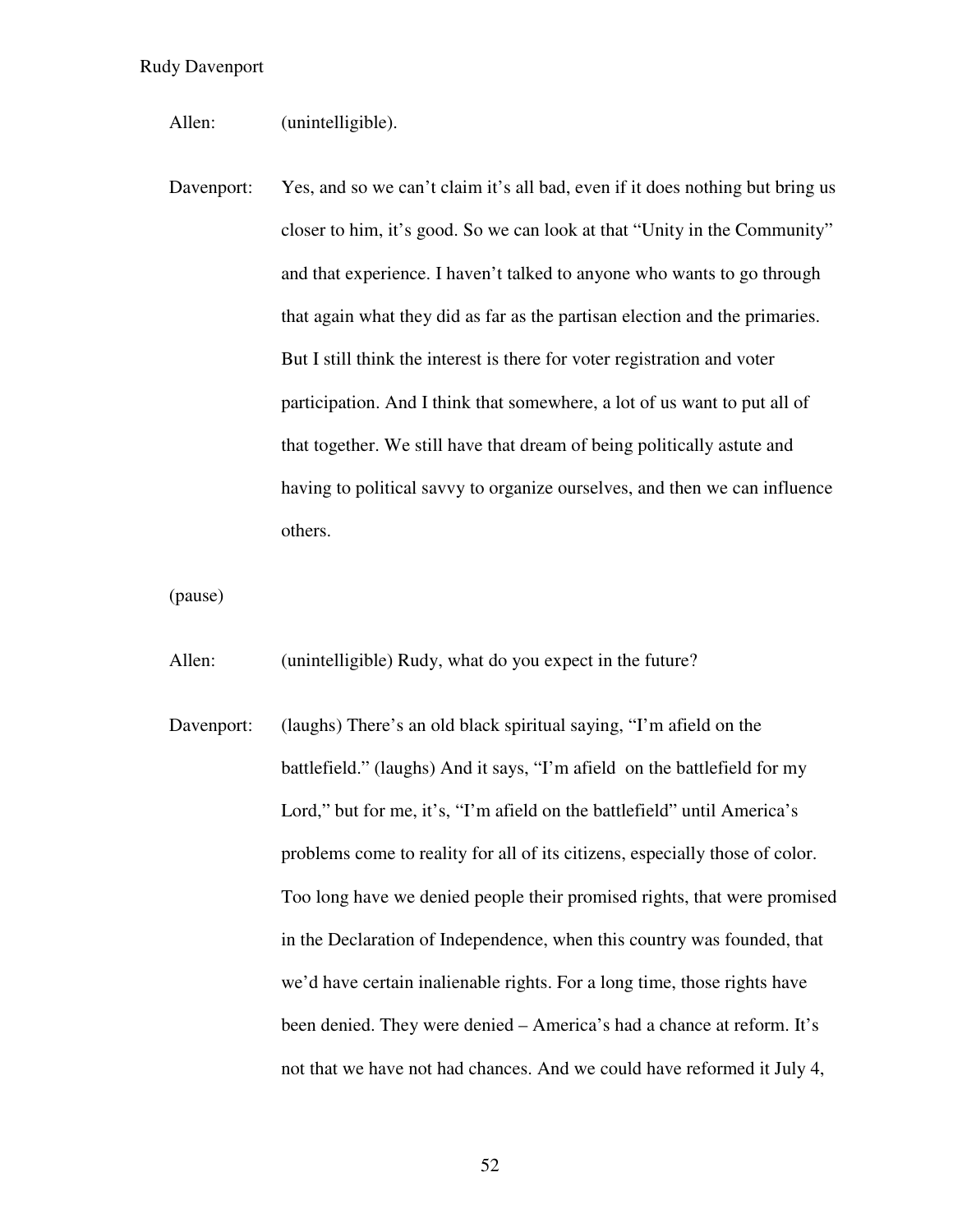Allen: (unintelligible).

Davenport: Yes, and so we can't claim it's all bad, even if it does nothing but bring us closer to him, it's good. So we can look at that "Unity in the Community" and that experience. I haven't talked to anyone who wants to go through that again what they did as far as the partisan election and the primaries. But I still think the interest is there for voter registration and voter participation. And I think that somewhere, a lot of us want to put all of that together. We still have that dream of being politically astute and having to political savvy to organize ourselves, and then we can influence others.

(pause)

Allen: (unintelligible) Rudy, what do you expect in the future?

Davenport: (laughs) There's an old black spiritual saying, "I'm afield on the battlefield." (laughs) And it says, "I'm afield on the battlefield for my Lord," but for me, it's, "I'm afield on the battlefield" until America's problems come to reality for all of its citizens, especially those of color. Too long have we denied people their promised rights, that were promised in the Declaration of Independence, when this country was founded, that we'd have certain inalienable rights. For a long time, those rights have been denied. They were denied – America's had a chance at reform. It's not that we have not had chances. And we could have reformed it July 4,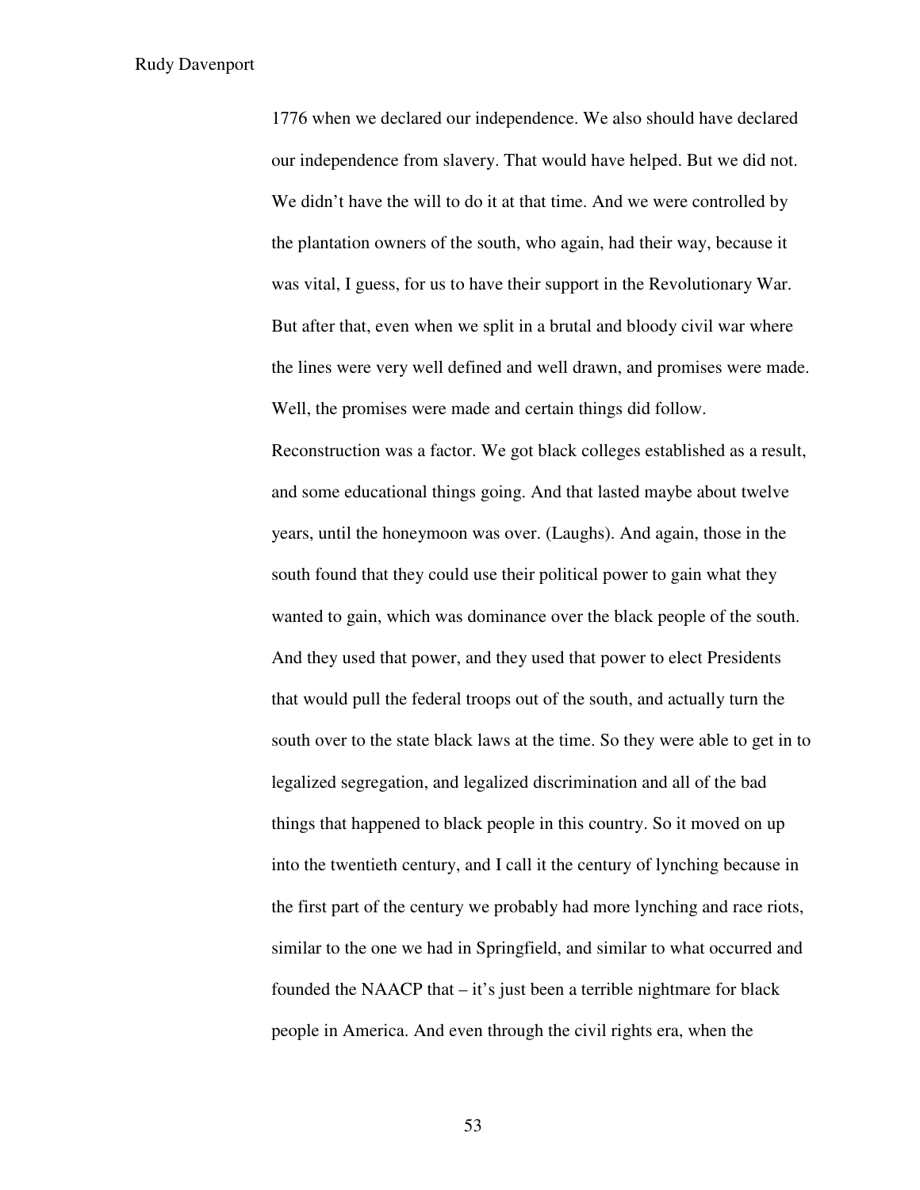1776 when we declared our independence. We also should have declared our independence from slavery. That would have helped. But we did not. We didn't have the will to do it at that time. And we were controlled by the plantation owners of the south, who again, had their way, because it was vital, I guess, for us to have their support in the Revolutionary War. But after that, even when we split in a brutal and bloody civil war where the lines were very well defined and well drawn, and promises were made. Well, the promises were made and certain things did follow. Reconstruction was a factor. We got black colleges established as a result, and some educational things going. And that lasted maybe about twelve years, until the honeymoon was over. (Laughs). And again, those in the south found that they could use their political power to gain what they wanted to gain, which was dominance over the black people of the south. And they used that power, and they used that power to elect Presidents that would pull the federal troops out of the south, and actually turn the south over to the state black laws at the time. So they were able to get in to legalized segregation, and legalized discrimination and all of the bad things that happened to black people in this country. So it moved on up into the twentieth century, and I call it the century of lynching because in the first part of the century we probably had more lynching and race riots, similar to the one we had in Springfield, and similar to what occurred and founded the NAACP that – it's just been a terrible nightmare for black people in America. And even through the civil rights era, when the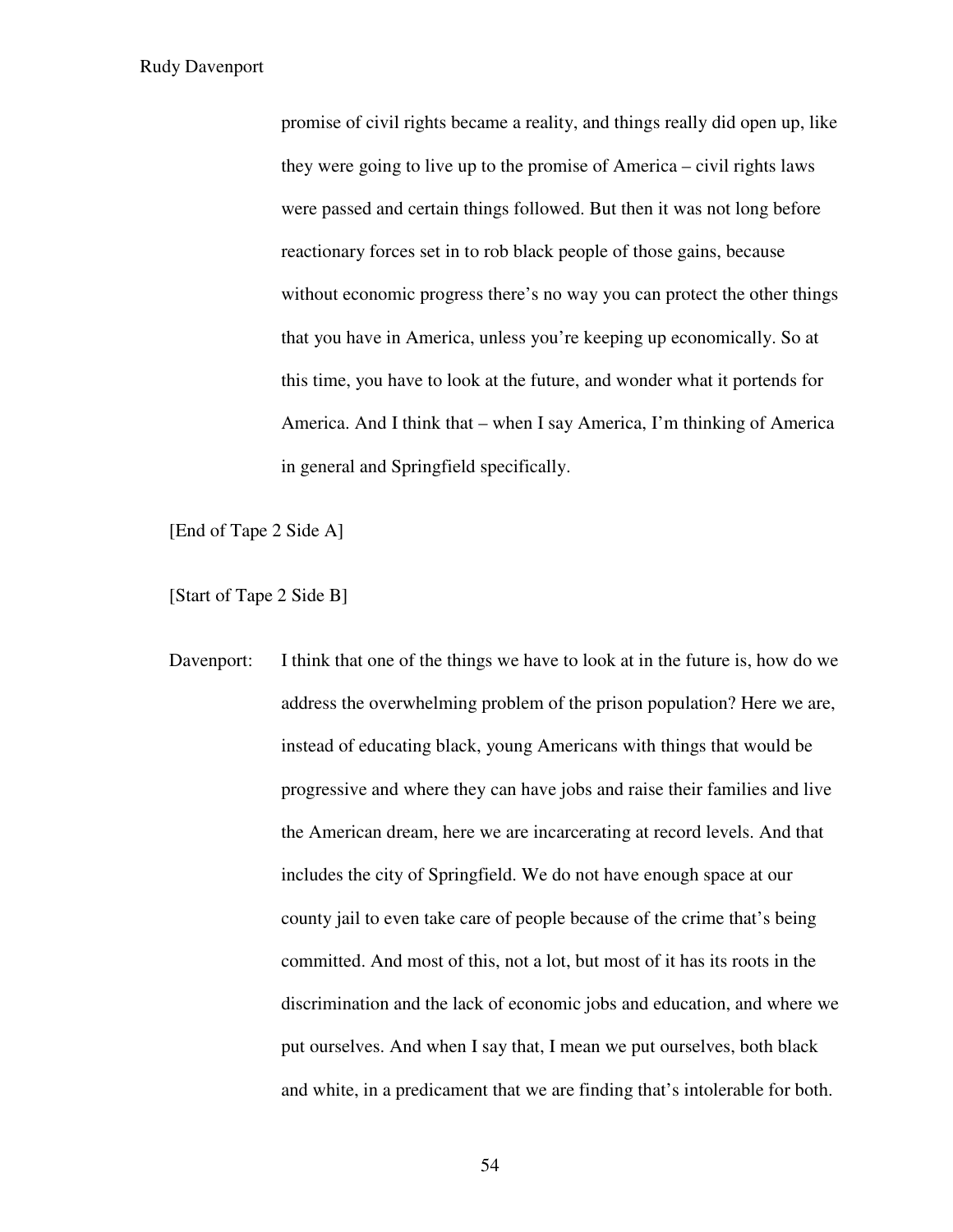promise of civil rights became a reality, and things really did open up, like they were going to live up to the promise of America – civil rights laws were passed and certain things followed. But then it was not long before reactionary forces set in to rob black people of those gains, because without economic progress there's no way you can protect the other things that you have in America, unless you're keeping up economically. So at this time, you have to look at the future, and wonder what it portends for America. And I think that – when I say America, I'm thinking of America in general and Springfield specifically.

[End of Tape 2 Side A]

[Start of Tape 2 Side B]

Davenport: I think that one of the things we have to look at in the future is, how do we address the overwhelming problem of the prison population? Here we are, instead of educating black, young Americans with things that would be progressive and where they can have jobs and raise their families and live the American dream, here we are incarcerating at record levels. And that includes the city of Springfield. We do not have enough space at our county jail to even take care of people because of the crime that's being committed. And most of this, not a lot, but most of it has its roots in the discrimination and the lack of economic jobs and education, and where we put ourselves. And when I say that, I mean we put ourselves, both black and white, in a predicament that we are finding that's intolerable for both.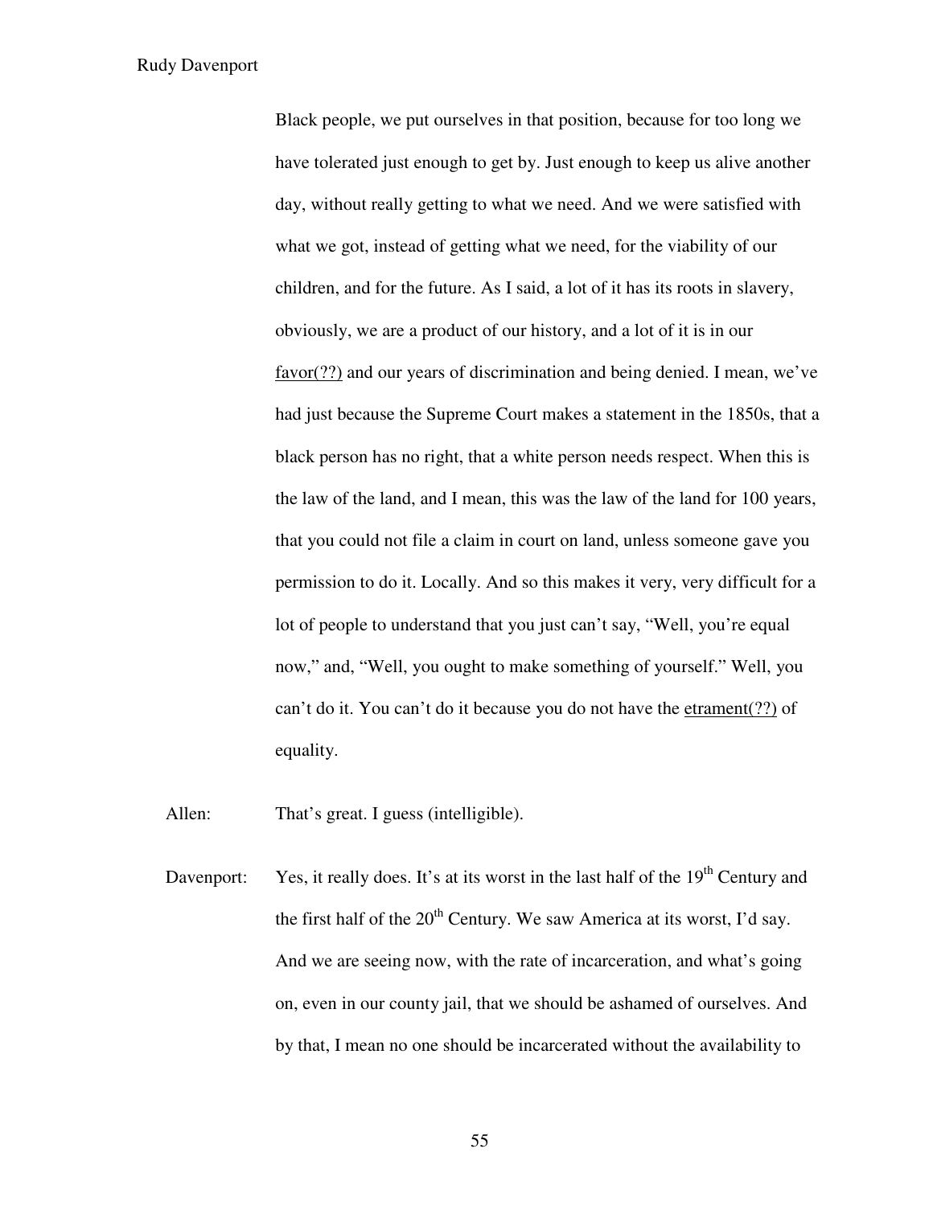Black people, we put ourselves in that position, because for too long we have tolerated just enough to get by. Just enough to keep us alive another day, without really getting to what we need. And we were satisfied with what we got, instead of getting what we need, for the viability of our children, and for the future. As I said, a lot of it has its roots in slavery, obviously, we are a product of our history, and a lot of it is in our favor(??) and our years of discrimination and being denied. I mean, we've had just because the Supreme Court makes a statement in the 1850s, that a black person has no right, that a white person needs respect. When this is the law of the land, and I mean, this was the law of the land for 100 years, that you could not file a claim in court on land, unless someone gave you permission to do it. Locally. And so this makes it very, very difficult for a lot of people to understand that you just can't say, "Well, you're equal now," and, "Well, you ought to make something of yourself." Well, you can't do it. You can't do it because you do not have the etrament(??) of equality.

Allen: That's great. I guess (intelligible).

Davenport: Yes, it really does. It's at its worst in the last half of the 19th Century and the first half of the 20th Century. We saw America at its worst, I'd say. And we are seeing now, with the rate of incarceration, and what's going on, even in our county jail, that we should be ashamed of ourselves. And by that, I mean no one should be incarcerated without the availability to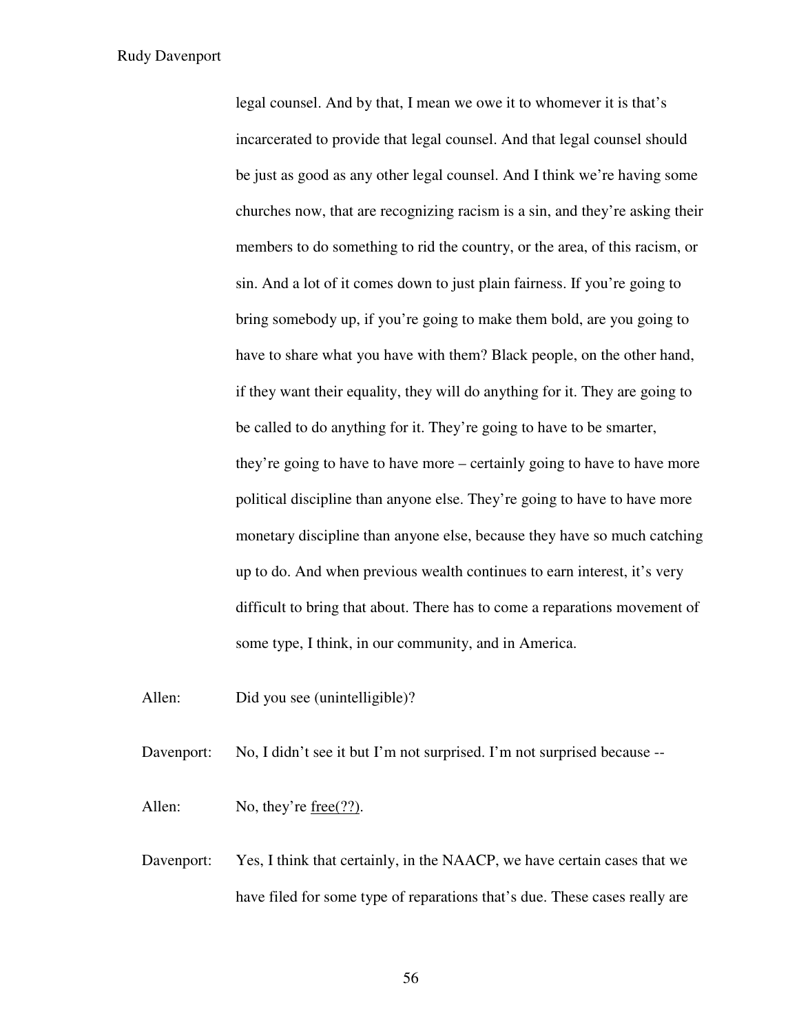legal counsel. And by that, I mean we owe it to whomever it is that's incarcerated to provide that legal counsel. And that legal counsel should be just as good as any other legal counsel. And I think we're having some churches now, that are recognizing racism is a sin, and they're asking their members to do something to rid the country, or the area, of this racism, or sin. And a lot of it comes down to just plain fairness. If you're going to bring somebody up, if you're going to make them bold, are you going to have to share what you have with them? Black people, on the other hand, if they want their equality, they will do anything for it. They are going to be called to do anything for it. They're going to have to be smarter, they're going to have to have more – certainly going to have to have more political discipline than anyone else. They're going to have to have more monetary discipline than anyone else, because they have so much catching up to do. And when previous wealth continues to earn interest, it's very difficult to bring that about. There has to come a reparations movement of some type, I think, in our community, and in America.

Allen: Did you see (unintelligible)?

Davenport: No, I didn't see it but I'm not surprised. I'm not surprised because --

Allen: No, they're <u>free(??)</u>.

Davenport: Yes, I think that certainly, in the NAACP, we have certain cases that we have filed for some type of reparations that's due. These cases really are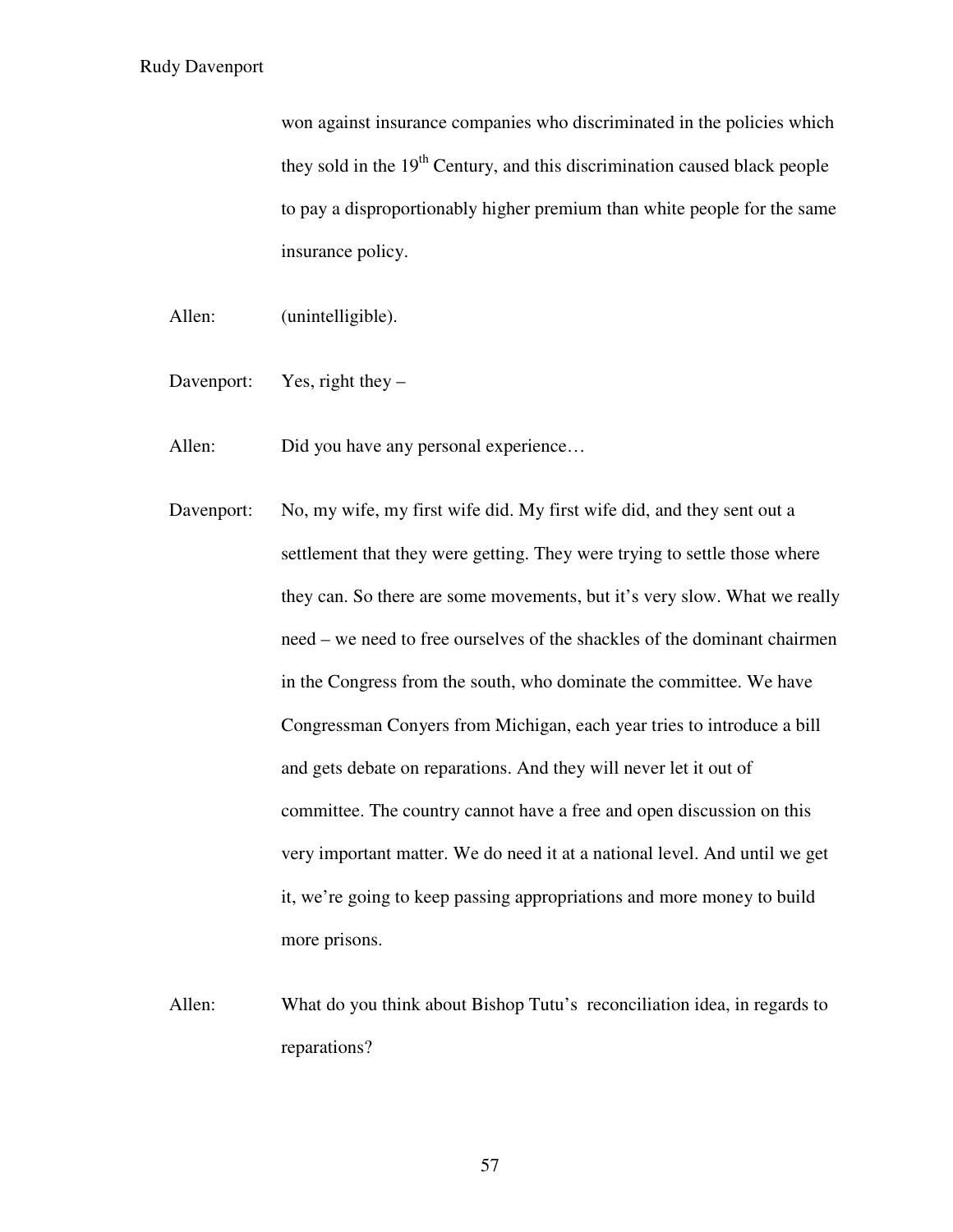won against insurance companies who discriminated in the policies which they sold in the 19th Century, and this discrimination caused black people to pay a disproportionably higher premium than white people for the same insurance policy.

Allen: (unintelligible).

Davenport: Yes, right they –

Allen: Did you have any personal experience…

Davenport: No, my wife, my first wife did. My first wife did, and they sent out a settlement that they were getting. They were trying to settle those where they can. So there are some movements, but it's very slow. What we really need – we need to free ourselves of the shackles of the dominant chairmen in the Congress from the south, who dominate the committee. We have Congressman Conyers from Michigan, each year tries to introduce a bill and gets debate on reparations. And they will never let it out of committee. The country cannot have a free and open discussion on this very important matter. We do need it at a national level. And until we get it, we're going to keep passing appropriations and more money to build more prisons.

Allen: What do you think about Bishop Tutu's reconciliation idea, in regards to reparations?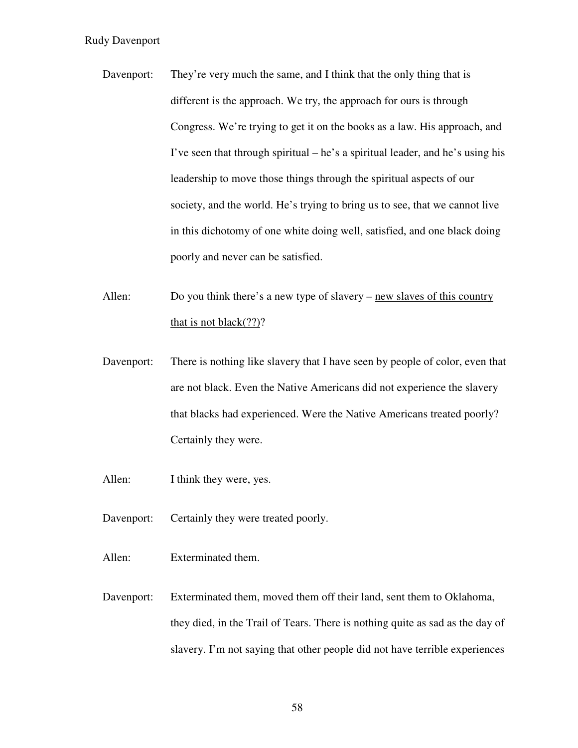Davenport: They're very much the same, and I think that the only thing that is different is the approach. We try, the approach for ours is through Congress. We're trying to get it on the books as a law. His approach, and I've seen that through spiritual – he's a spiritual leader, and he's using his leadership to move those things through the spiritual aspects of our society, and the world. He's trying to bring us to see, that we cannot live in this dichotomy of one white doing well, satisfied, and one black doing poorly and never can be satisfied.

Allen: Do you think there's a new type of slavery – <u>new slaves of this country that is not black(??)</u>?

Davenport: There is nothing like slavery that I have seen by people of color, even that are not black. Even the Native Americans did not experience the slavery that blacks had experienced. Were the Native Americans treated poorly? Certainly they were.

Allen: I think they were, yes.

Davenport: Certainly they were treated poorly.

Allen: Exterminated them.

Davenport: Exterminated them, moved them off their land, sent them to Oklahoma, they died, in the Trail of Tears. There is nothing quite as sad as the day of slavery. I'm not saying that other people did not have terrible experiences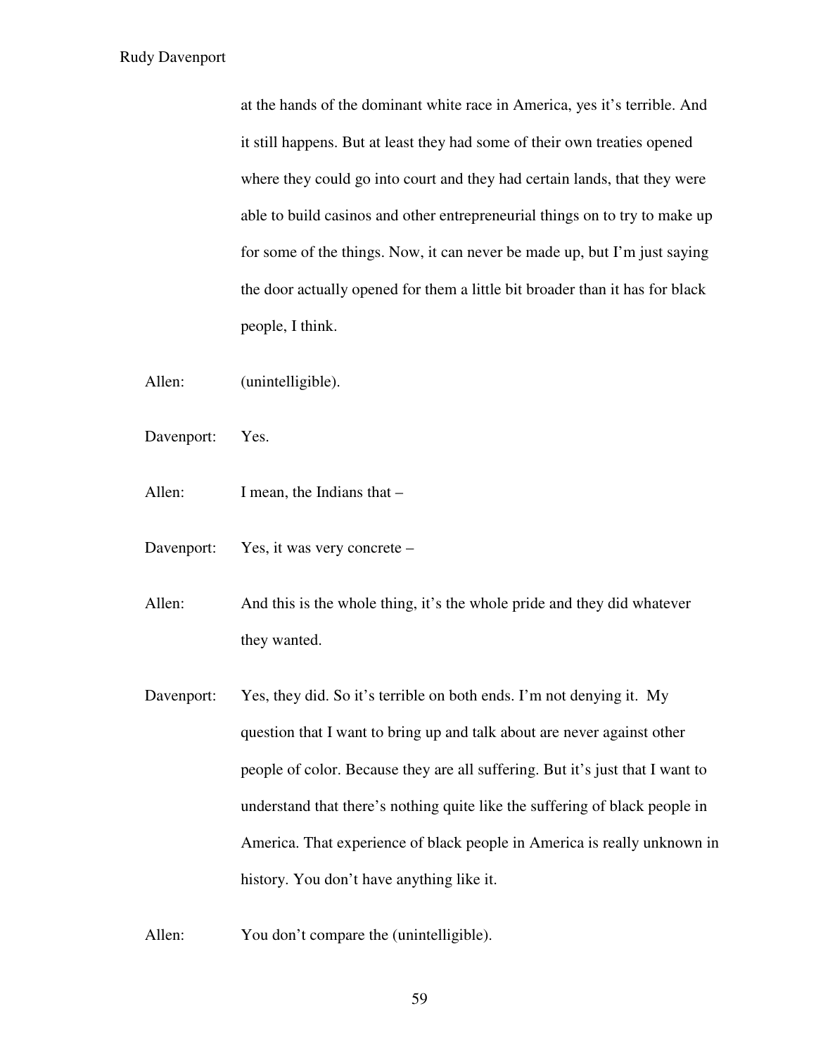at the hands of the dominant white race in America, yes it's terrible. And it still happens. But at least they had some of their own treaties opened where they could go into court and they had certain lands, that they were able to build casinos and other entrepreneurial things on to try to make up for some of the things. Now, it can never be made up, but I'm just saying the door actually opened for them a little bit broader than it has for black people, I think.

Allen: (unintelligible).

Davenport: Yes.

Allen: I mean, the Indians that –

Davenport: Yes, it was very concrete –

Allen: And this is the whole thing, it's the whole pride and they did whatever they wanted.

Davenport: Yes, they did. So it's terrible on both ends. I'm not denying it. My question that I want to bring up and talk about are never against other people of color. Because they are all suffering. But it's just that I want to understand that there's nothing quite like the suffering of black people in America. That experience of black people in America is really unknown in history. You don't have anything like it.

Allen: You don't compare the (unintelligible).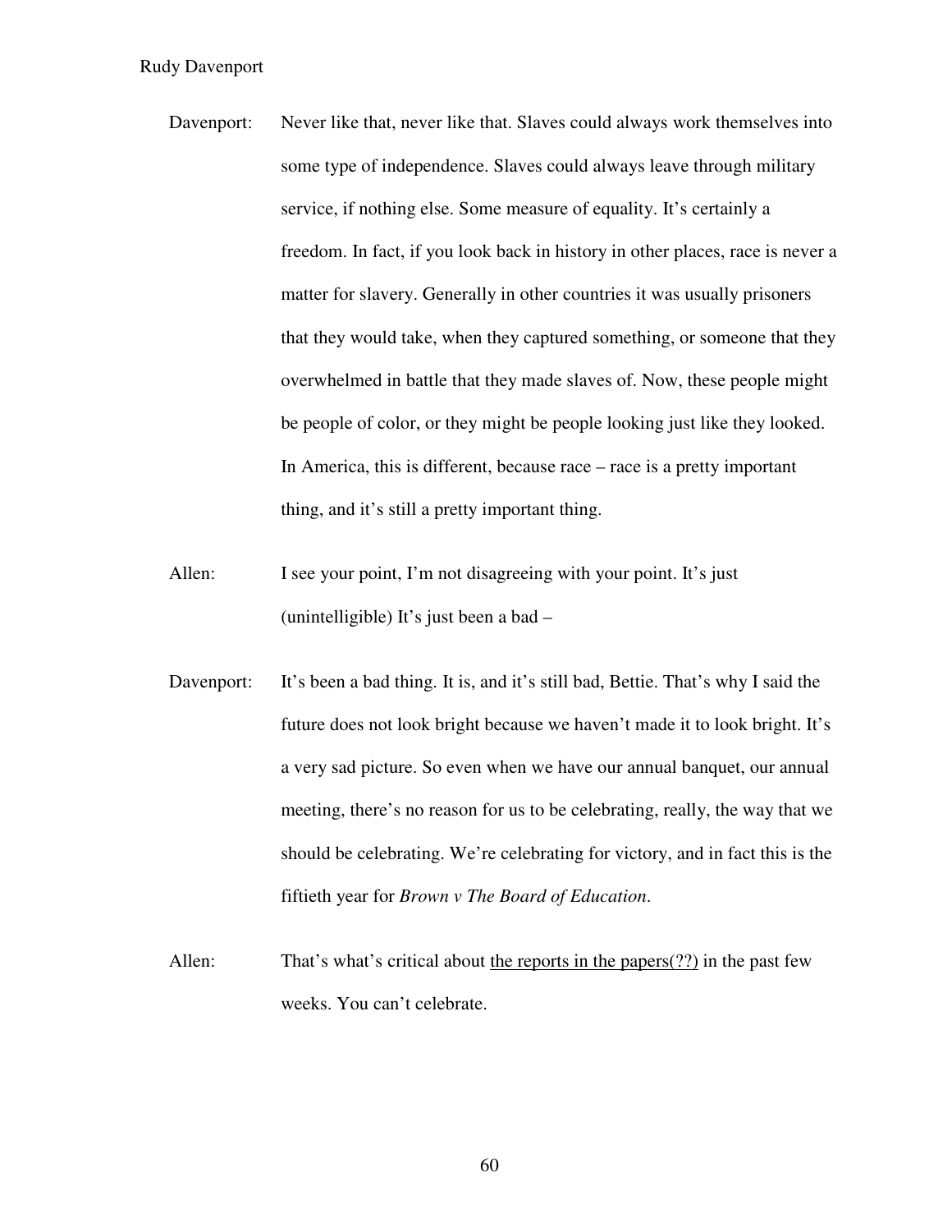Davenport: Never like that, never like that. Slaves could always work themselves into some type of independence. Slaves could always leave through military service, if nothing else. Some measure of equality. It's certainly a freedom. In fact, if you look back in history in other places, race is never a matter for slavery. Generally in other countries it was usually prisoners that they would take, when they captured something, or someone that they overwhelmed in battle that they made slaves of. Now, these people might be people of color, or they might be people looking just like they looked. In America, this is different, because race – race is a pretty important thing, and it's still a pretty important thing.

Allen: I see your point, I'm not disagreeing with your point. It's just (unintelligible) It's just been a bad –

Davenport: It's been a bad thing. It is, and it's still bad, Bettie. That's why I said the future does not look bright because we haven't made it to look bright. It's a very sad picture. So even when we have our annual banquet, our annual meeting, there's no reason for us to be celebrating, really, the way that we should be celebrating. We're celebrating for victory, and in fact this is the fiftieth year for *Brown v The Board of Education*.

Allen: That's what's critical about <u>the reports in the papers(??)</u> in the past few weeks. You can't celebrate.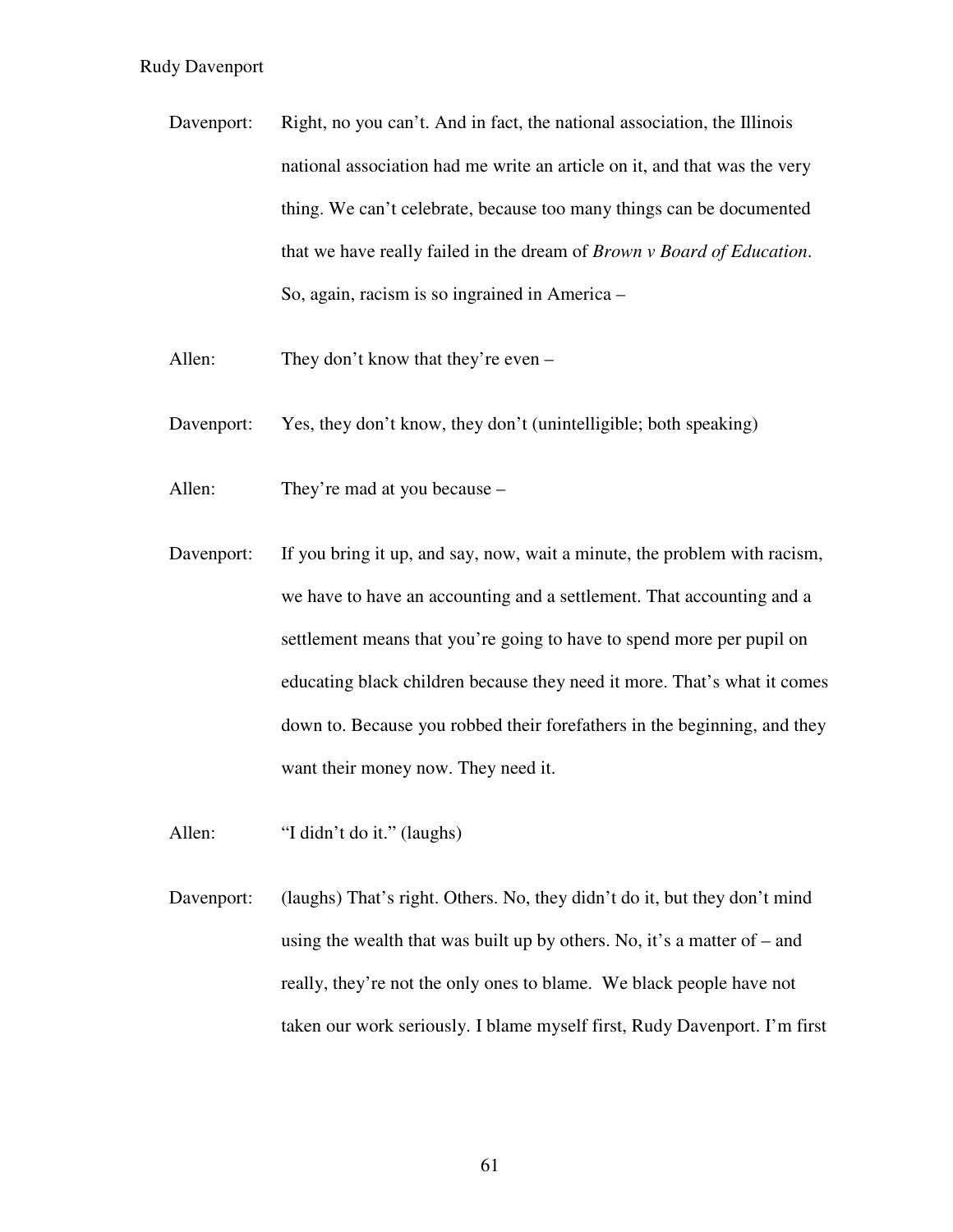Davenport: Right, no you can't. And in fact, the national association, the Illinois national association had me write an article on it, and that was the very thing. We can't celebrate, because too many things can be documented that we have really failed in the dream of *Brown v Board of Education*. So, again, racism is so ingrained in America –

Allen: They don't know that they're even –

Davenport: Yes, they don't know, they don't (unintelligible; both speaking)

Allen: They're mad at you because –

Davenport: If you bring it up, and say, now, wait a minute, the problem with racism, we have to have an accounting and a settlement. That accounting and a settlement means that you're going to have to spend more per pupil on educating black children because they need it more. That's what it comes down to. Because you robbed their forefathers in the beginning, and they want their money now. They need it.

Allen: "I didn't do it." (laughs)

Davenport: (laughs) That's right. Others. No, they didn't do it, but they don't mind using the wealth that was built up by others. No, it's a matter of – and really, they're not the only ones to blame. We black people have not taken our work seriously. I blame myself first, Rudy Davenport. I'm first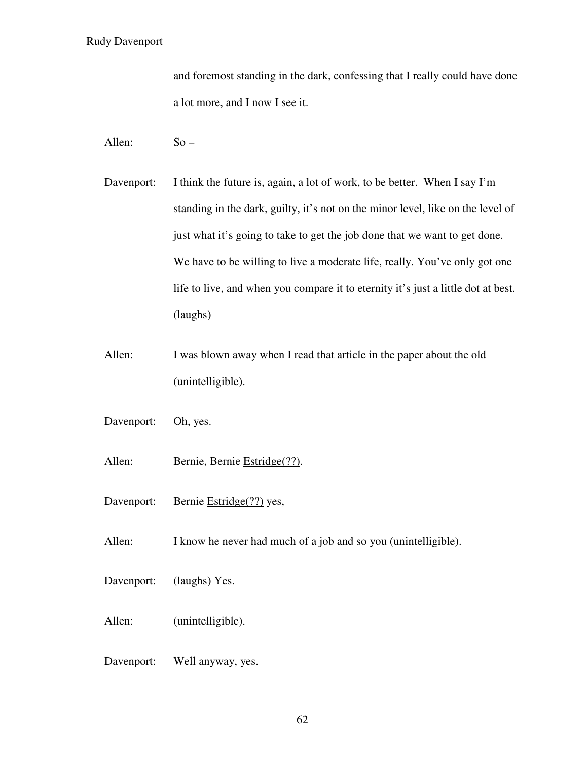and foremost standing in the dark, confessing that I really could have done a lot more, and I now I see it.

Allen: So –

Davenport: I think the future is, again, a lot of work, to be better. When I say I'm standing in the dark, guilty, it's not on the minor level, like on the level of just what it's going to take to get the job done that we want to get done. We have to be willing to live a moderate life, really. You've only got one life to live, and when you compare it to eternity it's just a little dot at best. (laughs)

Allen: I was blown away when I read that article in the paper about the old (unintelligible).

Davenport: Oh, yes.

Allen: Bernie, Bernie <u>Estridge(??)</u>.

Davenport: Bernie <u>Estridge(??)</u> yes,

Allen: I know he never had much of a job and so you (unintelligible).

Davenport: (laughs) Yes.

Allen: (unintelligible).

Davenport: Well anyway, yes.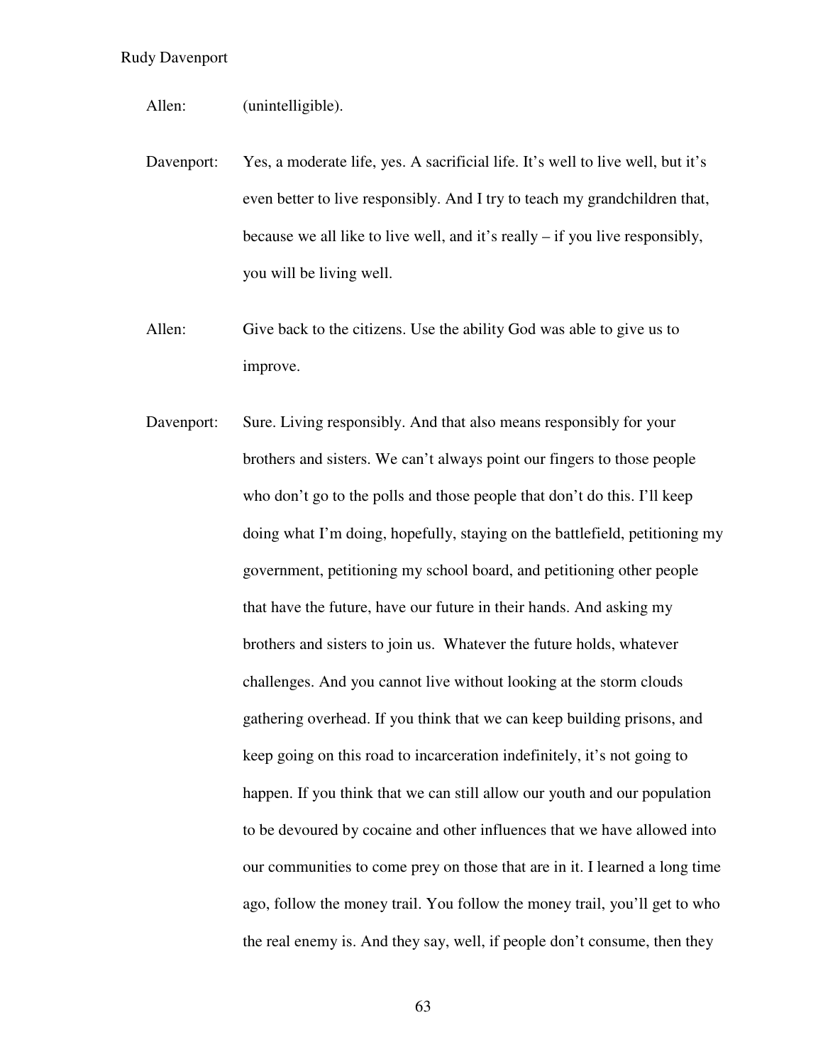Allen: (unintelligible).

Davenport: Yes, a moderate life, yes. A sacrificial life. It's well to live well, but it's even better to live responsibly. And I try to teach my grandchildren that, because we all like to live well, and it's really – if you live responsibly, you will be living well.

Allen: Give back to the citizens. Use the ability God was able to give us to improve.

Davenport: Sure. Living responsibly. And that also means responsibly for your brothers and sisters. We can't always point our fingers to those people who don't go to the polls and those people that don't do this. I'll keep doing what I'm doing, hopefully, staying on the battlefield, petitioning my government, petitioning my school board, and petitioning other people that have the future, have our future in their hands. And asking my brothers and sisters to join us. Whatever the future holds, whatever challenges. And you cannot live without looking at the storm clouds gathering overhead. If you think that we can keep building prisons, and keep going on this road to incarceration indefinitely, it's not going to happen. If you think that we can still allow our youth and our population to be devoured by cocaine and other influences that we have allowed into our communities to come prey on those that are in it. I learned a long time ago, follow the money trail. You follow the money trail, you'll get to who the real enemy is. And they say, well, if people don't consume, then they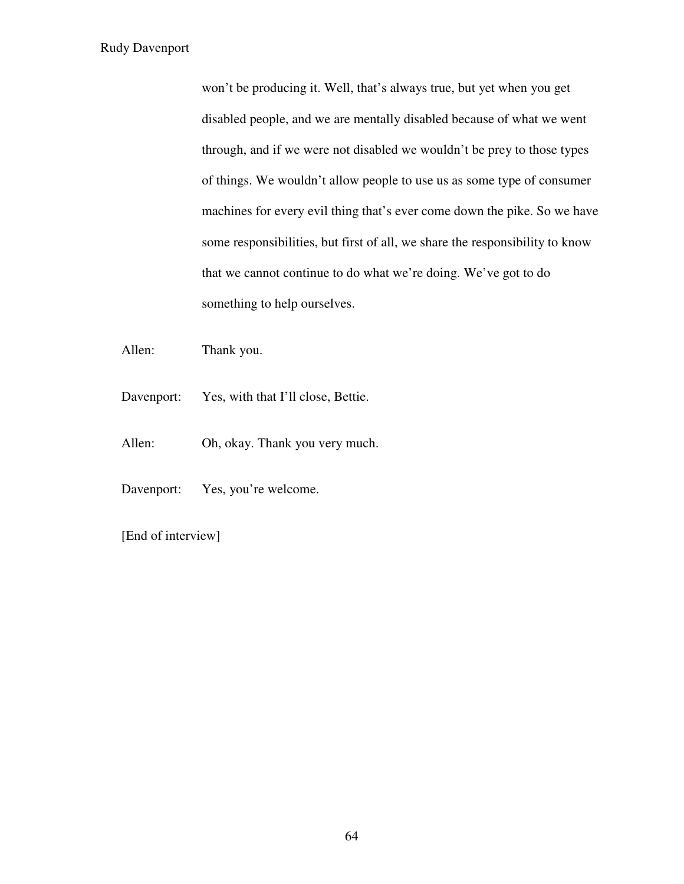won't be producing it. Well, that's always true, but yet when you get disabled people, and we are mentally disabled because of what we went through, and if we were not disabled we wouldn't be prey to those types of things. We wouldn't allow people to use us as some type of consumer machines for every evil thing that's ever come down the pike. So we have some responsibilities, but first of all, we share the responsibility to know that we cannot continue to do what we're doing. We've got to do something to help ourselves.

Allen: Thank you.

Davenport: Yes, with that I'll close, Bettie.

Allen: Oh, okay. Thank you very much.

Davenport: Yes, you're welcome.

[End of interview]